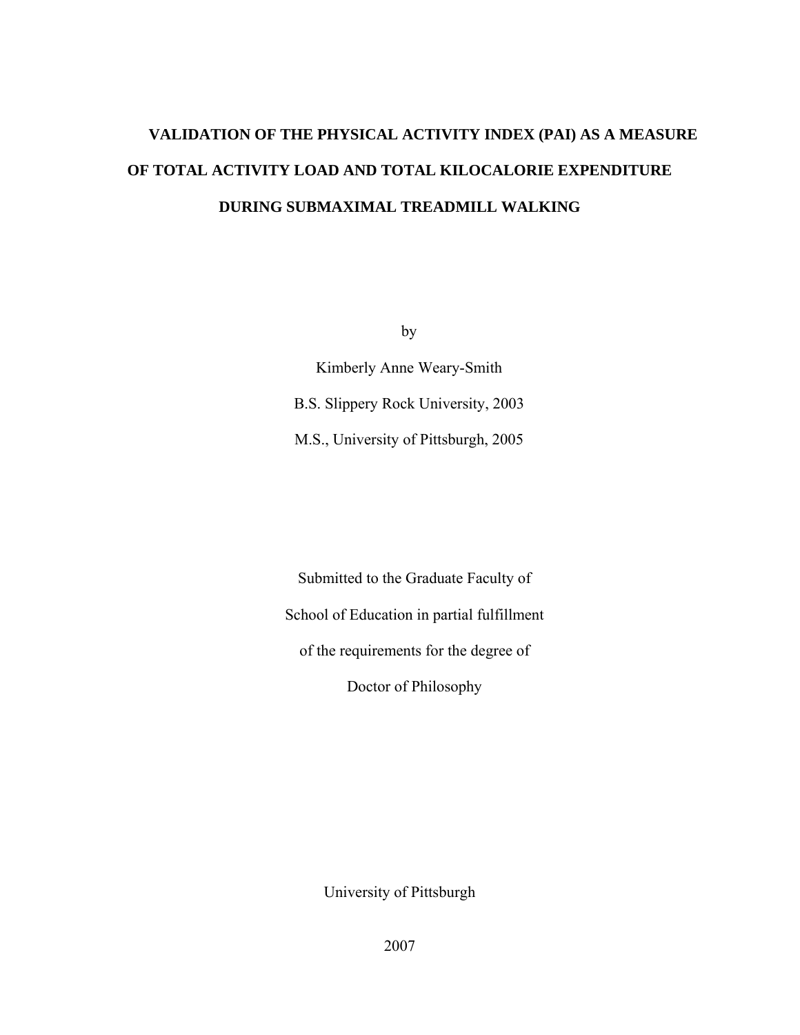# VALIDATION OF THE PHYSICAL ACTIVITY INDEX (PAI) AS A MEASURE OF TOTAL ACTIVITY LOAD AND TOTAL KILOCALORIE EXPENDITURE DURING SUBMAXIMAL TREADMILL WALKING

by

Kimberly Anne Weary-Smith

B.S. Slippery Rock University, 2003

M.S., University of Pittsburgh, 2005

Submitted to the Graduate Faculty of

School of Education in partial fulfillment

of the requirements for the degree of

Doctor of Philosophy

University of Pittsburgh

2007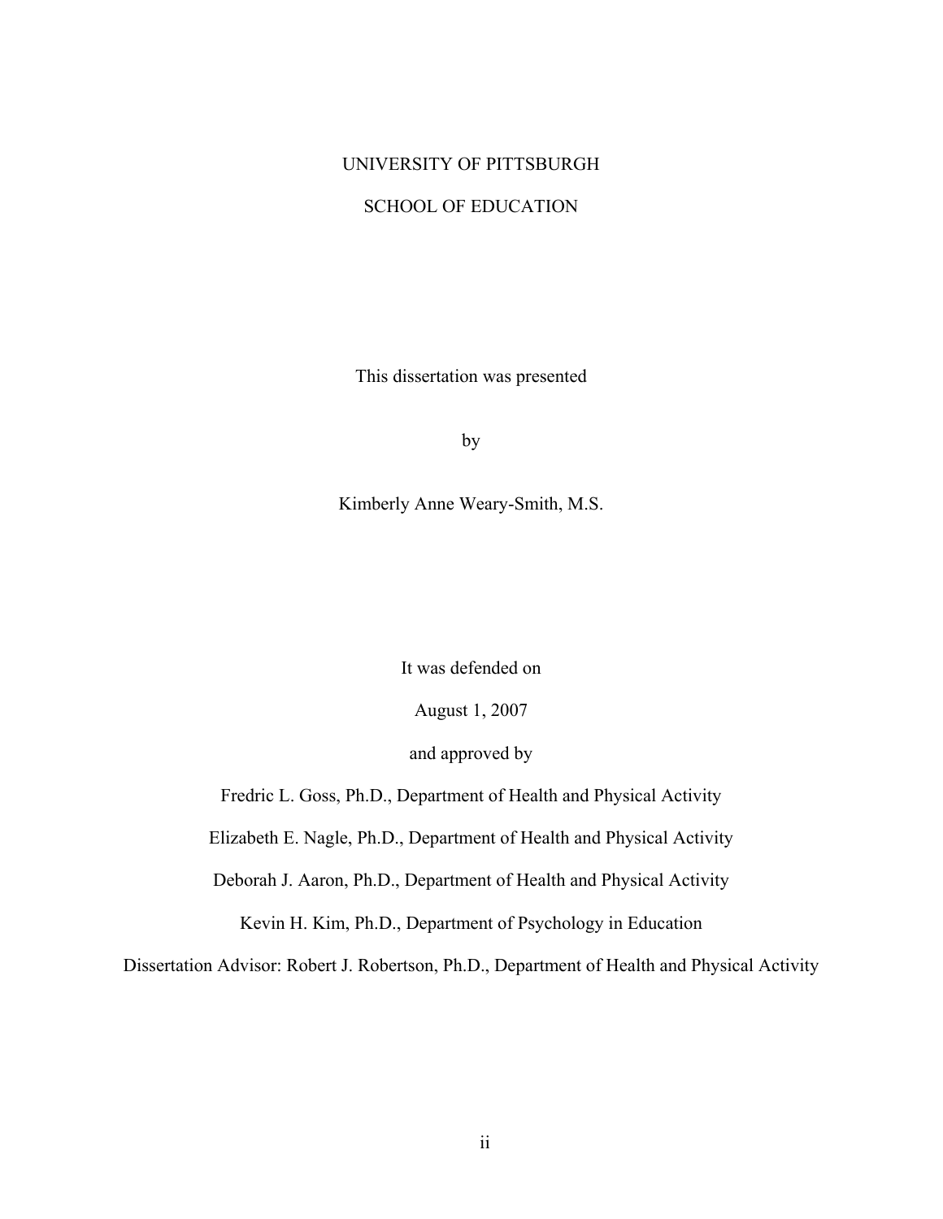UNIVERSITY OF PITTSBURGH

SCHOOL OF EDUCATION

This dissertation was presented

by

Kimberly Anne Weary-Smith, M.S.

It was defended on

August 1, 2007

and approved by

Fredric L. Goss, Ph.D., Department of Health and Physical Activity

Elizabeth E. Nagle, Ph.D., Department of Health and Physical Activity

Deborah J. Aaron, Ph.D., Department of Health and Physical Activity

Kevin H. Kim, Ph.D., Department of Psychology in Education

Dissertation Advisor: Robert J. Robertson, Ph.D., Department of Health and Physical Activity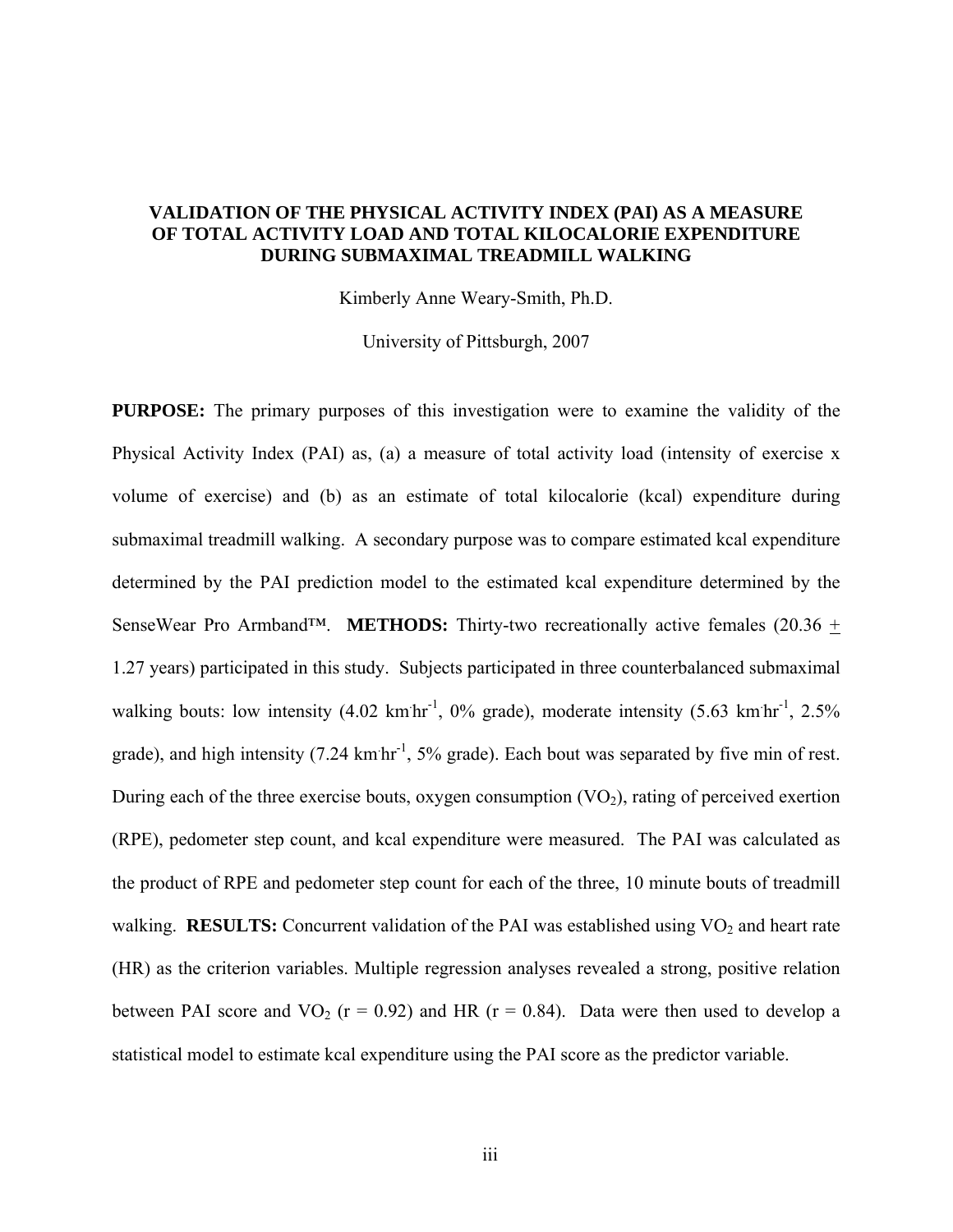**VALIDATION OF THE PHYSICAL ACTIVITY INDEX (PAI) AS A MEASURE OF TOTAL ACTIVITY LOAD AND TOTAL KILOCALORIE EXPENDITURE DURING SUBMAXIMAL TREADMILL WALKING**

Kimberly Anne Weary-Smith, Ph.D.

University of Pittsburgh, 2007

**PURPOSE:** The primary purposes of this investigation were to examine the validity of the Physical Activity Index (PAI) as, (a) a measure of total activity load (intensity of exercise x volume of exercise) and (b) as an estimate of total kilocalorie (kcal) expenditure during submaximal treadmill walking. A secondary purpose was to compare estimated kcal expenditure determined by the PAI prediction model to the estimated kcal expenditure determined by the SenseWear Pro Armband™. **METHODS:** Thirty-two recreationally active females (20.36 $\pm$ 1.27 years) participated in this study. Subjects participated in three counterbalanced submaximal walking bouts: low intensity (4.02 $km \cdot hr^{-1}$, 0% grade), moderate intensity (5.63 $km \cdot hr^{-1}$, 2.5% grade), and high intensity (7.24 $km \cdot hr^{-1}$, 5% grade). Each bout was separated by five min of rest. During each of the three exercise bouts, oxygen consumption ($VO_2$), rating of perceived exertion (RPE), pedometer step count, and kcal expenditure were measured. The PAI was calculated as the product of RPE and pedometer step count for each of the three, 10 minute bouts of treadmill walking. **RESULTS:** Concurrent validation of the PAI was established using $VO_2$ and heart rate (HR) as the criterion variables. Multiple regression analyses revealed a strong, positive relation between PAI score and $VO_2$ ($r = 0.92$) and HR ($r = 0.84$). Data were then used to develop a statistical model to estimate kcal expenditure using the PAI score as the predictor variable.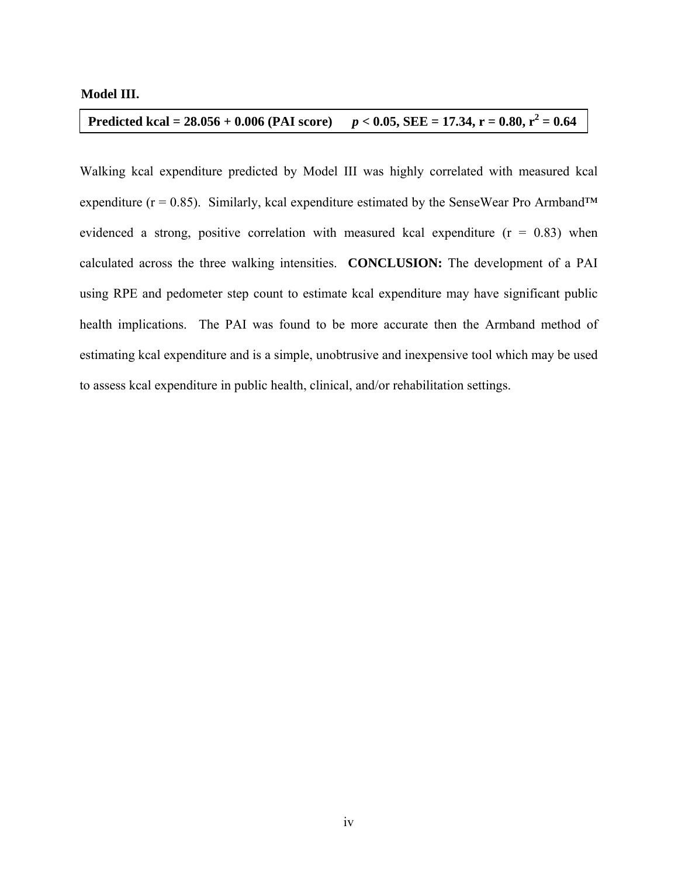**Model III.**

| **Predicted kcal = 28.056 + 0.006 (PAI score)** $p < 0.05$**, SEE = 17.34, r = 0.80,** $r^2 = 0.64$ |
|---|

Walking kcal expenditure predicted by Model III was highly correlated with measured kcal expenditure (r = 0.85). Similarly, kcal expenditure estimated by the SenseWear Pro Armband™ evidenced a strong, positive correlation with measured kcal expenditure (r = 0.83) when calculated across the three walking intensities. **CONCLUSION:** The development of a PAI using RPE and pedometer step count to estimate kcal expenditure may have significant public health implications. The PAI was found to be more accurate then the Armband method of estimating kcal expenditure and is a simple, unobtrusive and inexpensive tool which may be used to assess kcal expenditure in public health, clinical, and/or rehabilitation settings.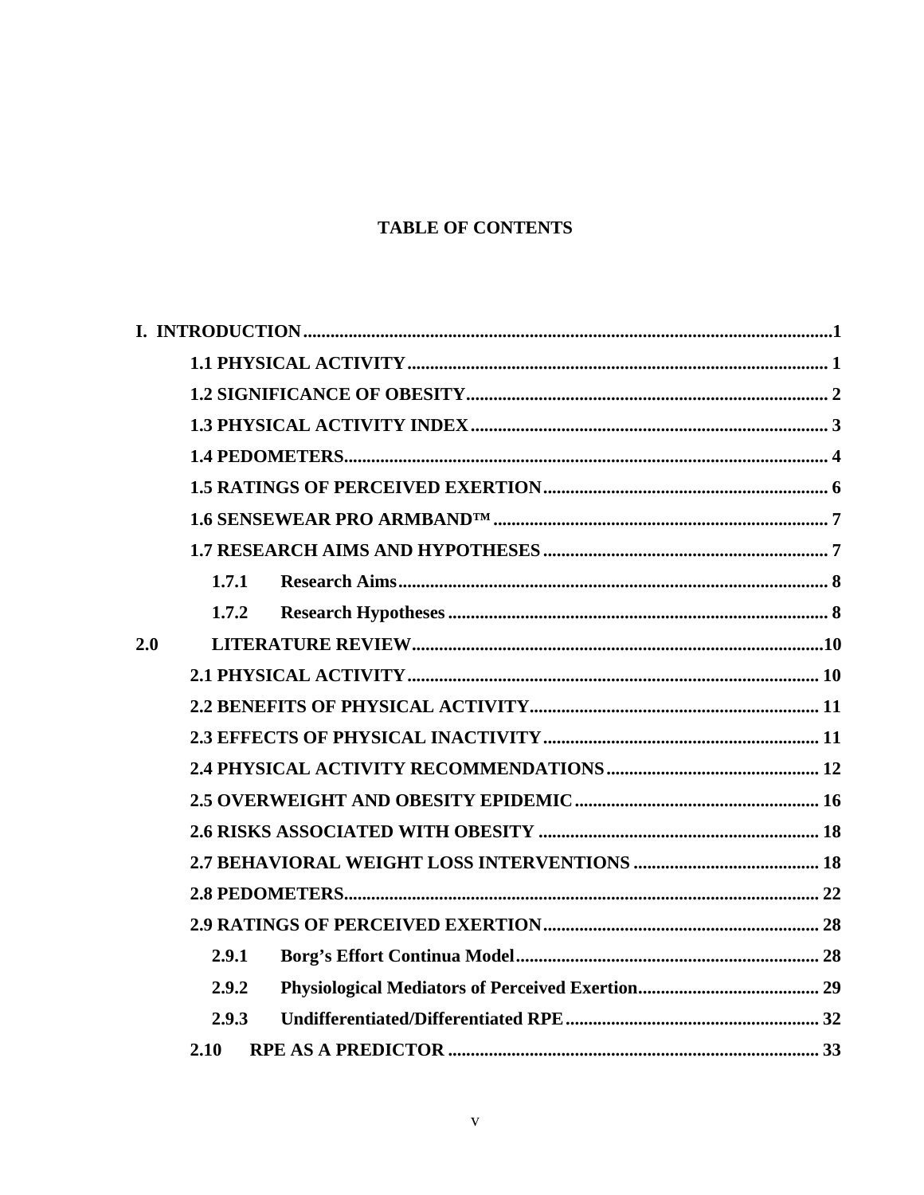**TABLE OF CONTENTS**

**I. INTRODUCTION** ........................................ 1

- **1.1 PHYSICAL ACTIVITY** ........................................ 1
- **1.2 SIGNIFICANCE OF OBESITY** ........................................ 2
- **1.3 PHYSICAL ACTIVITY INDEX** ........................................ 3
- **1.4 PEDOMETERS** ........................................ 4
- **1.5 RATINGS OF PERCEIVED EXERTION** ........................................ 6
- **1.6 SENSEWEAR PRO ARMBAND™** ........................................ 7
- **1.7 RESEARCH AIMS AND HYPOTHESES** ........................................ 7
  - **1.7.1 Research Aims** ........................................ 8
  - **1.7.2 Research Hypotheses** ........................................ 8

**2.0 LITERATURE REVIEW** ........................................ 10

- **2.1 PHYSICAL ACTIVITY** ........................................ 10
- **2.2 BENEFITS OF PHYSICAL ACTIVITY** ........................................ 11
- **2.3 EFFECTS OF PHYSICAL INACTIVITY** ........................................ 11
- **2.4 PHYSICAL ACTIVITY RECOMMENDATIONS** ........................................ 12
- **2.5 OVERWEIGHT AND OBESITY EPIDEMIC** ........................................ 16
- **2.6 RISKS ASSOCIATED WITH OBESITY** ........................................ 18
- **2.7 BEHAVIORAL WEIGHT LOSS INTERVENTIONS** ........................................ 18
- **2.8 PEDOMETERS** ........................................ 22
- **2.9 RATINGS OF PERCEIVED EXERTION** ........................................ 28
  - **2.9.1 Borg's Effort Continua Model** ........................................ 28
  - **2.9.2 Physiological Mediators of Perceived Exertion** ........................................ 29
  - **2.9.3 Undifferentiated/Differentiated RPE** ........................................ 32
- **2.10 RPE AS A PREDICTOR** ........................................ 33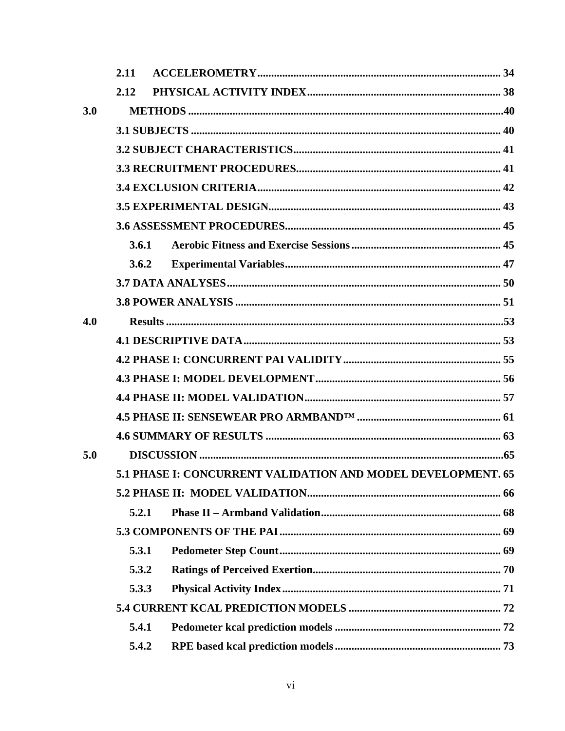2.11 ACCELEROMETRY ........................................................................................ 34

2.12 PHYSICAL ACTIVITY INDEX ...................................................................... 38

3.0 METHODS .................................................................................................................40

3.1 SUBJECTS ............................................................................................................... 40

3.2 SUBJECT CHARACTERISTICS ........................................................................... 41

3.3 RECRUITMENT PROCEDURES ......................................................................... 41

3.4 EXCLUSION CRITERIA ........................................................................................ 42

3.5 EXPERIMENTAL DESIGN ................................................................................... 43

3.6 ASSESSMENT PROCEDURES ............................................................................. 45

3.6.1 Aerobic Fitness and Exercise Sessions ...................................................... 45

3.6.2 Experimental Variables ............................................................................. 47

3.7 DATA ANALYSES .................................................................................................. 50

3.8 POWER ANALYSIS ............................................................................................... 51

4.0 Results .........................................................................................................................53

4.1 DESCRIPTIVE DATA ............................................................................................ 53

4.2 PHASE I: CONCURRENT PAI VALIDITY ......................................................... 55

4.3 PHASE I: MODEL DEVELOPMENT .................................................................. 56

4.4 PHASE II: MODEL VALIDATION ...................................................................... 57

4.5 PHASE II: SENSEWEAR PRO ARMBAND™ ................................................... 61

4.6 SUMMARY OF RESULTS .................................................................................... 63

5.0 DISCUSSION .............................................................................................................65

5.1 PHASE I: CONCURRENT VALIDATION AND MODEL DEVELOPMENT. 65

5.2 PHASE II: MODEL VALIDATION ...................................................................... 66

5.2.1 Phase II – Armband Validation ................................................................ 68

5.3 COMPONENTS OF THE PAI ............................................................................... 69

5.3.1 Pedometer Step Count ............................................................................... 69

5.3.2 Ratings of Perceived Exertion ................................................................... 70

5.3.3 Physical Activity Index .............................................................................. 71

5.4 CURRENT KCAL PREDICTION MODELS ...................................................... 72

5.4.1 Pedometer kcal prediction models ........................................................... 72

5.4.2 RPE based kcal prediction models ........................................................... 73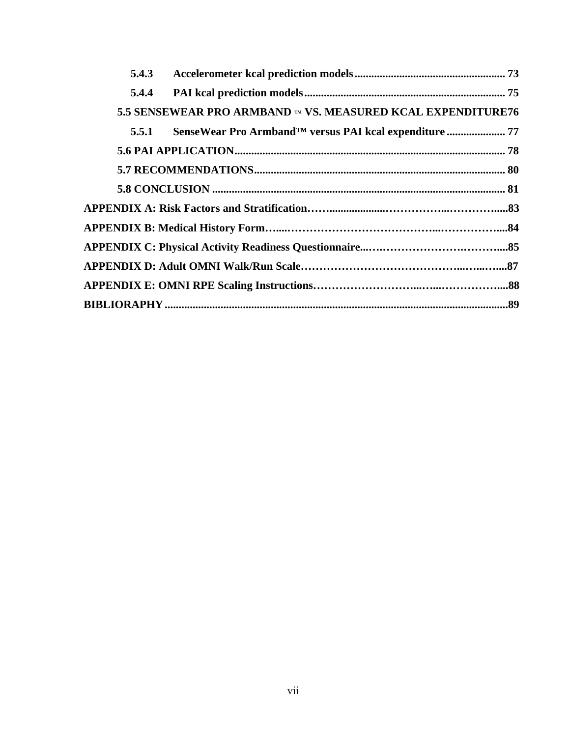**5.4.3 Accelerometer kcal prediction models ...................................................... 73**

**5.4.4 PAI kcal prediction models ......................................................................... 75**

**5.5 SENSEWEAR PRO ARMBAND ™ VS. MEASURED KCAL EXPENDITURE 76**

**5.5.1 SenseWear Pro Armband™ versus PAI kcal expenditure ..................... 77**

**5.6 PAI APPLICATION ................................................................................................. 78**

**5.7 RECOMMENDATIONS .......................................................................................... 80**

**5.8 CONCLUSION ......................................................................................................... 81**

**APPENDIX A: Risk Factors and Stratification……...................…………….…………......83**

**APPENDIX B: Medical History Form…....…………………………………...……………....84**

**APPENDIX C: Physical Activity Readiness Questionnaire...….…………………….……....85**

**APPENDIX D: Adult OMNI Walk/Run Scale……………………………………...…...…....87**

**APPENDIX E: OMNI RPE Scaling Instructions……………………….....…...……………....88**

**BIBLIORAPHY ..........................................................................................................................89**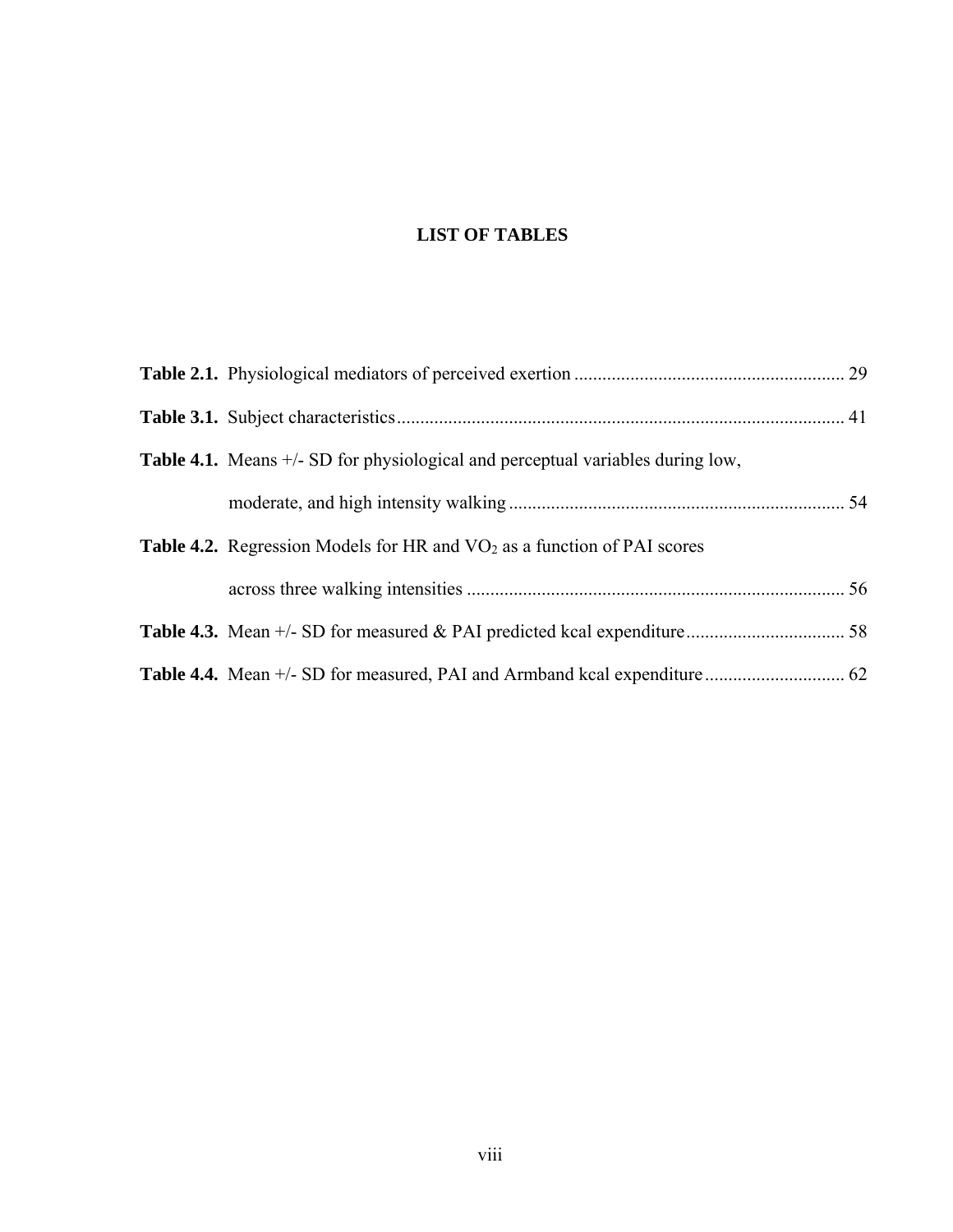# LIST OF TABLES

**Table 2.1.** Physiological mediators of perceived exertion ........................................................ 29

**Table 3.1.** Subject characteristics.............................................................................................. 41

**Table 4.1.** Means +/- SD for physiological and perceptual variables during low, moderate, and high intensity walking ....................................................................... 54

**Table 4.2.** Regression Models for HR and $VO_2$ as a function of PAI scores across three walking intensities ............................................................................... 56

**Table 4.3.** Mean +/- SD for measured & PAI predicted kcal expenditure.................................. 58

**Table 4.4.** Mean +/- SD for measured, PAI and Armband kcal expenditure.............................. 62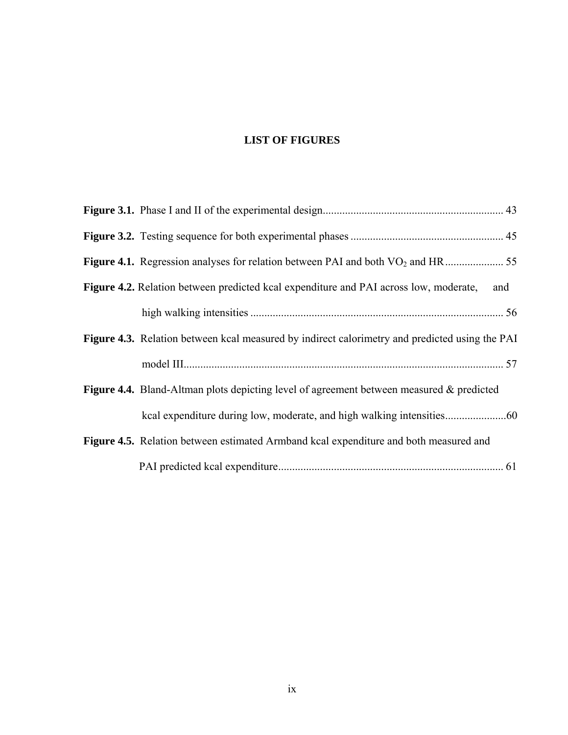# LIST OF FIGURES

**Figure 3.1.** Phase I and II of the experimental design................................................................ 43

**Figure 3.2.** Testing sequence for both experimental phases ...................................................... 45

**Figure 4.1.** Regression analyses for relation between PAI and both $VO_2$ and HR..................... 55

**Figure 4.2.** Relation between predicted kcal expenditure and PAI across low, moderate, and high walking intensities ........................................................................................... 56

**Figure 4.3.** Relation between kcal measured by indirect calorimetry and predicted using the PAI model III................................................................................................................... 57

**Figure 4.4.** Bland-Altman plots depicting level of agreement between measured & predicted kcal expenditure during low, moderate, and high walking intensities......................60

**Figure 4.5.** Relation between estimated Armband kcal expenditure and both measured and PAI predicted kcal expenditure................................................................................. 61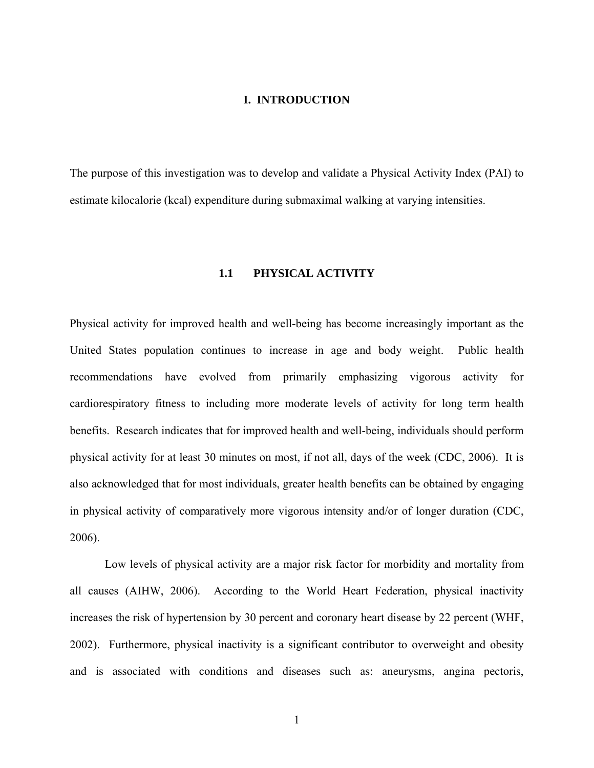# I. INTRODUCTION

The purpose of this investigation was to develop and validate a Physical Activity Index (PAI) to estimate kilocalorie (kcal) expenditure during submaximal walking at varying intensities.

## 1.1 PHYSICAL ACTIVITY

Physical activity for improved health and well-being has become increasingly important as the United States population continues to increase in age and body weight. Public health recommendations have evolved from primarily emphasizing vigorous activity for cardiorespiratory fitness to including more moderate levels of activity for long term health benefits. Research indicates that for improved health and well-being, individuals should perform physical activity for at least 30 minutes on most, if not all, days of the week (CDC, 2006). It is also acknowledged that for most individuals, greater health benefits can be obtained by engaging in physical activity of comparatively more vigorous intensity and/or of longer duration (CDC, 2006).

Low levels of physical activity are a major risk factor for morbidity and mortality from all causes (AIHW, 2006). According to the World Heart Federation, physical inactivity increases the risk of hypertension by 30 percent and coronary heart disease by 22 percent (WHF, 2002). Furthermore, physical inactivity is a significant contributor to overweight and obesity and is associated with conditions and diseases such as: aneurysms, angina pectoris,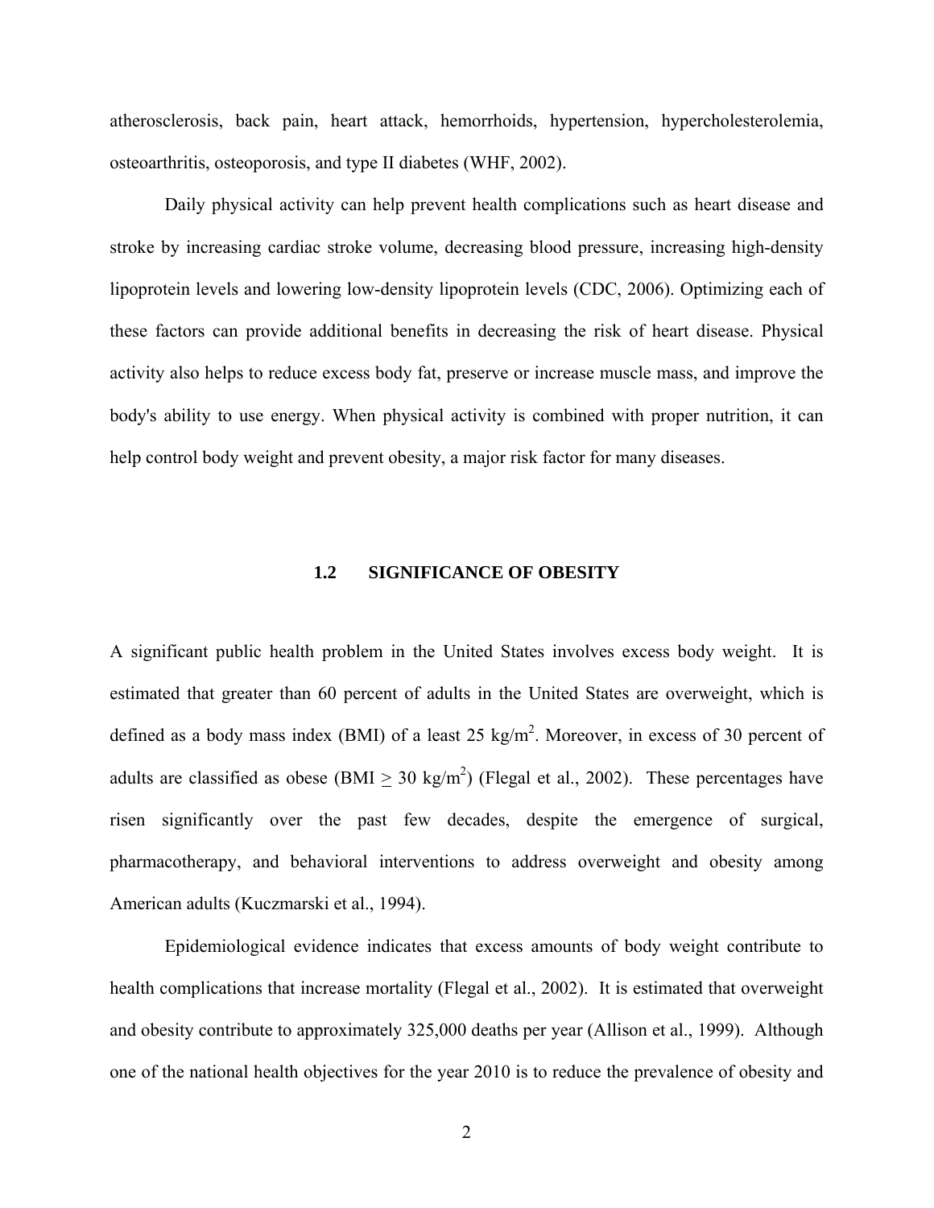atherosclerosis, back pain, heart attack, hemorrhoids, hypertension, hypercholesterolemia, osteoarthritis, osteoporosis, and type II diabetes (WHF, 2002).

Daily physical activity can help prevent health complications such as heart disease and stroke by increasing cardiac stroke volume, decreasing blood pressure, increasing high-density lipoprotein levels and lowering low-density lipoprotein levels (CDC, 2006). Optimizing each of these factors can provide additional benefits in decreasing the risk of heart disease. Physical activity also helps to reduce excess body fat, preserve or increase muscle mass, and improve the body's ability to use energy. When physical activity is combined with proper nutrition, it can help control body weight and prevent obesity, a major risk factor for many diseases.

## 1.2 SIGNIFICANCE OF OBESITY

A significant public health problem in the United States involves excess body weight. It is estimated that greater than 60 percent of adults in the United States are overweight, which is defined as a body mass index (BMI) of a least 25 $kg/m^2$. Moreover, in excess of 30 percent of adults are classified as obese (BMI $\geq$ 30 $kg/m^2$) (Flegal et al., 2002). These percentages have risen significantly over the past few decades, despite the emergence of surgical, pharmacotherapy, and behavioral interventions to address overweight and obesity among American adults (Kuczmarski et al., 1994).

Epidemiological evidence indicates that excess amounts of body weight contribute to health complications that increase mortality (Flegal et al., 2002). It is estimated that overweight and obesity contribute to approximately 325,000 deaths per year (Allison et al., 1999). Although one of the national health objectives for the year 2010 is to reduce the prevalence of obesity and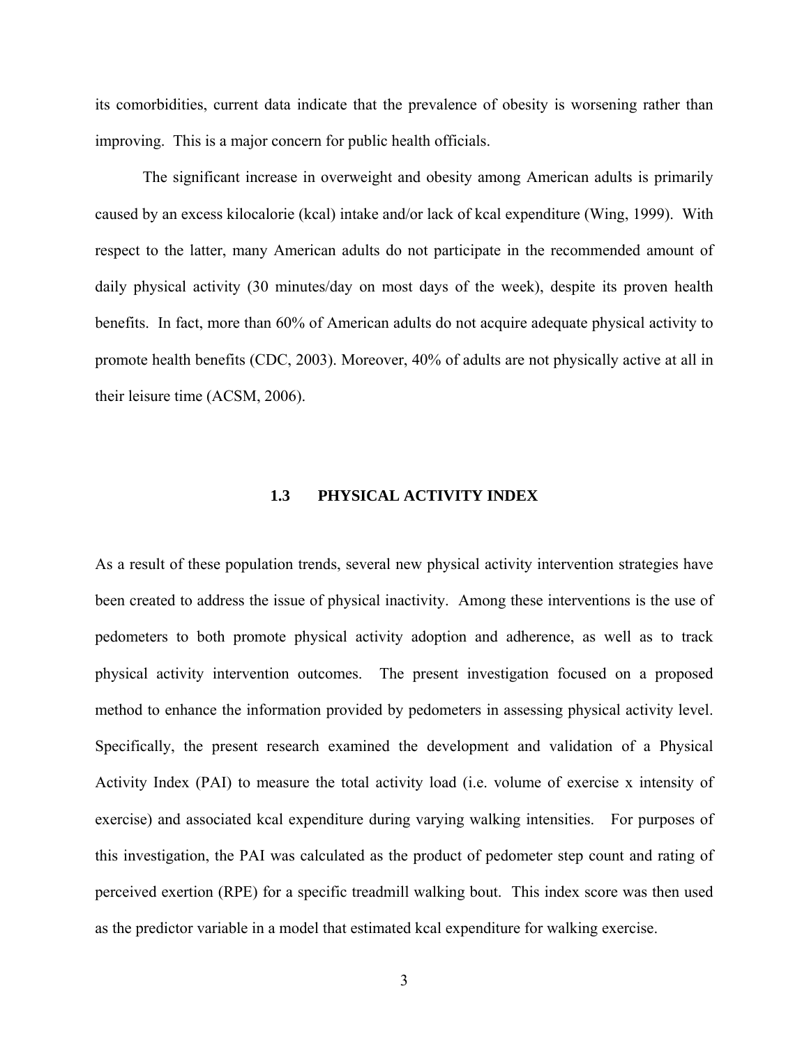its comorbidities, current data indicate that the prevalence of obesity is worsening rather than improving. This is a major concern for public health officials.

The significant increase in overweight and obesity among American adults is primarily caused by an excess kilocalorie (kcal) intake and/or lack of kcal expenditure (Wing, 1999). With respect to the latter, many American adults do not participate in the recommended amount of daily physical activity (30 minutes/day on most days of the week), despite its proven health benefits. In fact, more than 60% of American adults do not acquire adequate physical activity to promote health benefits (CDC, 2003). Moreover, 40% of adults are not physically active at all in their leisure time (ACSM, 2006).

## 1.3 PHYSICAL ACTIVITY INDEX

As a result of these population trends, several new physical activity intervention strategies have been created to address the issue of physical inactivity. Among these interventions is the use of pedometers to both promote physical activity adoption and adherence, as well as to track physical activity intervention outcomes. The present investigation focused on a proposed method to enhance the information provided by pedometers in assessing physical activity level. Specifically, the present research examined the development and validation of a Physical Activity Index (PAI) to measure the total activity load (i.e. volume of exercise x intensity of exercise) and associated kcal expenditure during varying walking intensities. For purposes of this investigation, the PAI was calculated as the product of pedometer step count and rating of perceived exertion (RPE) for a specific treadmill walking bout. This index score was then used as the predictor variable in a model that estimated kcal expenditure for walking exercise.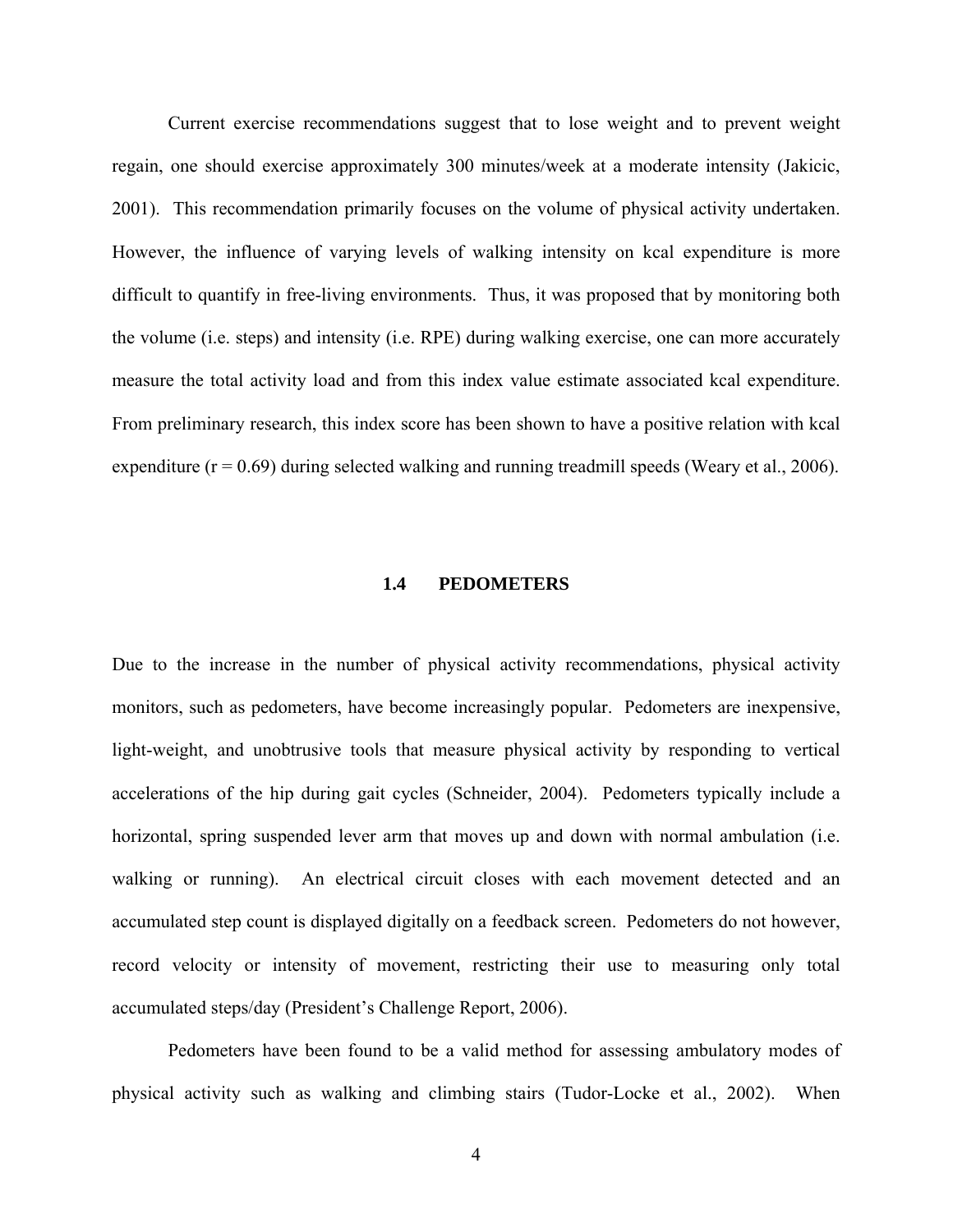Current exercise recommendations suggest that to lose weight and to prevent weight regain, one should exercise approximately 300 minutes/week at a moderate intensity (Jakicic, 2001). This recommendation primarily focuses on the volume of physical activity undertaken. However, the influence of varying levels of walking intensity on kcal expenditure is more difficult to quantify in free-living environments. Thus, it was proposed that by monitoring both the volume (i.e. steps) and intensity (i.e. RPE) during walking exercise, one can more accurately measure the total activity load and from this index value estimate associated kcal expenditure. From preliminary research, this index score has been shown to have a positive relation with kcal expenditure ($r = 0.69$) during selected walking and running treadmill speeds (Weary et al., 2006).

## 1.4 PEDOMETERS

Due to the increase in the number of physical activity recommendations, physical activity monitors, such as pedometers, have become increasingly popular. Pedometers are inexpensive, light-weight, and unobtrusive tools that measure physical activity by responding to vertical accelerations of the hip during gait cycles (Schneider, 2004). Pedometers typically include a horizontal, spring suspended lever arm that moves up and down with normal ambulation (i.e. walking or running). An electrical circuit closes with each movement detected and an accumulated step count is displayed digitally on a feedback screen. Pedometers do not however, record velocity or intensity of movement, restricting their use to measuring only total accumulated steps/day (President's Challenge Report, 2006).

Pedometers have been found to be a valid method for assessing ambulatory modes of physical activity such as walking and climbing stairs (Tudor-Locke et al., 2002). When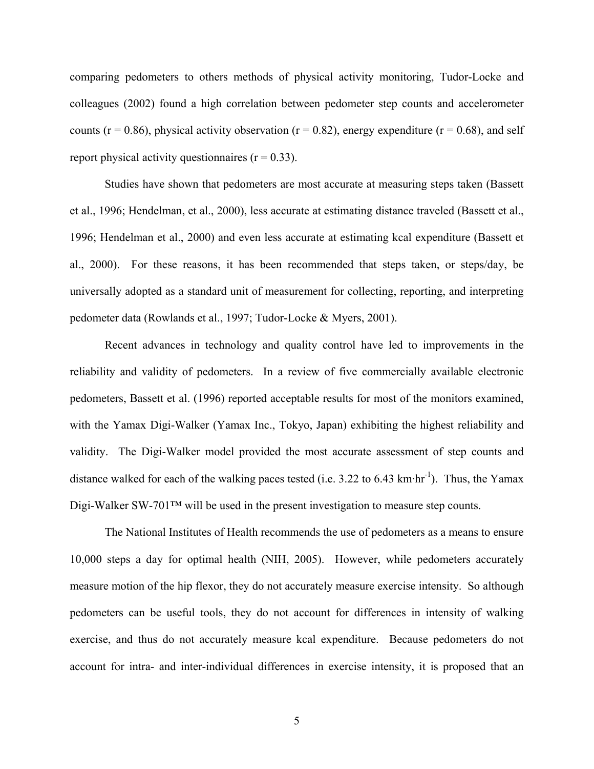comparing pedometers to others methods of physical activity monitoring, Tudor-Locke and colleagues (2002) found a high correlation between pedometer step counts and accelerometer counts (r = 0.86), physical activity observation (r = 0.82), energy expenditure (r = 0.68), and self report physical activity questionnaires (r = 0.33).

Studies have shown that pedometers are most accurate at measuring steps taken (Bassett et al., 1996; Hendelman, et al., 2000), less accurate at estimating distance traveled (Bassett et al., 1996; Hendelman et al., 2000) and even less accurate at estimating kcal expenditure (Bassett et al., 2000). For these reasons, it has been recommended that steps taken, or steps/day, be universally adopted as a standard unit of measurement for collecting, reporting, and interpreting pedometer data (Rowlands et al., 1997; Tudor-Locke & Myers, 2001).

Recent advances in technology and quality control have led to improvements in the reliability and validity of pedometers. In a review of five commercially available electronic pedometers, Bassett et al. (1996) reported acceptable results for most of the monitors examined, with the Yamax Digi-Walker (Yamax Inc., Tokyo, Japan) exhibiting the highest reliability and validity. The Digi-Walker model provided the most accurate assessment of step counts and distance walked for each of the walking paces tested (i.e. 3.22 to 6.43 $km \cdot hr^{-1}$). Thus, the Yamax Digi-Walker SW-701™ will be used in the present investigation to measure step counts.

The National Institutes of Health recommends the use of pedometers as a means to ensure 10,000 steps a day for optimal health (NIH, 2005). However, while pedometers accurately measure motion of the hip flexor, they do not accurately measure exercise intensity. So although pedometers can be useful tools, they do not account for differences in intensity of walking exercise, and thus do not accurately measure kcal expenditure. Because pedometers do not account for intra- and inter-individual differences in exercise intensity, it is proposed that an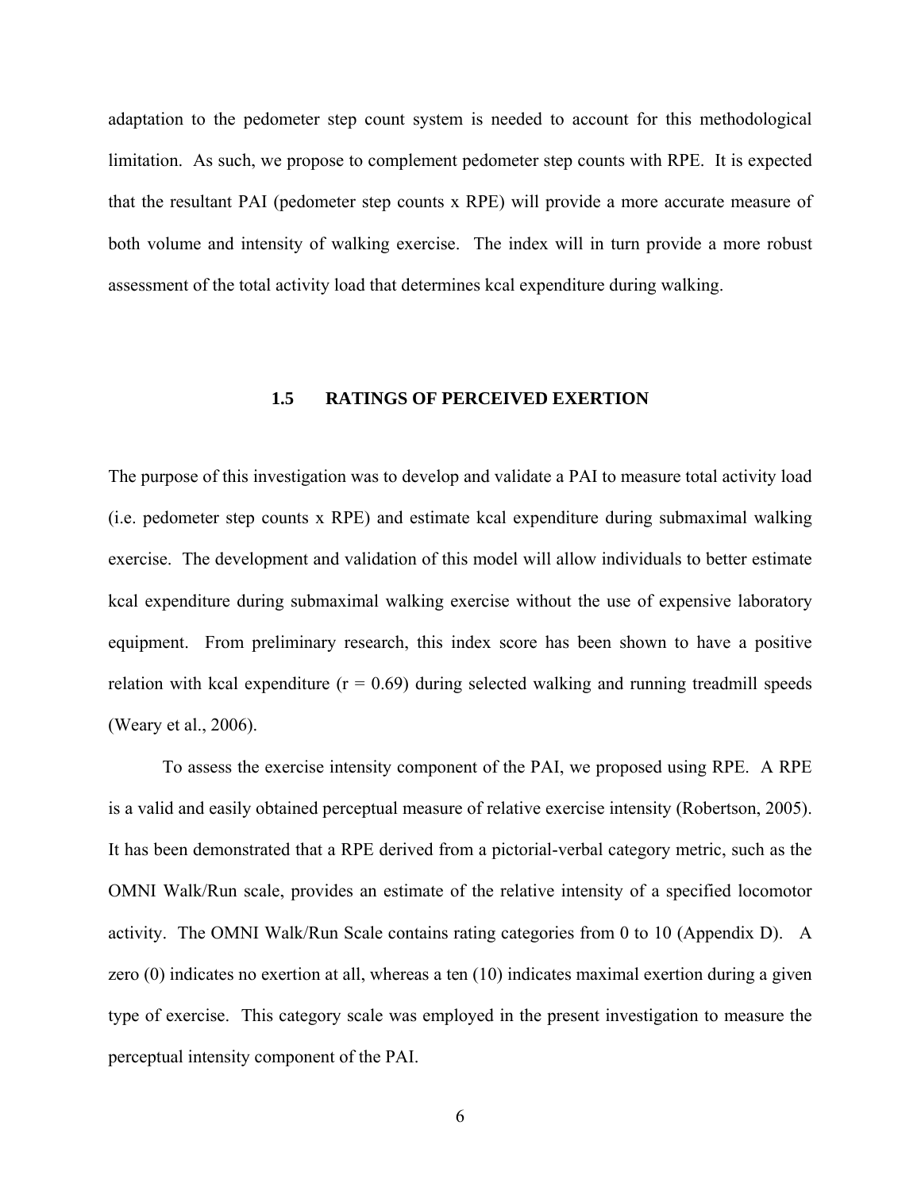adaptation to the pedometer step count system is needed to account for this methodological limitation. As such, we propose to complement pedometer step counts with RPE. It is expected that the resultant PAI (pedometer step counts x RPE) will provide a more accurate measure of both volume and intensity of walking exercise. The index will in turn provide a more robust assessment of the total activity load that determines kcal expenditure during walking.

### 1.5 RATINGS OF PERCEIVED EXERTION

The purpose of this investigation was to develop and validate a PAI to measure total activity load (i.e. pedometer step counts x RPE) and estimate kcal expenditure during submaximal walking exercise. The development and validation of this model will allow individuals to better estimate kcal expenditure during submaximal walking exercise without the use of expensive laboratory equipment. From preliminary research, this index score has been shown to have a positive relation with kcal expenditure ($r = 0.69$) during selected walking and running treadmill speeds (Weary et al., 2006).

To assess the exercise intensity component of the PAI, we proposed using RPE. A RPE is a valid and easily obtained perceptual measure of relative exercise intensity (Robertson, 2005). It has been demonstrated that a RPE derived from a pictorial-verbal category metric, such as the OMNI Walk/Run scale, provides an estimate of the relative intensity of a specified locomotor activity. The OMNI Walk/Run Scale contains rating categories from 0 to 10 (Appendix D). A zero (0) indicates no exertion at all, whereas a ten (10) indicates maximal exertion during a given type of exercise. This category scale was employed in the present investigation to measure the perceptual intensity component of the PAI.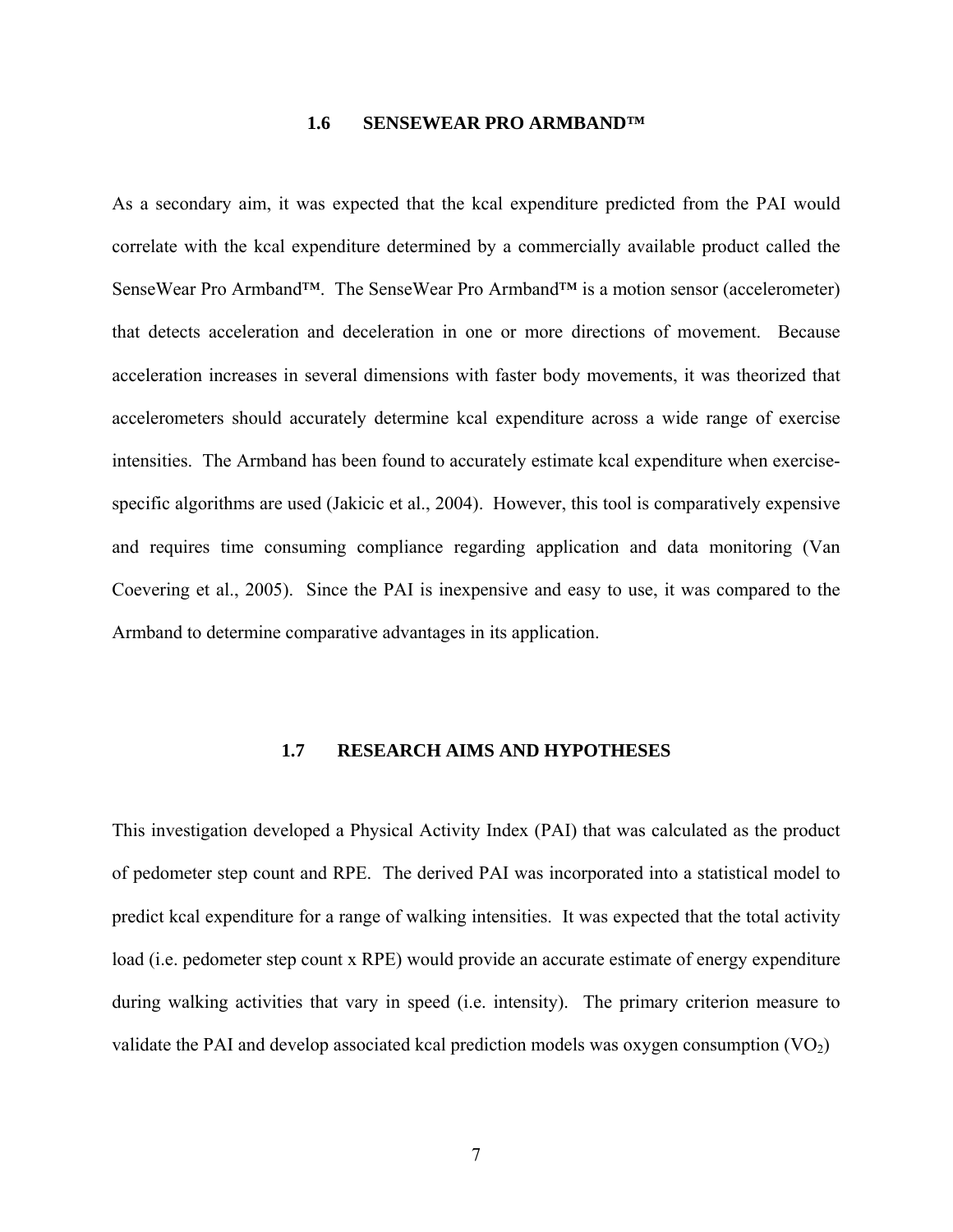### 1.6 SENSEWEAR PRO ARMBAND™

As a secondary aim, it was expected that the kcal expenditure predicted from the PAI would correlate with the kcal expenditure determined by a commercially available product called the SenseWear Pro Armband™. The SenseWear Pro Armband™ is a motion sensor (accelerometer) that detects acceleration and deceleration in one or more directions of movement. Because acceleration increases in several dimensions with faster body movements, it was theorized that accelerometers should accurately determine kcal expenditure across a wide range of exercise intensities. The Armband has been found to accurately estimate kcal expenditure when exercise-specific algorithms are used (Jakicic et al., 2004). However, this tool is comparatively expensive and requires time consuming compliance regarding application and data monitoring (Van Coevering et al., 2005). Since the PAI is inexpensive and easy to use, it was compared to the Armband to determine comparative advantages in its application.

### 1.7 RESEARCH AIMS AND HYPOTHESES

This investigation developed a Physical Activity Index (PAI) that was calculated as the product of pedometer step count and RPE. The derived PAI was incorporated into a statistical model to predict kcal expenditure for a range of walking intensities. It was expected that the total activity load (i.e. pedometer step count x RPE) would provide an accurate estimate of energy expenditure during walking activities that vary in speed (i.e. intensity). The primary criterion measure to validate the PAI and develop associated kcal prediction models was oxygen consumption ($VO_2$)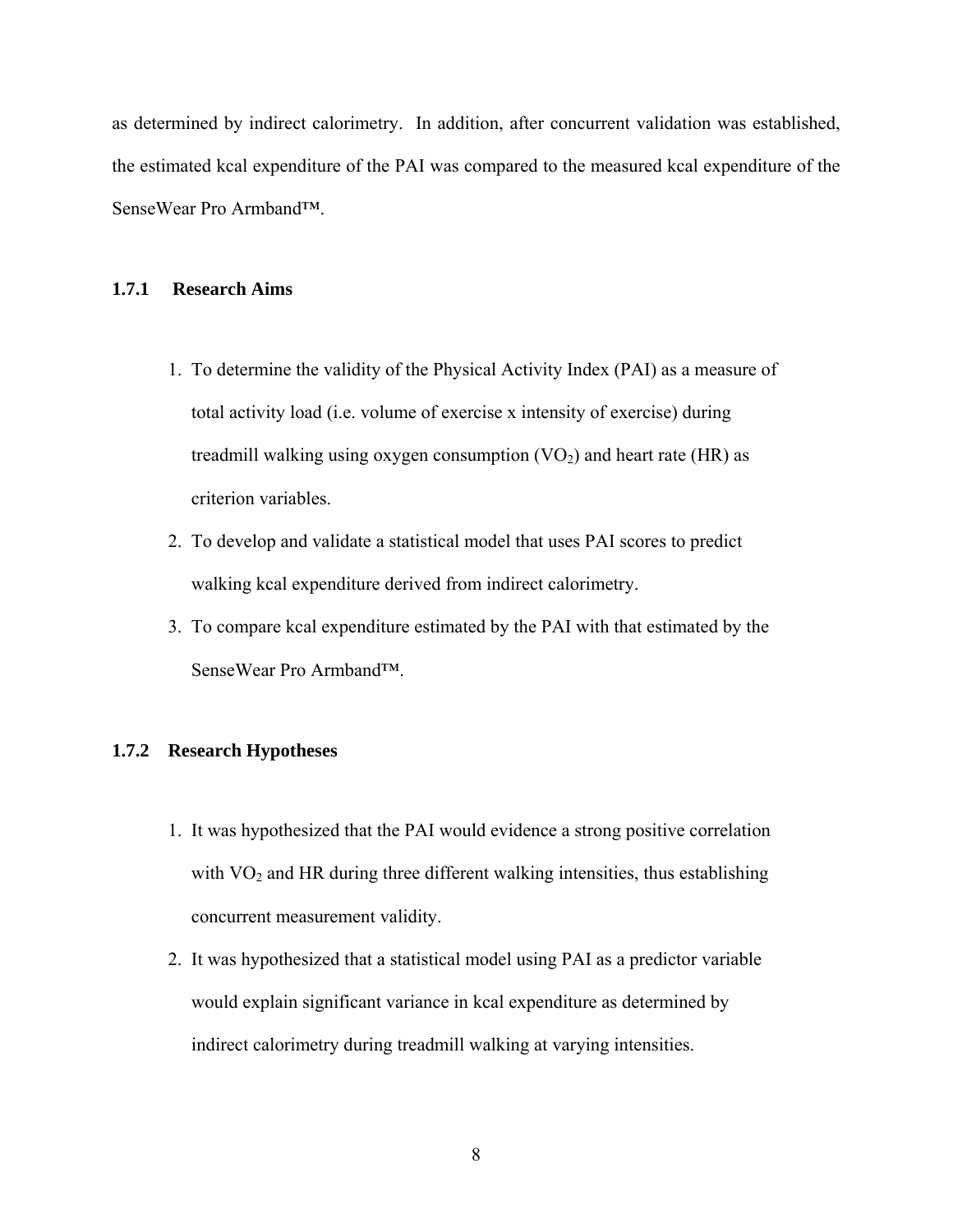as determined by indirect calorimetry. In addition, after concurrent validation was established, the estimated kcal expenditure of the PAI was compared to the measured kcal expenditure of the SenseWear Pro Armband™.

### 1.7.1 Research Aims

1. To determine the validity of the Physical Activity Index (PAI) as a measure of total activity load (i.e. volume of exercise x intensity of exercise) during treadmill walking using oxygen consumption ($VO_2$) and heart rate (HR) as criterion variables.
2. To develop and validate a statistical model that uses PAI scores to predict walking kcal expenditure derived from indirect calorimetry.
3. To compare kcal expenditure estimated by the PAI with that estimated by the SenseWear Pro Armband™.

### 1.7.2 Research Hypotheses

1. It was hypothesized that the PAI would evidence a strong positive correlation with $VO_2$ and HR during three different walking intensities, thus establishing concurrent measurement validity.
2. It was hypothesized that a statistical model using PAI as a predictor variable would explain significant variance in kcal expenditure as determined by indirect calorimetry during treadmill walking at varying intensities.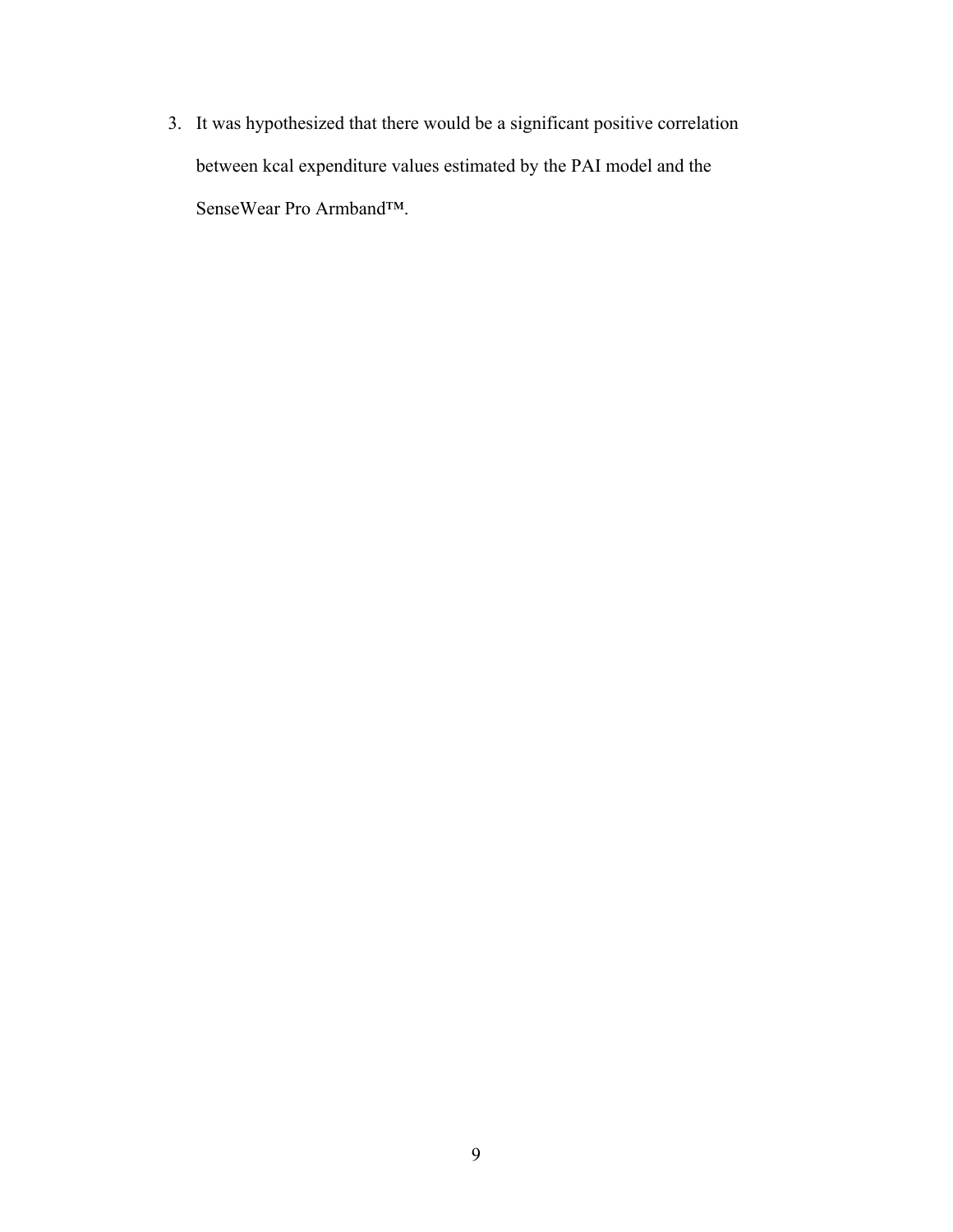3. It was hypothesized that there would be a significant positive correlation between kcal expenditure values estimated by the PAI model and the SenseWear Pro Armband™.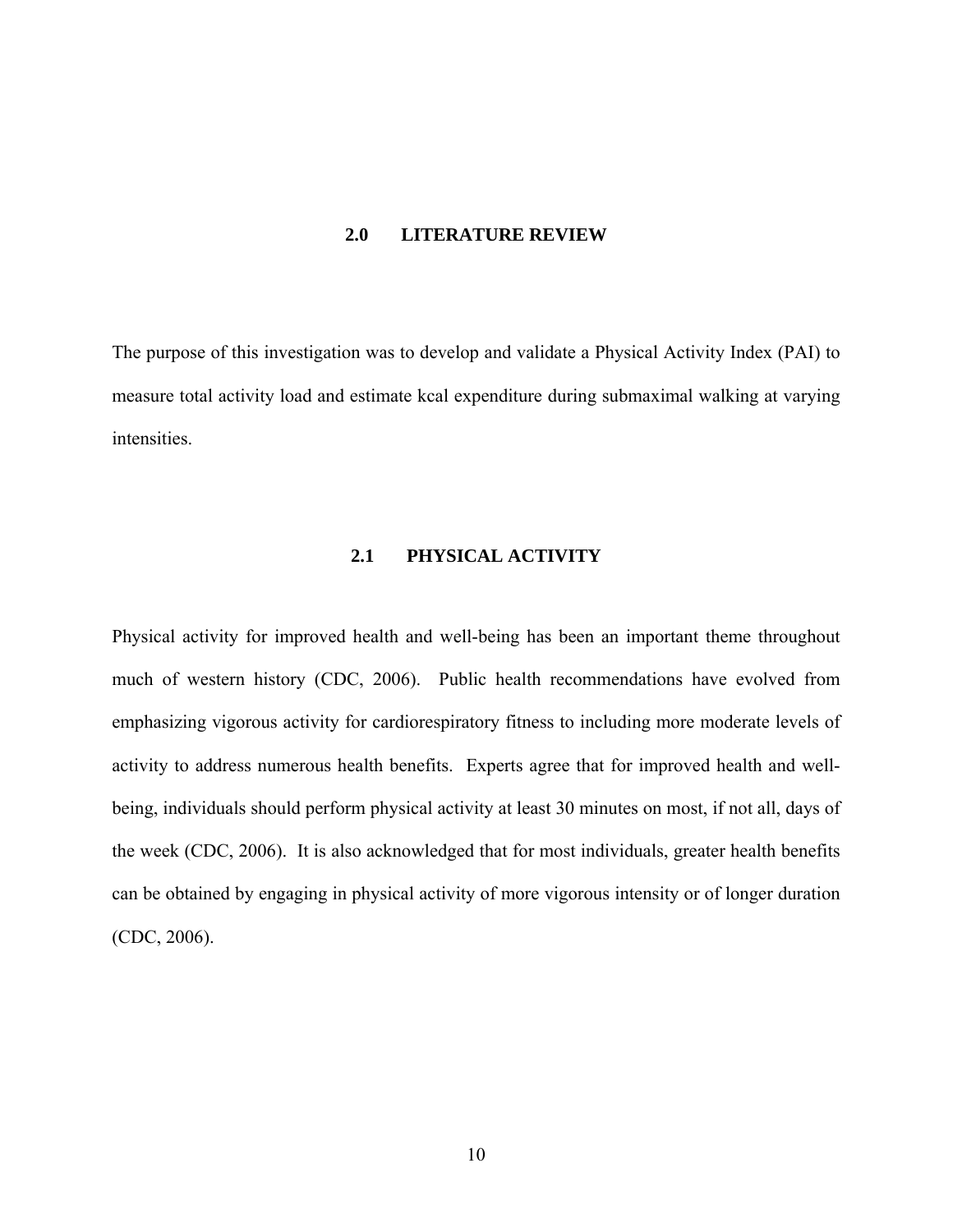# 2.0 LITERATURE REVIEW

The purpose of this investigation was to develop and validate a Physical Activity Index (PAI) to measure total activity load and estimate kcal expenditure during submaximal walking at varying intensities.

## 2.1 PHYSICAL ACTIVITY

Physical activity for improved health and well-being has been an important theme throughout much of western history (CDC, 2006). Public health recommendations have evolved from emphasizing vigorous activity for cardiorespiratory fitness to including more moderate levels of activity to address numerous health benefits. Experts agree that for improved health and well-being, individuals should perform physical activity at least 30 minutes on most, if not all, days of the week (CDC, 2006). It is also acknowledged that for most individuals, greater health benefits can be obtained by engaging in physical activity of more vigorous intensity or of longer duration (CDC, 2006).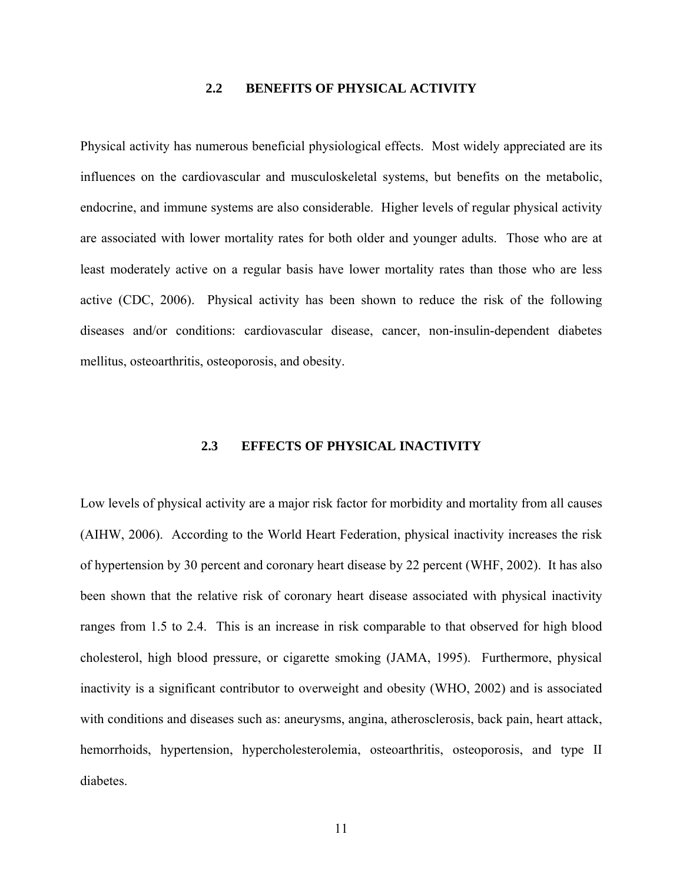## 2.2 BENEFITS OF PHYSICAL ACTIVITY

Physical activity has numerous beneficial physiological effects. Most widely appreciated are its influences on the cardiovascular and musculoskeletal systems, but benefits on the metabolic, endocrine, and immune systems are also considerable. Higher levels of regular physical activity are associated with lower mortality rates for both older and younger adults. Those who are at least moderately active on a regular basis have lower mortality rates than those who are less active (CDC, 2006). Physical activity has been shown to reduce the risk of the following diseases and/or conditions: cardiovascular disease, cancer, non-insulin-dependent diabetes mellitus, osteoarthritis, osteoporosis, and obesity.

## 2.3 EFFECTS OF PHYSICAL INACTIVITY

Low levels of physical activity are a major risk factor for morbidity and mortality from all causes (AIHW, 2006). According to the World Heart Federation, physical inactivity increases the risk of hypertension by 30 percent and coronary heart disease by 22 percent (WHF, 2002). It has also been shown that the relative risk of coronary heart disease associated with physical inactivity ranges from 1.5 to 2.4. This is an increase in risk comparable to that observed for high blood cholesterol, high blood pressure, or cigarette smoking (JAMA, 1995). Furthermore, physical inactivity is a significant contributor to overweight and obesity (WHO, 2002) and is associated with conditions and diseases such as: aneurysms, angina, atherosclerosis, back pain, heart attack, hemorrhoids, hypertension, hypercholesterolemia, osteoarthritis, osteoporosis, and type II diabetes.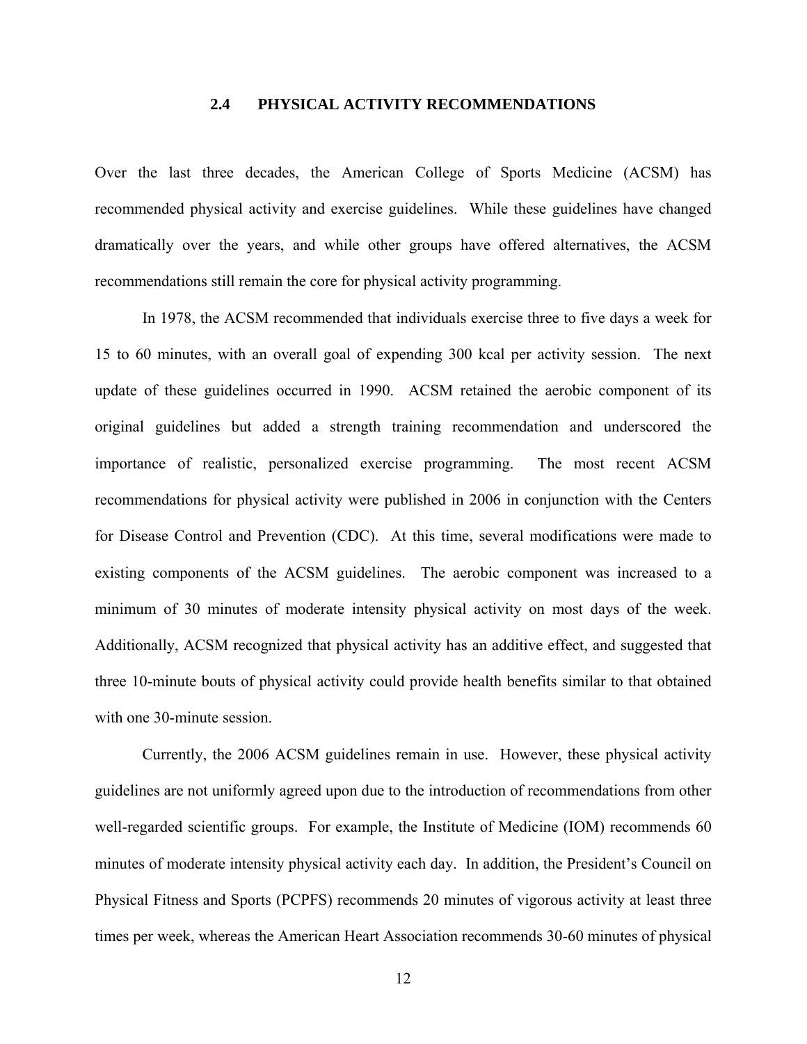## 2.4 PHYSICAL ACTIVITY RECOMMENDATIONS

Over the last three decades, the American College of Sports Medicine (ACSM) has recommended physical activity and exercise guidelines. While these guidelines have changed dramatically over the years, and while other groups have offered alternatives, the ACSM recommendations still remain the core for physical activity programming.

In 1978, the ACSM recommended that individuals exercise three to five days a week for 15 to 60 minutes, with an overall goal of expending 300 kcal per activity session. The next update of these guidelines occurred in 1990. ACSM retained the aerobic component of its original guidelines but added a strength training recommendation and underscored the importance of realistic, personalized exercise programming. The most recent ACSM recommendations for physical activity were published in 2006 in conjunction with the Centers for Disease Control and Prevention (CDC). At this time, several modifications were made to existing components of the ACSM guidelines. The aerobic component was increased to a minimum of 30 minutes of moderate intensity physical activity on most days of the week. Additionally, ACSM recognized that physical activity has an additive effect, and suggested that three 10-minute bouts of physical activity could provide health benefits similar to that obtained with one 30-minute session.

Currently, the 2006 ACSM guidelines remain in use. However, these physical activity guidelines are not uniformly agreed upon due to the introduction of recommendations from other well-regarded scientific groups. For example, the Institute of Medicine (IOM) recommends 60 minutes of moderate intensity physical activity each day. In addition, the President's Council on Physical Fitness and Sports (PCPFS) recommends 20 minutes of vigorous activity at least three times per week, whereas the American Heart Association recommends 30-60 minutes of physical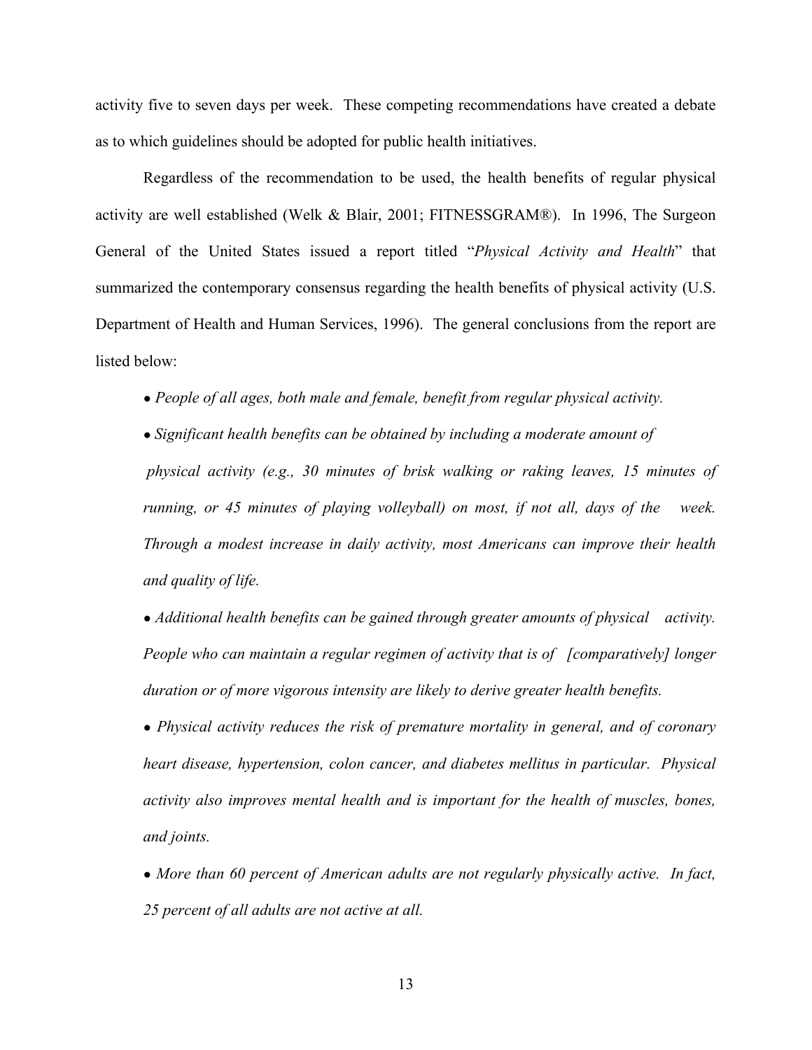activity five to seven days per week. These competing recommendations have created a debate as to which guidelines should be adopted for public health initiatives.

Regardless of the recommendation to be used, the health benefits of regular physical activity are well established (Welk & Blair, 2001; FITNESSGRAM®). In 1996, The Surgeon General of the United States issued a report titled "*Physical Activity and Health*" that summarized the contemporary consensus regarding the health benefits of physical activity (U.S. Department of Health and Human Services, 1996). The general conclusions from the report are listed below:

- *People of all ages, both male and female, benefit from regular physical activity.*
- *Significant health benefits can be obtained by including a moderate amount of physical activity (e.g., 30 minutes of brisk walking or raking leaves, 15 minutes of running, or 45 minutes of playing volleyball) on most, if not all, days of the week. Through a modest increase in daily activity, most Americans can improve their health and quality of life.*
- *Additional health benefits can be gained through greater amounts of physical activity. People who can maintain a regular regimen of activity that is of [comparatively] longer duration or of more vigorous intensity are likely to derive greater health benefits.*
- *Physical activity reduces the risk of premature mortality in general, and of coronary heart disease, hypertension, colon cancer, and diabetes mellitus in particular. Physical activity also improves mental health and is important for the health of muscles, bones, and joints.*
- *More than 60 percent of American adults are not regularly physically active. In fact, 25 percent of all adults are not active at all.*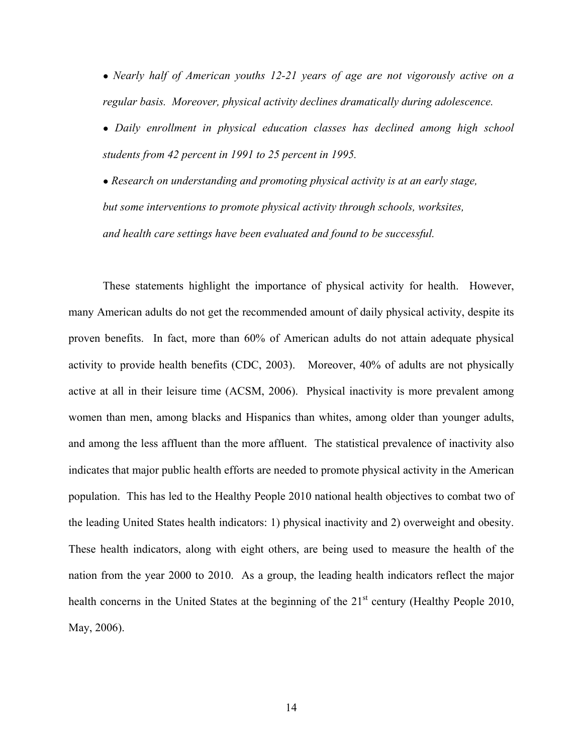- *Nearly half of American youths 12-21 years of age are not vigorously active on a regular basis. Moreover, physical activity declines dramatically during adolescence.*
- *Daily enrollment in physical education classes has declined among high school students from 42 percent in 1991 to 25 percent in 1995.*
- *Research on understanding and promoting physical activity is at an early stage, but some interventions to promote physical activity through schools, worksites, and health care settings have been evaluated and found to be successful.*

These statements highlight the importance of physical activity for health. However, many American adults do not get the recommended amount of daily physical activity, despite its proven benefits. In fact, more than 60% of American adults do not attain adequate physical activity to provide health benefits (CDC, 2003). Moreover, 40% of adults are not physically active at all in their leisure time (ACSM, 2006). Physical inactivity is more prevalent among women than men, among blacks and Hispanics than whites, among older than younger adults, and among the less affluent than the more affluent. The statistical prevalence of inactivity also indicates that major public health efforts are needed to promote physical activity in the American population. This has led to the Healthy People 2010 national health objectives to combat two of the leading United States health indicators: 1) physical inactivity and 2) overweight and obesity. These health indicators, along with eight others, are being used to measure the health of the nation from the year 2000 to 2010. As a group, the leading health indicators reflect the major health concerns in the United States at the beginning of the 21st century (Healthy People 2010, May, 2006).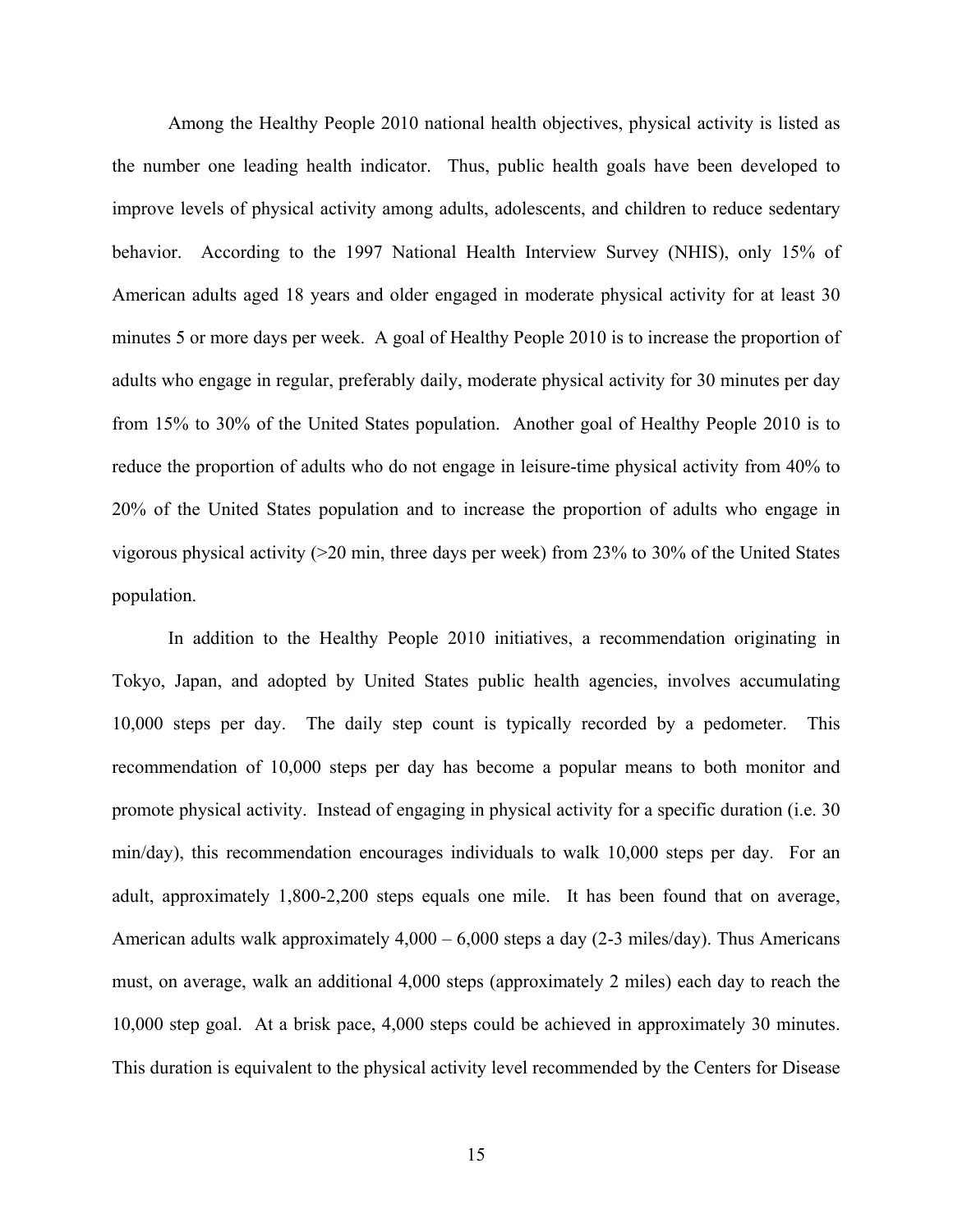Among the Healthy People 2010 national health objectives, physical activity is listed as the number one leading health indicator. Thus, public health goals have been developed to improve levels of physical activity among adults, adolescents, and children to reduce sedentary behavior. According to the 1997 National Health Interview Survey (NHIS), only 15% of American adults aged 18 years and older engaged in moderate physical activity for at least 30 minutes 5 or more days per week. A goal of Healthy People 2010 is to increase the proportion of adults who engage in regular, preferably daily, moderate physical activity for 30 minutes per day from 15% to 30% of the United States population. Another goal of Healthy People 2010 is to reduce the proportion of adults who do not engage in leisure-time physical activity from 40% to 20% of the United States population and to increase the proportion of adults who engage in vigorous physical activity (>20 min, three days per week) from 23% to 30% of the United States population.

In addition to the Healthy People 2010 initiatives, a recommendation originating in Tokyo, Japan, and adopted by United States public health agencies, involves accumulating 10,000 steps per day. The daily step count is typically recorded by a pedometer. This recommendation of 10,000 steps per day has become a popular means to both monitor and promote physical activity. Instead of engaging in physical activity for a specific duration (i.e. 30 min/day), this recommendation encourages individuals to walk 10,000 steps per day. For an adult, approximately 1,800-2,200 steps equals one mile. It has been found that on average, American adults walk approximately 4,000 – 6,000 steps a day (2-3 miles/day). Thus Americans must, on average, walk an additional 4,000 steps (approximately 2 miles) each day to reach the 10,000 step goal. At a brisk pace, 4,000 steps could be achieved in approximately 30 minutes. This duration is equivalent to the physical activity level recommended by the Centers for Disease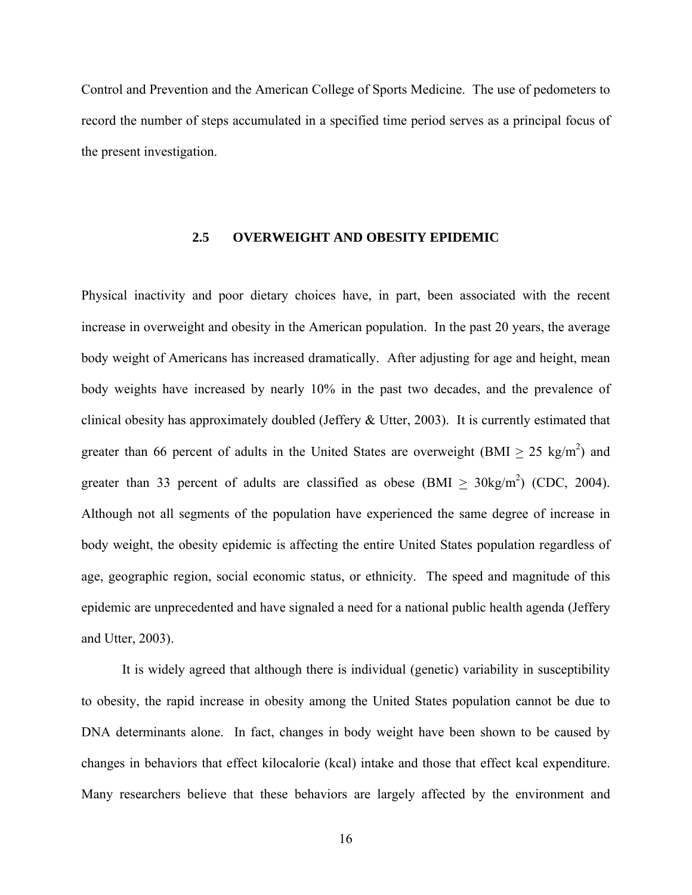Control and Prevention and the American College of Sports Medicine. The use of pedometers to record the number of steps accumulated in a specified time period serves as a principal focus of the present investigation.

## 2.5 OVERWEIGHT AND OBESITY EPIDEMIC

Physical inactivity and poor dietary choices have, in part, been associated with the recent increase in overweight and obesity in the American population. In the past 20 years, the average body weight of Americans has increased dramatically. After adjusting for age and height, mean body weights have increased by nearly 10% in the past two decades, and the prevalence of clinical obesity has approximately doubled (Jeffery & Utter, 2003). It is currently estimated that greater than 66 percent of adults in the United States are overweight (BMI $\geq$ 25 kg/m$^2$) and greater than 33 percent of adults are classified as obese (BMI $\geq$ 30kg/m$^2$) (CDC, 2004). Although not all segments of the population have experienced the same degree of increase in body weight, the obesity epidemic is affecting the entire United States population regardless of age, geographic region, social economic status, or ethnicity. The speed and magnitude of this epidemic are unprecedented and have signaled a need for a national public health agenda (Jeffery and Utter, 2003).

It is widely agreed that although there is individual (genetic) variability in susceptibility to obesity, the rapid increase in obesity among the United States population cannot be due to DNA determinants alone. In fact, changes in body weight have been shown to be caused by changes in behaviors that effect kilocalorie (kcal) intake and those that effect kcal expenditure. Many researchers believe that these behaviors are largely affected by the environment and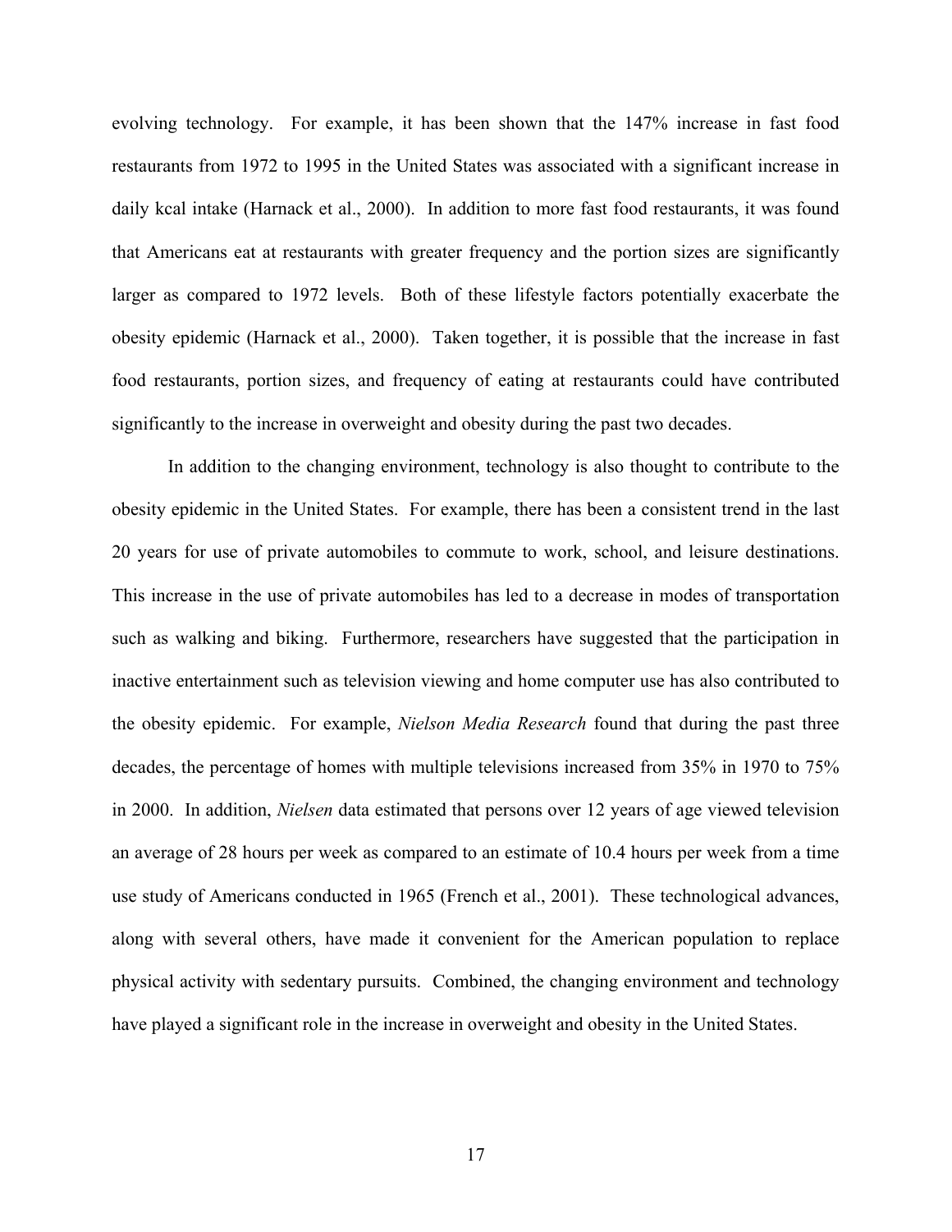evolving technology. For example, it has been shown that the 147% increase in fast food restaurants from 1972 to 1995 in the United States was associated with a significant increase in daily kcal intake (Harnack et al., 2000). In addition to more fast food restaurants, it was found that Americans eat at restaurants with greater frequency and the portion sizes are significantly larger as compared to 1972 levels. Both of these lifestyle factors potentially exacerbate the obesity epidemic (Harnack et al., 2000). Taken together, it is possible that the increase in fast food restaurants, portion sizes, and frequency of eating at restaurants could have contributed significantly to the increase in overweight and obesity during the past two decades.

In addition to the changing environment, technology is also thought to contribute to the obesity epidemic in the United States. For example, there has been a consistent trend in the last 20 years for use of private automobiles to commute to work, school, and leisure destinations. This increase in the use of private automobiles has led to a decrease in modes of transportation such as walking and biking. Furthermore, researchers have suggested that the participation in inactive entertainment such as television viewing and home computer use has also contributed to the obesity epidemic. For example, *Nielson Media Research* found that during the past three decades, the percentage of homes with multiple televisions increased from 35% in 1970 to 75% in 2000. In addition, *Nielsen* data estimated that persons over 12 years of age viewed television an average of 28 hours per week as compared to an estimate of 10.4 hours per week from a time use study of Americans conducted in 1965 (French et al., 2001). These technological advances, along with several others, have made it convenient for the American population to replace physical activity with sedentary pursuits. Combined, the changing environment and technology have played a significant role in the increase in overweight and obesity in the United States.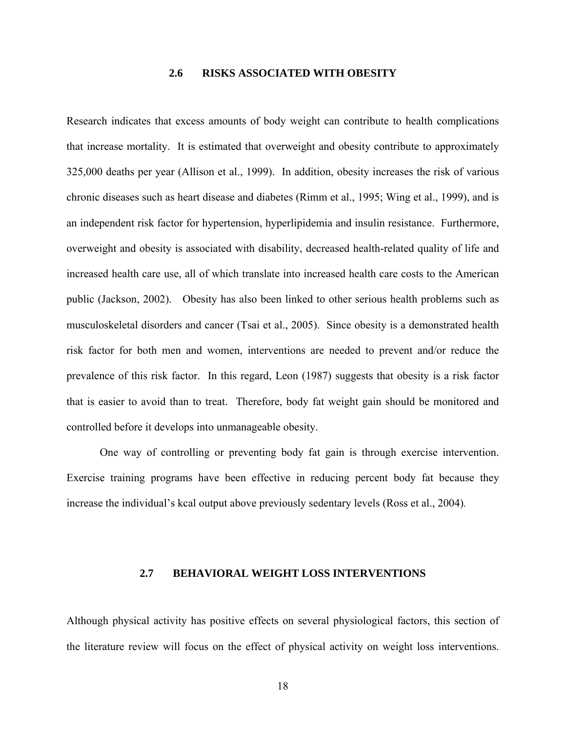## 2.6 RISKS ASSOCIATED WITH OBESITY

Research indicates that excess amounts of body weight can contribute to health complications that increase mortality. It is estimated that overweight and obesity contribute to approximately 325,000 deaths per year (Allison et al., 1999). In addition, obesity increases the risk of various chronic diseases such as heart disease and diabetes (Rimm et al., 1995; Wing et al., 1999), and is an independent risk factor for hypertension, hyperlipidemia and insulin resistance. Furthermore, overweight and obesity is associated with disability, decreased health-related quality of life and increased health care use, all of which translate into increased health care costs to the American public (Jackson, 2002). Obesity has also been linked to other serious health problems such as musculoskeletal disorders and cancer (Tsai et al., 2005). Since obesity is a demonstrated health risk factor for both men and women, interventions are needed to prevent and/or reduce the prevalence of this risk factor. In this regard, Leon (1987) suggests that obesity is a risk factor that is easier to avoid than to treat. Therefore, body fat weight gain should be monitored and controlled before it develops into unmanageable obesity.

One way of controlling or preventing body fat gain is through exercise intervention. Exercise training programs have been effective in reducing percent body fat because they increase the individual's kcal output above previously sedentary levels (Ross et al., 2004).

## 2.7 BEHAVIORAL WEIGHT LOSS INTERVENTIONS

Although physical activity has positive effects on several physiological factors, this section of the literature review will focus on the effect of physical activity on weight loss interventions.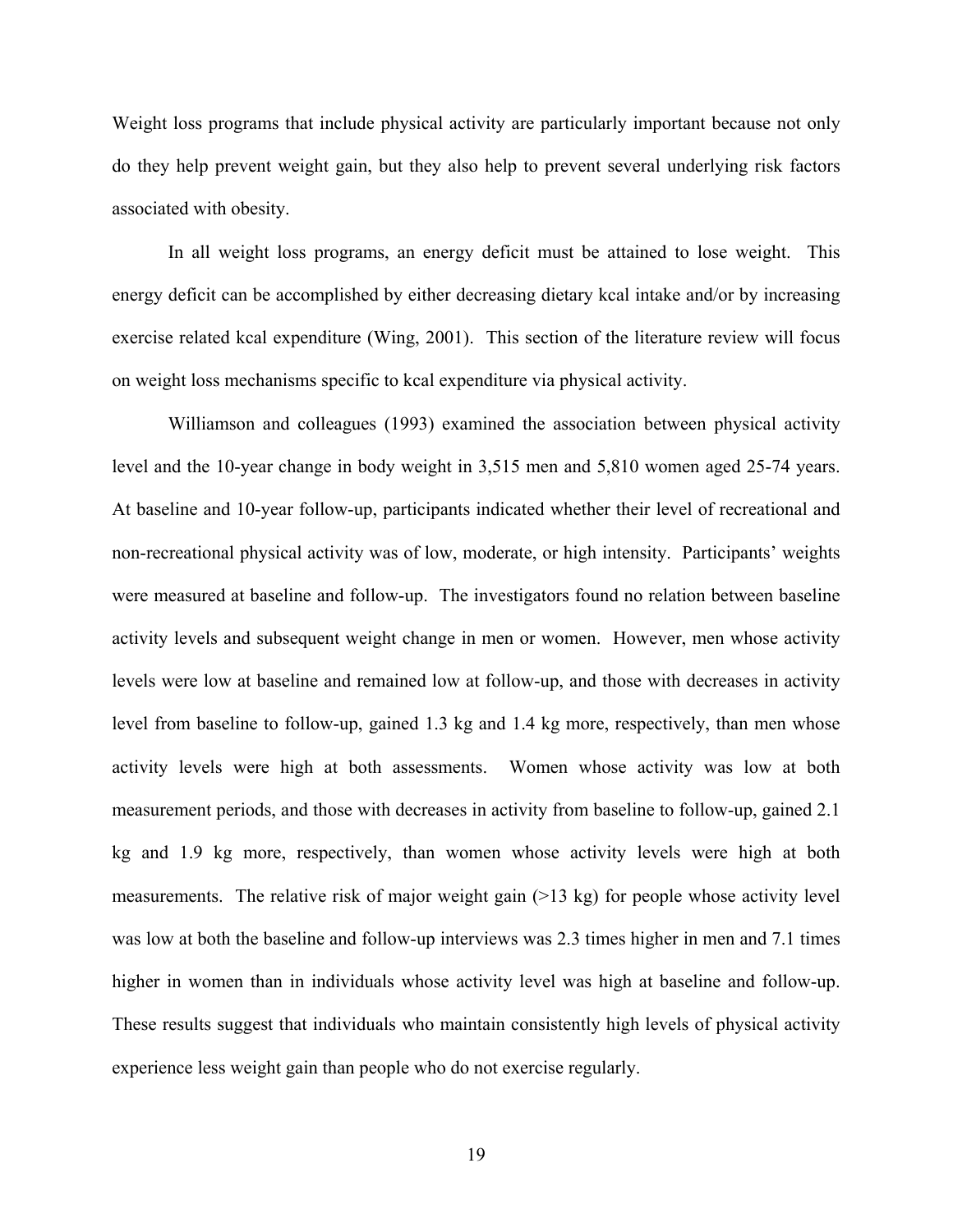Weight loss programs that include physical activity are particularly important because not only do they help prevent weight gain, but they also help to prevent several underlying risk factors associated with obesity.

In all weight loss programs, an energy deficit must be attained to lose weight. This energy deficit can be accomplished by either decreasing dietary kcal intake and/or by increasing exercise related kcal expenditure (Wing, 2001). This section of the literature review will focus on weight loss mechanisms specific to kcal expenditure via physical activity.

Williamson and colleagues (1993) examined the association between physical activity level and the 10-year change in body weight in 3,515 men and 5,810 women aged 25-74 years. At baseline and 10-year follow-up, participants indicated whether their level of recreational and non-recreational physical activity was of low, moderate, or high intensity. Participants' weights were measured at baseline and follow-up. The investigators found no relation between baseline activity levels and subsequent weight change in men or women. However, men whose activity levels were low at baseline and remained low at follow-up, and those with decreases in activity level from baseline to follow-up, gained 1.3 kg and 1.4 kg more, respectively, than men whose activity levels were high at both assessments. Women whose activity was low at both measurement periods, and those with decreases in activity from baseline to follow-up, gained 2.1 kg and 1.9 kg more, respectively, than women whose activity levels were high at both measurements. The relative risk of major weight gain (>13 kg) for people whose activity level was low at both the baseline and follow-up interviews was 2.3 times higher in men and 7.1 times higher in women than in individuals whose activity level was high at baseline and follow-up. These results suggest that individuals who maintain consistently high levels of physical activity experience less weight gain than people who do not exercise regularly.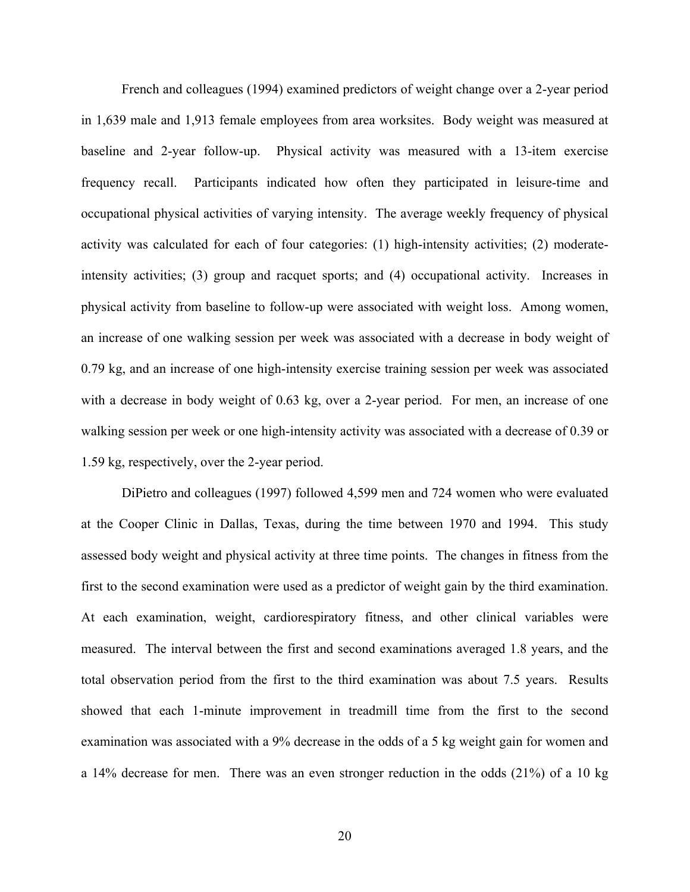French and colleagues (1994) examined predictors of weight change over a 2-year period in 1,639 male and 1,913 female employees from area worksites. Body weight was measured at baseline and 2-year follow-up. Physical activity was measured with a 13-item exercise frequency recall. Participants indicated how often they participated in leisure-time and occupational physical activities of varying intensity. The average weekly frequency of physical activity was calculated for each of four categories: (1) high-intensity activities; (2) moderate-intensity activities; (3) group and racquet sports; and (4) occupational activity. Increases in physical activity from baseline to follow-up were associated with weight loss. Among women, an increase of one walking session per week was associated with a decrease in body weight of 0.79 kg, and an increase of one high-intensity exercise training session per week was associated with a decrease in body weight of 0.63 kg, over a 2-year period. For men, an increase of one walking session per week or one high-intensity activity was associated with a decrease of 0.39 or 1.59 kg, respectively, over the 2-year period.

DiPietro and colleagues (1997) followed 4,599 men and 724 women who were evaluated at the Cooper Clinic in Dallas, Texas, during the time between 1970 and 1994. This study assessed body weight and physical activity at three time points. The changes in fitness from the first to the second examination were used as a predictor of weight gain by the third examination. At each examination, weight, cardiorespiratory fitness, and other clinical variables were measured. The interval between the first and second examinations averaged 1.8 years, and the total observation period from the first to the third examination was about 7.5 years. Results showed that each 1-minute improvement in treadmill time from the first to the second examination was associated with a 9% decrease in the odds of a 5 kg weight gain for women and a 14% decrease for men. There was an even stronger reduction in the odds (21%) of a 10 kg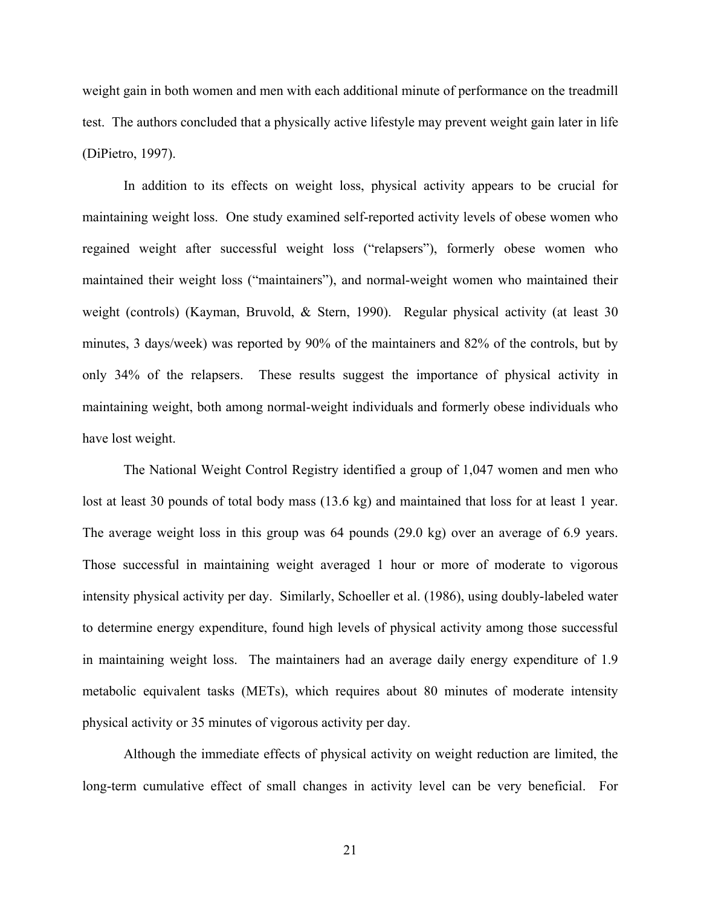weight gain in both women and men with each additional minute of performance on the treadmill test. The authors concluded that a physically active lifestyle may prevent weight gain later in life (DiPietro, 1997).

In addition to its effects on weight loss, physical activity appears to be crucial for maintaining weight loss. One study examined self-reported activity levels of obese women who regained weight after successful weight loss ("relapsers"), formerly obese women who maintained their weight loss ("maintainers"), and normal-weight women who maintained their weight (controls) (Kayman, Bruvold, & Stern, 1990). Regular physical activity (at least 30 minutes, 3 days/week) was reported by 90% of the maintainers and 82% of the controls, but by only 34% of the relapsers. These results suggest the importance of physical activity in maintaining weight, both among normal-weight individuals and formerly obese individuals who have lost weight.

The National Weight Control Registry identified a group of 1,047 women and men who lost at least 30 pounds of total body mass (13.6 kg) and maintained that loss for at least 1 year. The average weight loss in this group was 64 pounds (29.0 kg) over an average of 6.9 years. Those successful in maintaining weight averaged 1 hour or more of moderate to vigorous intensity physical activity per day. Similarly, Schoeller et al. (1986), using doubly-labeled water to determine energy expenditure, found high levels of physical activity among those successful in maintaining weight loss. The maintainers had an average daily energy expenditure of 1.9 metabolic equivalent tasks (METs), which requires about 80 minutes of moderate intensity physical activity or 35 minutes of vigorous activity per day.

Although the immediate effects of physical activity on weight reduction are limited, the long-term cumulative effect of small changes in activity level can be very beneficial. For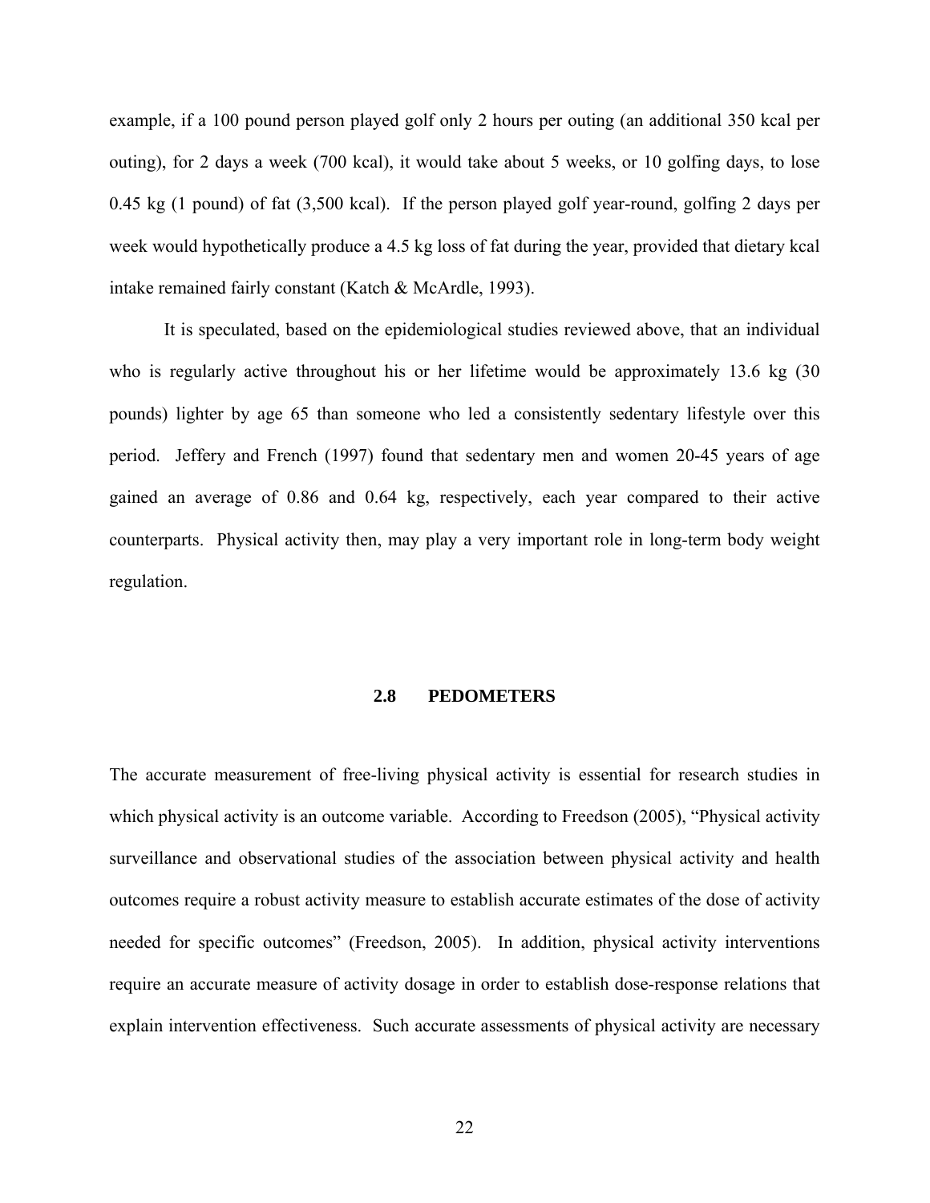example, if a 100 pound person played golf only 2 hours per outing (an additional 350 kcal per outing), for 2 days a week (700 kcal), it would take about 5 weeks, or 10 golfing days, to lose 0.45 kg (1 pound) of fat (3,500 kcal). If the person played golf year-round, golfing 2 days per week would hypothetically produce a 4.5 kg loss of fat during the year, provided that dietary kcal intake remained fairly constant (Katch & McArdle, 1993).

It is speculated, based on the epidemiological studies reviewed above, that an individual who is regularly active throughout his or her lifetime would be approximately 13.6 kg (30 pounds) lighter by age 65 than someone who led a consistently sedentary lifestyle over this period. Jeffery and French (1997) found that sedentary men and women 20-45 years of age gained an average of 0.86 and 0.64 kg, respectively, each year compared to their active counterparts. Physical activity then, may play a very important role in long-term body weight regulation.

## 2.8 PEDOMETERS

The accurate measurement of free-living physical activity is essential for research studies in which physical activity is an outcome variable. According to Freedson (2005), "Physical activity surveillance and observational studies of the association between physical activity and health outcomes require a robust activity measure to establish accurate estimates of the dose of activity needed for specific outcomes" (Freedson, 2005). In addition, physical activity interventions require an accurate measure of activity dosage in order to establish dose-response relations that explain intervention effectiveness. Such accurate assessments of physical activity are necessary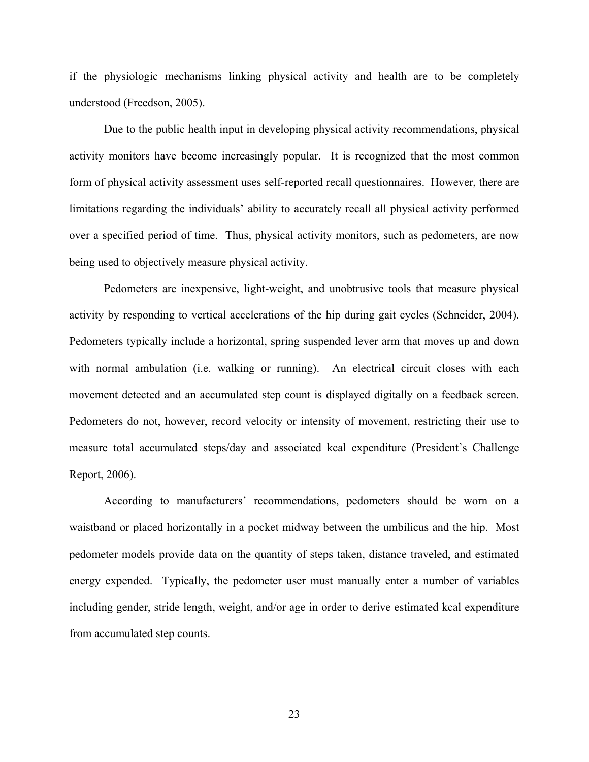if the physiologic mechanisms linking physical activity and health are to be completely understood (Freedson, 2005).

Due to the public health input in developing physical activity recommendations, physical activity monitors have become increasingly popular. It is recognized that the most common form of physical activity assessment uses self-reported recall questionnaires. However, there are limitations regarding the individuals' ability to accurately recall all physical activity performed over a specified period of time. Thus, physical activity monitors, such as pedometers, are now being used to objectively measure physical activity.

Pedometers are inexpensive, light-weight, and unobtrusive tools that measure physical activity by responding to vertical accelerations of the hip during gait cycles (Schneider, 2004). Pedometers typically include a horizontal, spring suspended lever arm that moves up and down with normal ambulation (i.e. walking or running). An electrical circuit closes with each movement detected and an accumulated step count is displayed digitally on a feedback screen. Pedometers do not, however, record velocity or intensity of movement, restricting their use to measure total accumulated steps/day and associated kcal expenditure (President's Challenge Report, 2006).

According to manufacturers' recommendations, pedometers should be worn on a waistband or placed horizontally in a pocket midway between the umbilicus and the hip. Most pedometer models provide data on the quantity of steps taken, distance traveled, and estimated energy expended. Typically, the pedometer user must manually enter a number of variables including gender, stride length, weight, and/or age in order to derive estimated kcal expenditure from accumulated step counts.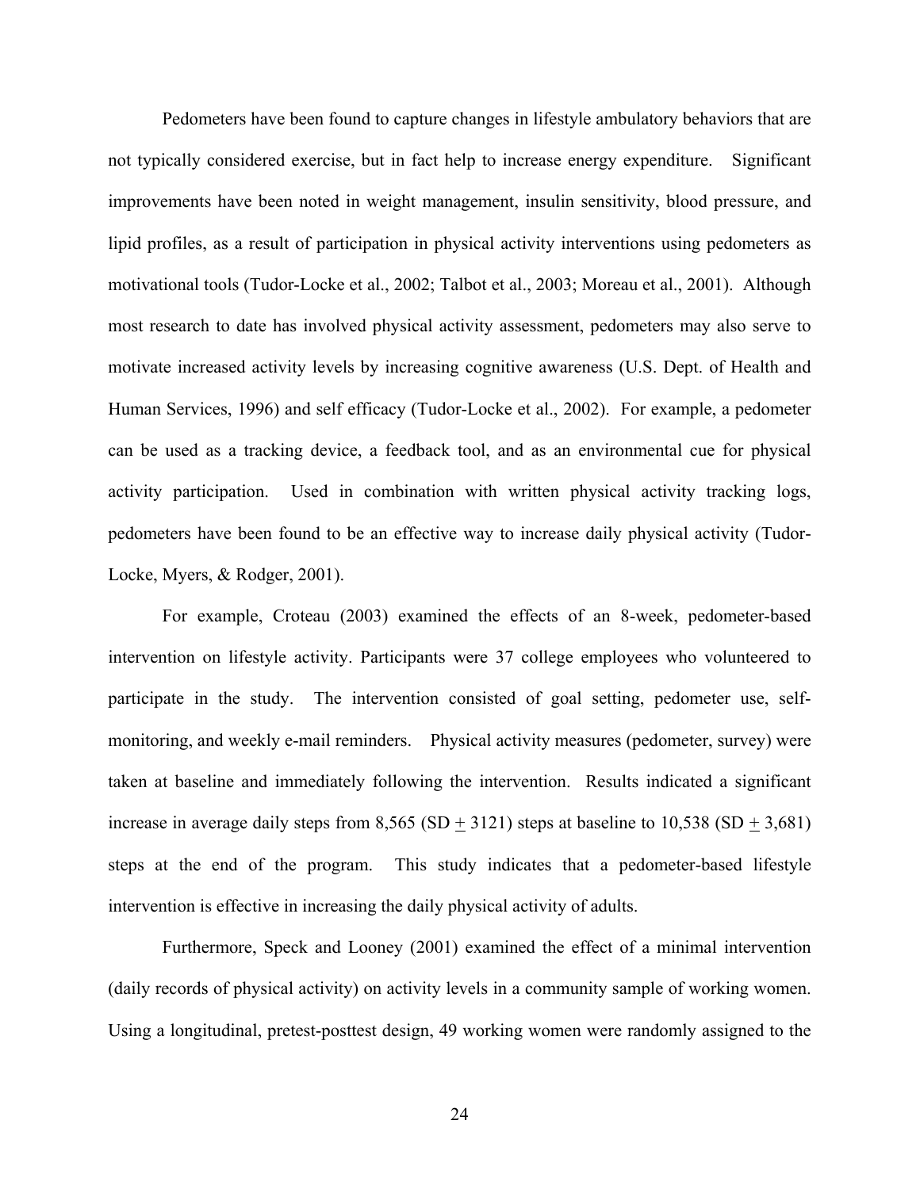Pedometers have been found to capture changes in lifestyle ambulatory behaviors that are not typically considered exercise, but in fact help to increase energy expenditure. Significant improvements have been noted in weight management, insulin sensitivity, blood pressure, and lipid profiles, as a result of participation in physical activity interventions using pedometers as motivational tools (Tudor-Locke et al., 2002; Talbot et al., 2003; Moreau et al., 2001). Although most research to date has involved physical activity assessment, pedometers may also serve to motivate increased activity levels by increasing cognitive awareness (U.S. Dept. of Health and Human Services, 1996) and self efficacy (Tudor-Locke et al., 2002). For example, a pedometer can be used as a tracking device, a feedback tool, and as an environmental cue for physical activity participation. Used in combination with written physical activity tracking logs, pedometers have been found to be an effective way to increase daily physical activity (Tudor-Locke, Myers, & Rodger, 2001).

For example, Croteau (2003) examined the effects of an 8-week, pedometer-based intervention on lifestyle activity. Participants were 37 college employees who volunteered to participate in the study. The intervention consisted of goal setting, pedometer use, self-monitoring, and weekly e-mail reminders. Physical activity measures (pedometer, survey) were taken at baseline and immediately following the intervention. Results indicated a significant increase in average daily steps from 8,565 (SD $\pm$ 3121) steps at baseline to 10,538 (SD $\pm$ 3,681) steps at the end of the program. This study indicates that a pedometer-based lifestyle intervention is effective in increasing the daily physical activity of adults.

Furthermore, Speck and Looney (2001) examined the effect of a minimal intervention (daily records of physical activity) on activity levels in a community sample of working women. Using a longitudinal, pretest-posttest design, 49 working women were randomly assigned to the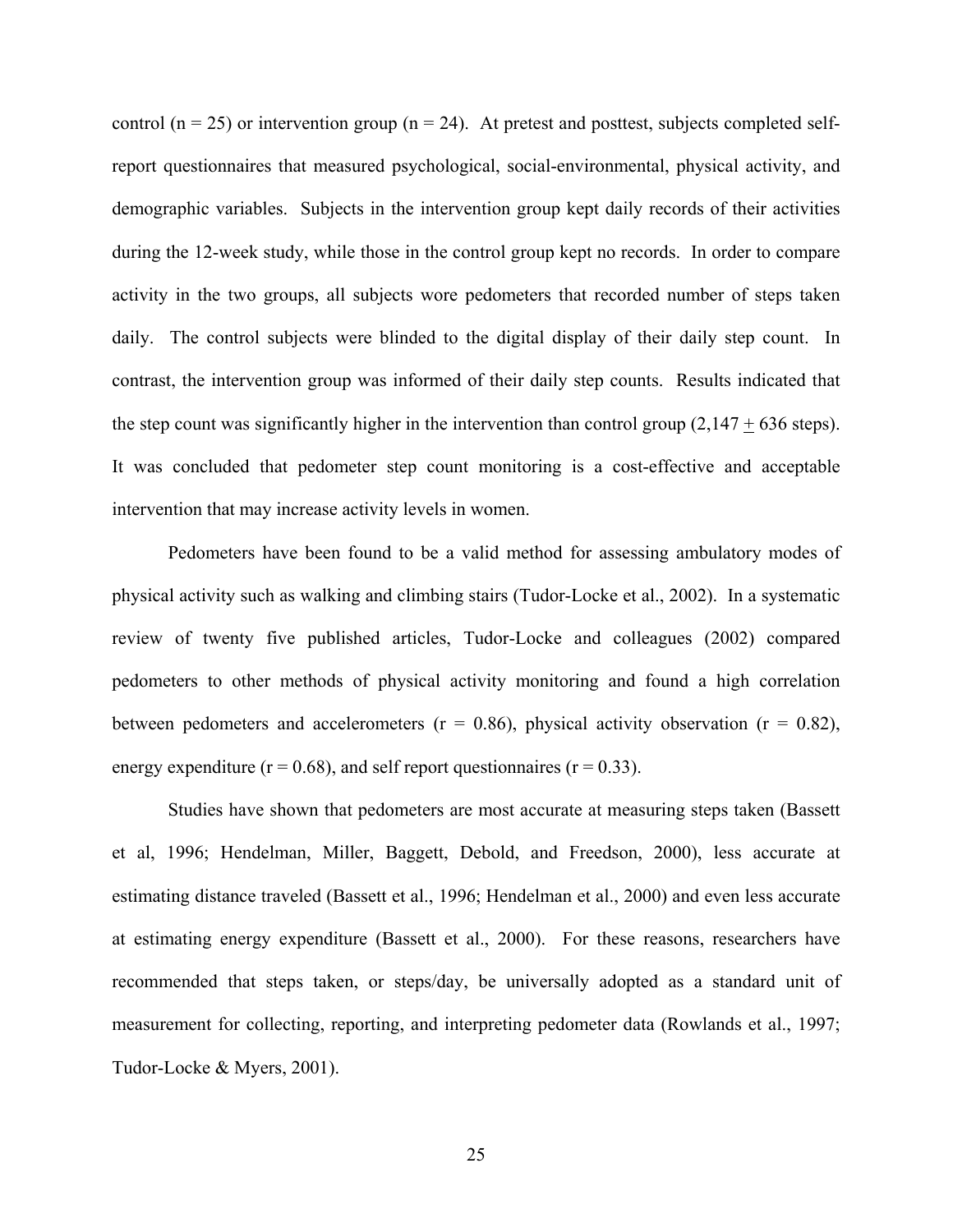control (n = 25) or intervention group (n = 24). At pretest and posttest, subjects completed self-report questionnaires that measured psychological, social-environmental, physical activity, and demographic variables. Subjects in the intervention group kept daily records of their activities during the 12-week study, while those in the control group kept no records. In order to compare activity in the two groups, all subjects wore pedometers that recorded number of steps taken daily. The control subjects were blinded to the digital display of their daily step count. In contrast, the intervention group was informed of their daily step counts. Results indicated that the step count was significantly higher in the intervention than control group (2,147 $\pm$ 636 steps). It was concluded that pedometer step count monitoring is a cost-effective and acceptable intervention that may increase activity levels in women.

Pedometers have been found to be a valid method for assessing ambulatory modes of physical activity such as walking and climbing stairs (Tudor-Locke et al., 2002). In a systematic review of twenty five published articles, Tudor-Locke and colleagues (2002) compared pedometers to other methods of physical activity monitoring and found a high correlation between pedometers and accelerometers (r = 0.86), physical activity observation (r = 0.82), energy expenditure (r = 0.68), and self report questionnaires (r = 0.33).

Studies have shown that pedometers are most accurate at measuring steps taken (Bassett et al, 1996; Hendelman, Miller, Baggett, Debold, and Freedson, 2000), less accurate at estimating distance traveled (Bassett et al., 1996; Hendelman et al., 2000) and even less accurate at estimating energy expenditure (Bassett et al., 2000). For these reasons, researchers have recommended that steps taken, or steps/day, be universally adopted as a standard unit of measurement for collecting, reporting, and interpreting pedometer data (Rowlands et al., 1997; Tudor-Locke & Myers, 2001).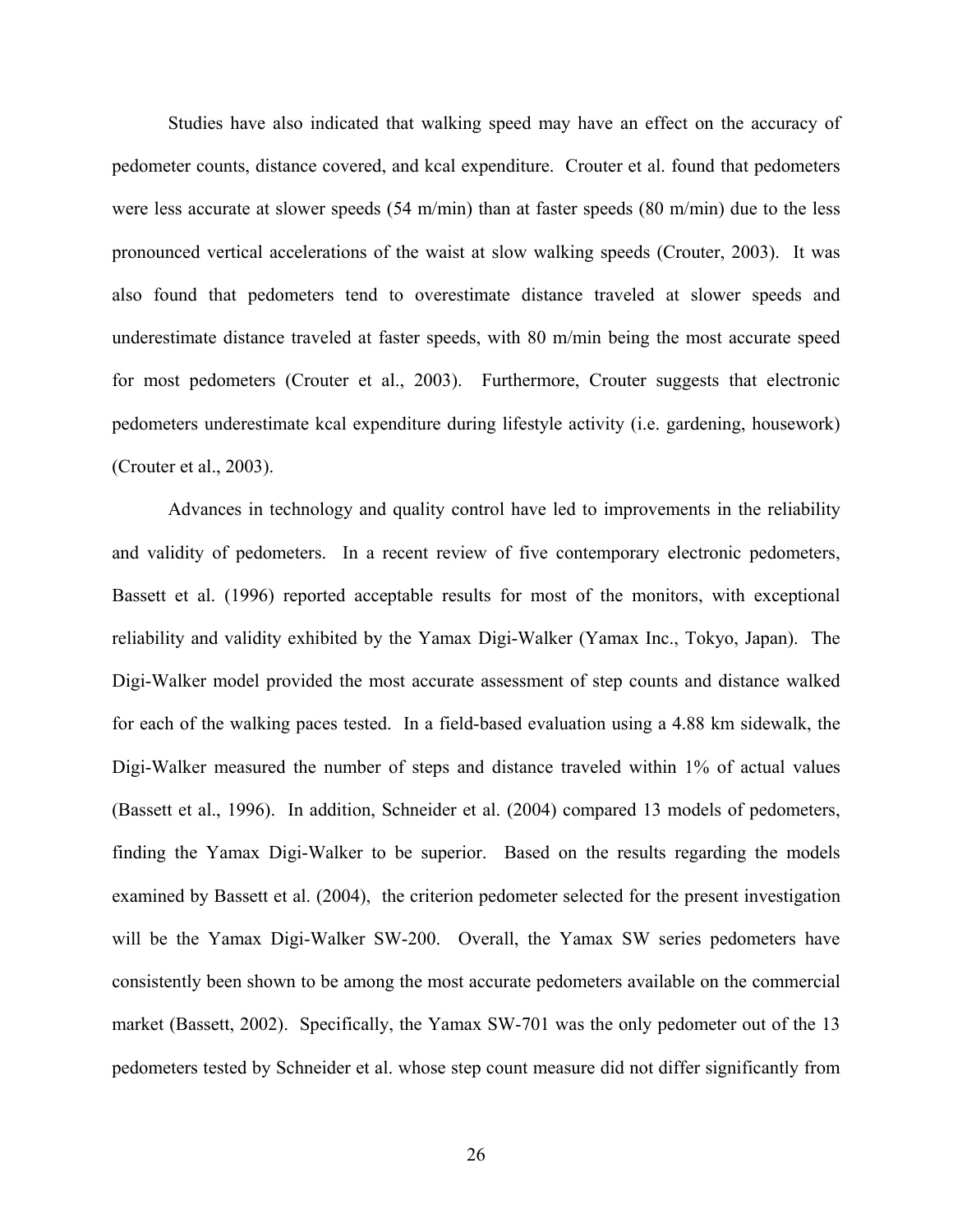Studies have also indicated that walking speed may have an effect on the accuracy of pedometer counts, distance covered, and kcal expenditure. Crouter et al. found that pedometers were less accurate at slower speeds (54 m/min) than at faster speeds (80 m/min) due to the less pronounced vertical accelerations of the waist at slow walking speeds (Crouter, 2003). It was also found that pedometers tend to overestimate distance traveled at slower speeds and underestimate distance traveled at faster speeds, with 80 m/min being the most accurate speed for most pedometers (Crouter et al., 2003). Furthermore, Crouter suggests that electronic pedometers underestimate kcal expenditure during lifestyle activity (i.e. gardening, housework) (Crouter et al., 2003).

Advances in technology and quality control have led to improvements in the reliability and validity of pedometers. In a recent review of five contemporary electronic pedometers, Bassett et al. (1996) reported acceptable results for most of the monitors, with exceptional reliability and validity exhibited by the Yamax Digi-Walker (Yamax Inc., Tokyo, Japan). The Digi-Walker model provided the most accurate assessment of step counts and distance walked for each of the walking paces tested. In a field-based evaluation using a 4.88 km sidewalk, the Digi-Walker measured the number of steps and distance traveled within 1% of actual values (Bassett et al., 1996). In addition, Schneider et al. (2004) compared 13 models of pedometers, finding the Yamax Digi-Walker to be superior. Based on the results regarding the models examined by Bassett et al. (2004), the criterion pedometer selected for the present investigation will be the Yamax Digi-Walker SW-200. Overall, the Yamax SW series pedometers have consistently been shown to be among the most accurate pedometers available on the commercial market (Bassett, 2002). Specifically, the Yamax SW-701 was the only pedometer out of the 13 pedometers tested by Schneider et al. whose step count measure did not differ significantly from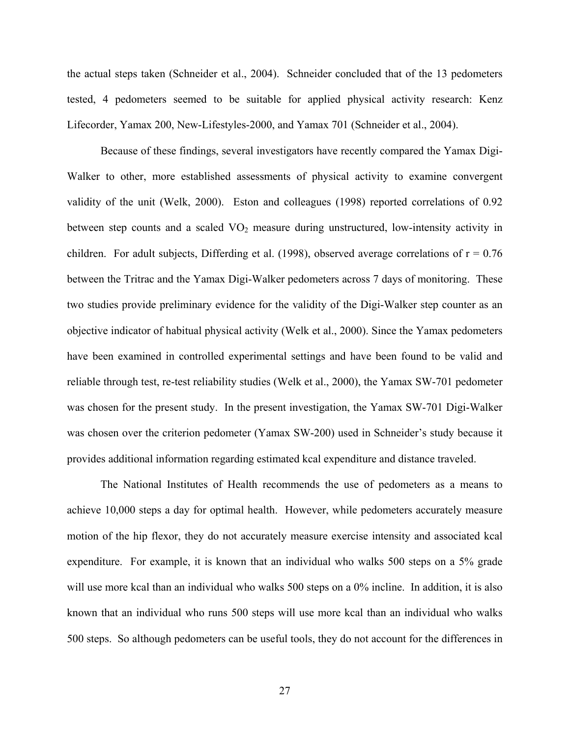the actual steps taken (Schneider et al., 2004). Schneider concluded that of the 13 pedometers tested, 4 pedometers seemed to be suitable for applied physical activity research: Kenz Lifecorder, Yamax 200, New-Lifestyles-2000, and Yamax 701 (Schneider et al., 2004).

Because of these findings, several investigators have recently compared the Yamax Digi-Walker to other, more established assessments of physical activity to examine convergent validity of the unit (Welk, 2000). Eston and colleagues (1998) reported correlations of 0.92 between step counts and a scaled $VO_2$ measure during unstructured, low-intensity activity in children. For adult subjects, Differding et al. (1998), observed average correlations of $r = 0.76$ between the Tritrac and the Yamax Digi-Walker pedometers across 7 days of monitoring. These two studies provide preliminary evidence for the validity of the Digi-Walker step counter as an objective indicator of habitual physical activity (Welk et al., 2000). Since the Yamax pedometers have been examined in controlled experimental settings and have been found to be valid and reliable through test, re-test reliability studies (Welk et al., 2000), the Yamax SW-701 pedometer was chosen for the present study. In the present investigation, the Yamax SW-701 Digi-Walker was chosen over the criterion pedometer (Yamax SW-200) used in Schneider's study because it provides additional information regarding estimated kcal expenditure and distance traveled.

The National Institutes of Health recommends the use of pedometers as a means to achieve 10,000 steps a day for optimal health. However, while pedometers accurately measure motion of the hip flexor, they do not accurately measure exercise intensity and associated kcal expenditure. For example, it is known that an individual who walks 500 steps on a 5% grade will use more kcal than an individual who walks 500 steps on a 0% incline. In addition, it is also known that an individual who runs 500 steps will use more kcal than an individual who walks 500 steps. So although pedometers can be useful tools, they do not account for the differences in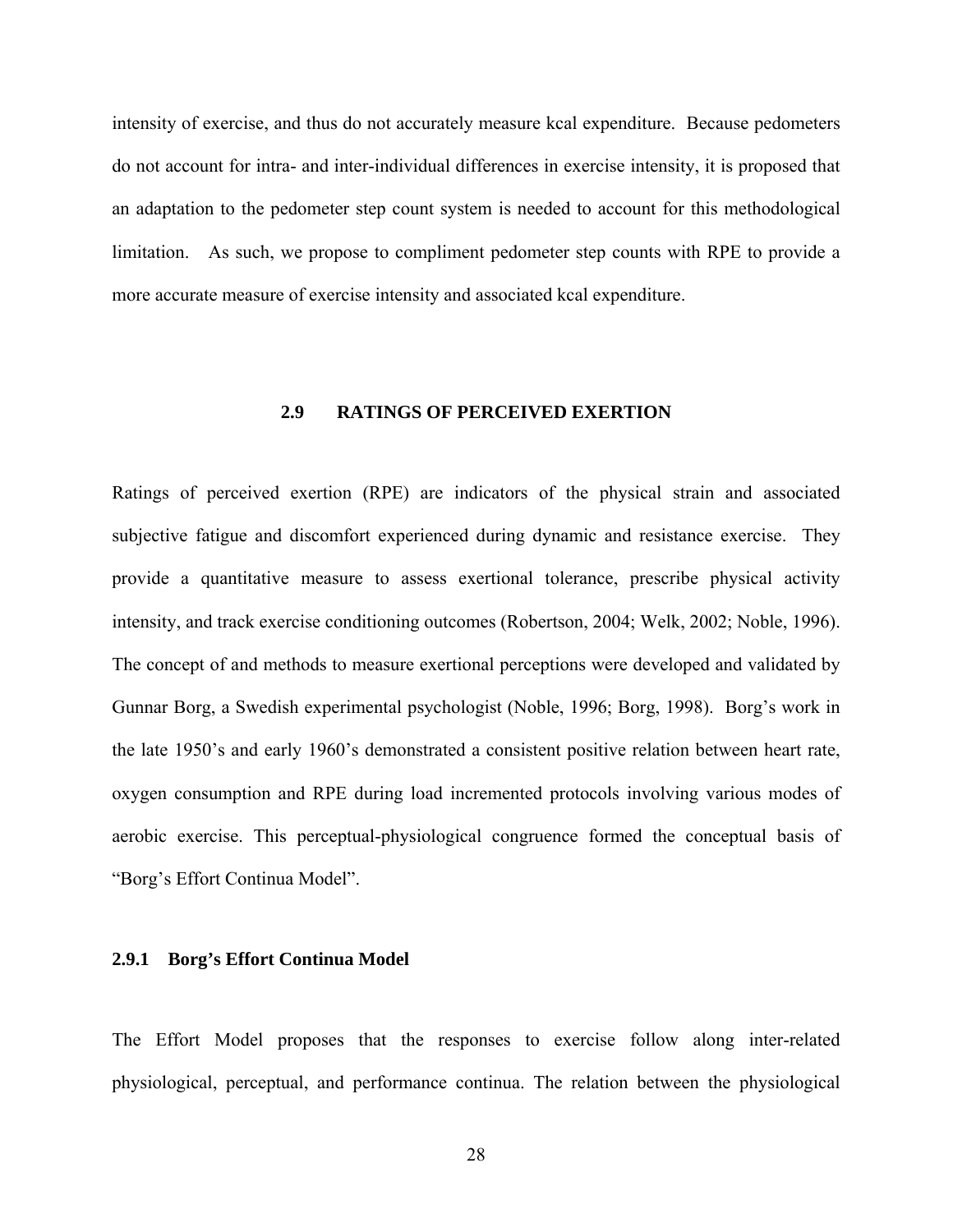intensity of exercise, and thus do not accurately measure kcal expenditure. Because pedometers do not account for intra- and inter-individual differences in exercise intensity, it is proposed that an adaptation to the pedometer step count system is needed to account for this methodological limitation. As such, we propose to compliment pedometer step counts with RPE to provide a more accurate measure of exercise intensity and associated kcal expenditure.

## 2.9 RATINGS OF PERCEIVED EXERTION

Ratings of perceived exertion (RPE) are indicators of the physical strain and associated subjective fatigue and discomfort experienced during dynamic and resistance exercise. They provide a quantitative measure to assess exertional tolerance, prescribe physical activity intensity, and track exercise conditioning outcomes (Robertson, 2004; Welk, 2002; Noble, 1996). The concept of and methods to measure exertional perceptions were developed and validated by Gunnar Borg, a Swedish experimental psychologist (Noble, 1996; Borg, 1998). Borg's work in the late 1950's and early 1960's demonstrated a consistent positive relation between heart rate, oxygen consumption and RPE during load incremented protocols involving various modes of aerobic exercise. This perceptual-physiological congruence formed the conceptual basis of "Borg's Effort Continua Model".

### 2.9.1 Borg's Effort Continua Model

The Effort Model proposes that the responses to exercise follow along inter-related physiological, perceptual, and performance continua. The relation between the physiological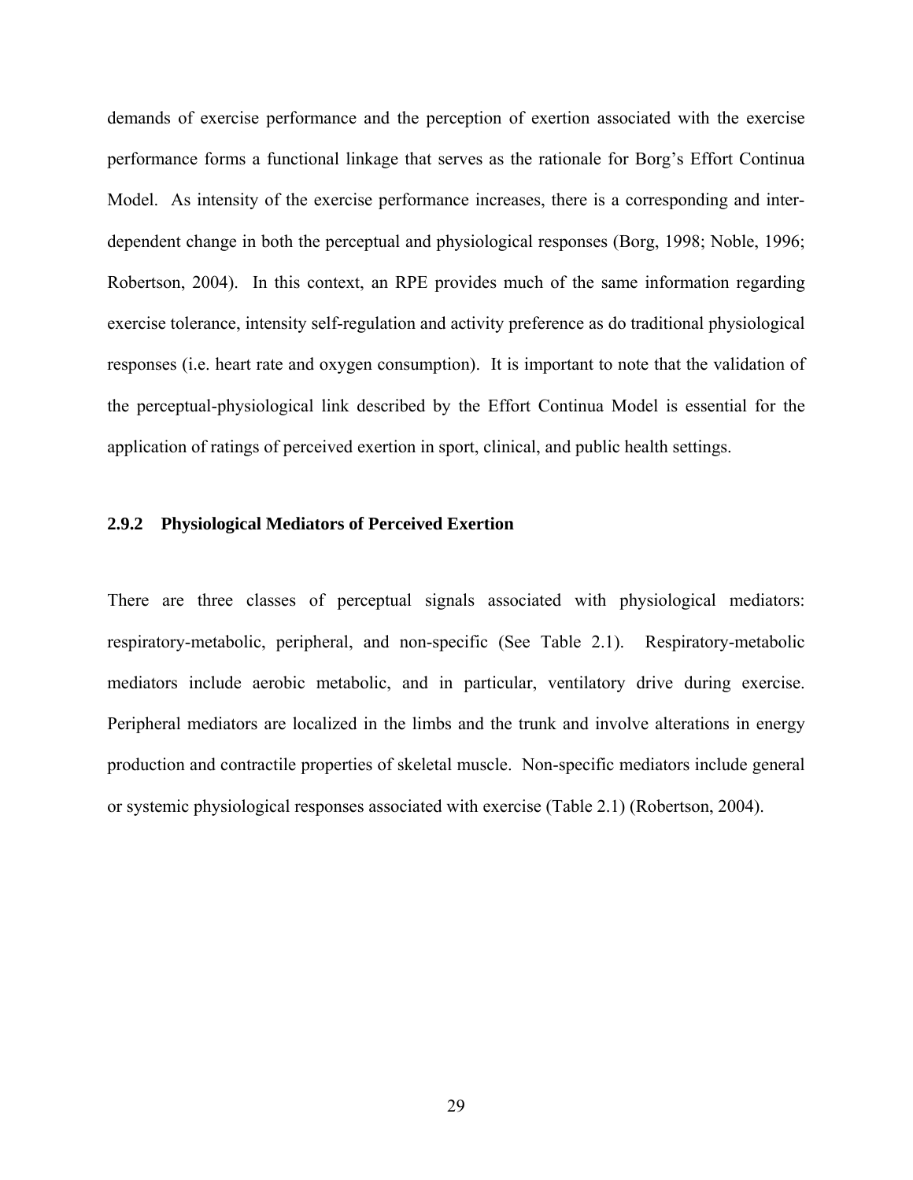demands of exercise performance and the perception of exertion associated with the exercise performance forms a functional linkage that serves as the rationale for Borg's Effort Continua Model. As intensity of the exercise performance increases, there is a corresponding and inter-dependent change in both the perceptual and physiological responses (Borg, 1998; Noble, 1996; Robertson, 2004). In this context, an RPE provides much of the same information regarding exercise tolerance, intensity self-regulation and activity preference as do traditional physiological responses (i.e. heart rate and oxygen consumption). It is important to note that the validation of the perceptual-physiological link described by the Effort Continua Model is essential for the application of ratings of perceived exertion in sport, clinical, and public health settings.

### 2.9.2 Physiological Mediators of Perceived Exertion

There are three classes of perceptual signals associated with physiological mediators: respiratory-metabolic, peripheral, and non-specific (See Table 2.1). Respiratory-metabolic mediators include aerobic metabolic, and in particular, ventilatory drive during exercise. Peripheral mediators are localized in the limbs and the trunk and involve alterations in energy production and contractile properties of skeletal muscle. Non-specific mediators include general or systemic physiological responses associated with exercise (Table 2.1) (Robertson, 2004).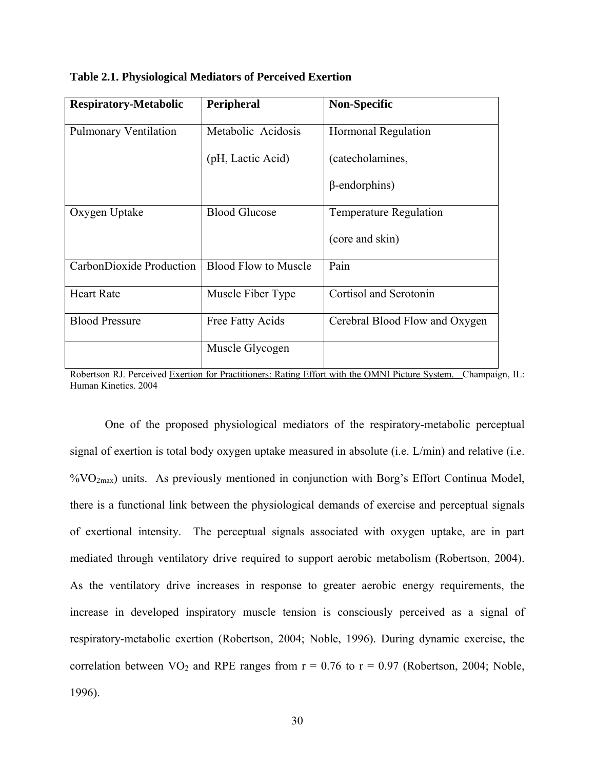**Table 2.1. Physiological Mediators of Perceived Exertion**

| **Respiratory-Metabolic** | **Peripheral** | **Non-Specific** |
|---|---|---|
| Pulmonary Ventilation | Metabolic Acidosis (pH, Lactic Acid) | Hormonal Regulation (catecholamines, β-endorphins) |
| Oxygen Uptake | Blood Glucose | Temperature Regulation (core and skin) |
| CarbonDioxide Production | Blood Flow to Muscle | Pain |
| Heart Rate | Muscle Fiber Type | Cortisol and Serotonin |
| Blood Pressure | Free Fatty Acids | Cerebral Blood Flow and Oxygen |
| | Muscle Glycogen | |

Robertson RJ. Perceived Exertion for Practitioners: Rating Effort with the OMNI Picture System. Champaign, IL: Human Kinetics. 2004

One of the proposed physiological mediators of the respiratory-metabolic perceptual signal of exertion is total body oxygen uptake measured in absolute (i.e. L/min) and relative (i.e. $\%VO_{2max}$) units. As previously mentioned in conjunction with Borg's Effort Continua Model, there is a functional link between the physiological demands of exercise and perceptual signals of exertional intensity. The perceptual signals associated with oxygen uptake, are in part mediated through ventilatory drive required to support aerobic metabolism (Robertson, 2004). As the ventilatory drive increases in response to greater aerobic energy requirements, the increase in developed inspiratory muscle tension is consciously perceived as a signal of respiratory-metabolic exertion (Robertson, 2004; Noble, 1996). During dynamic exercise, the correlation between $VO_2$ and RPE ranges from $r = 0.76$ to $r = 0.97$ (Robertson, 2004; Noble, 1996).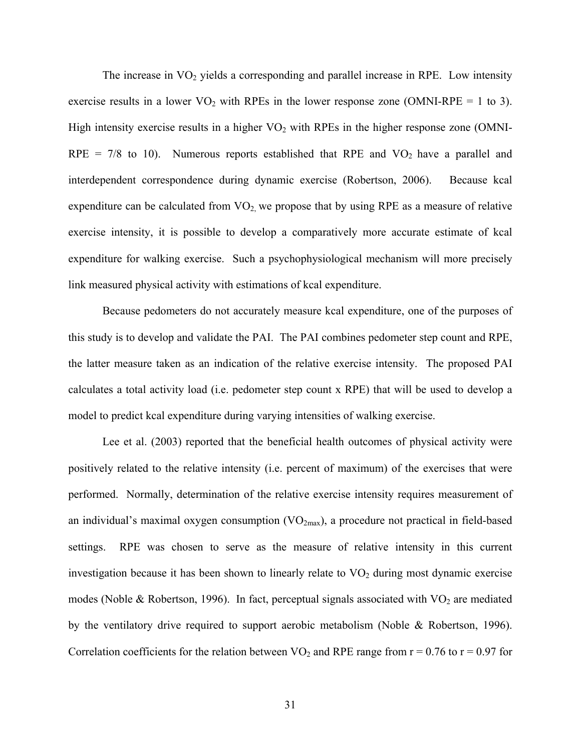The increase in $VO_2$ yields a corresponding and parallel increase in RPE. Low intensity exercise results in a lower $VO_2$ with RPEs in the lower response zone (OMNI-RPE = 1 to 3). High intensity exercise results in a higher $VO_2$ with RPEs in the higher response zone (OMNI-RPE = 7/8 to 10). Numerous reports established that RPE and $VO_2$ have a parallel and interdependent correspondence during dynamic exercise (Robertson, 2006). Because kcal expenditure can be calculated from $VO_2$, we propose that by using RPE as a measure of relative exercise intensity, it is possible to develop a comparatively more accurate estimate of kcal expenditure for walking exercise. Such a psychophysiological mechanism will more precisely link measured physical activity with estimations of kcal expenditure.

Because pedometers do not accurately measure kcal expenditure, one of the purposes of this study is to develop and validate the PAI. The PAI combines pedometer step count and RPE, the latter measure taken as an indication of the relative exercise intensity. The proposed PAI calculates a total activity load (i.e. pedometer step count x RPE) that will be used to develop a model to predict kcal expenditure during varying intensities of walking exercise.

Lee et al. (2003) reported that the beneficial health outcomes of physical activity were positively related to the relative intensity (i.e. percent of maximum) of the exercises that were performed. Normally, determination of the relative exercise intensity requires measurement of an individual's maximal oxygen consumption ($VO_{2max}$), a procedure not practical in field-based settings. RPE was chosen to serve as the measure of relative intensity in this current investigation because it has been shown to linearly relate to $VO_2$ during most dynamic exercise modes (Noble & Robertson, 1996). In fact, perceptual signals associated with $VO_2$ are mediated by the ventilatory drive required to support aerobic metabolism (Noble & Robertson, 1996). Correlation coefficients for the relation between $VO_2$ and RPE range from $r = 0.76$ to $r = 0.97$ for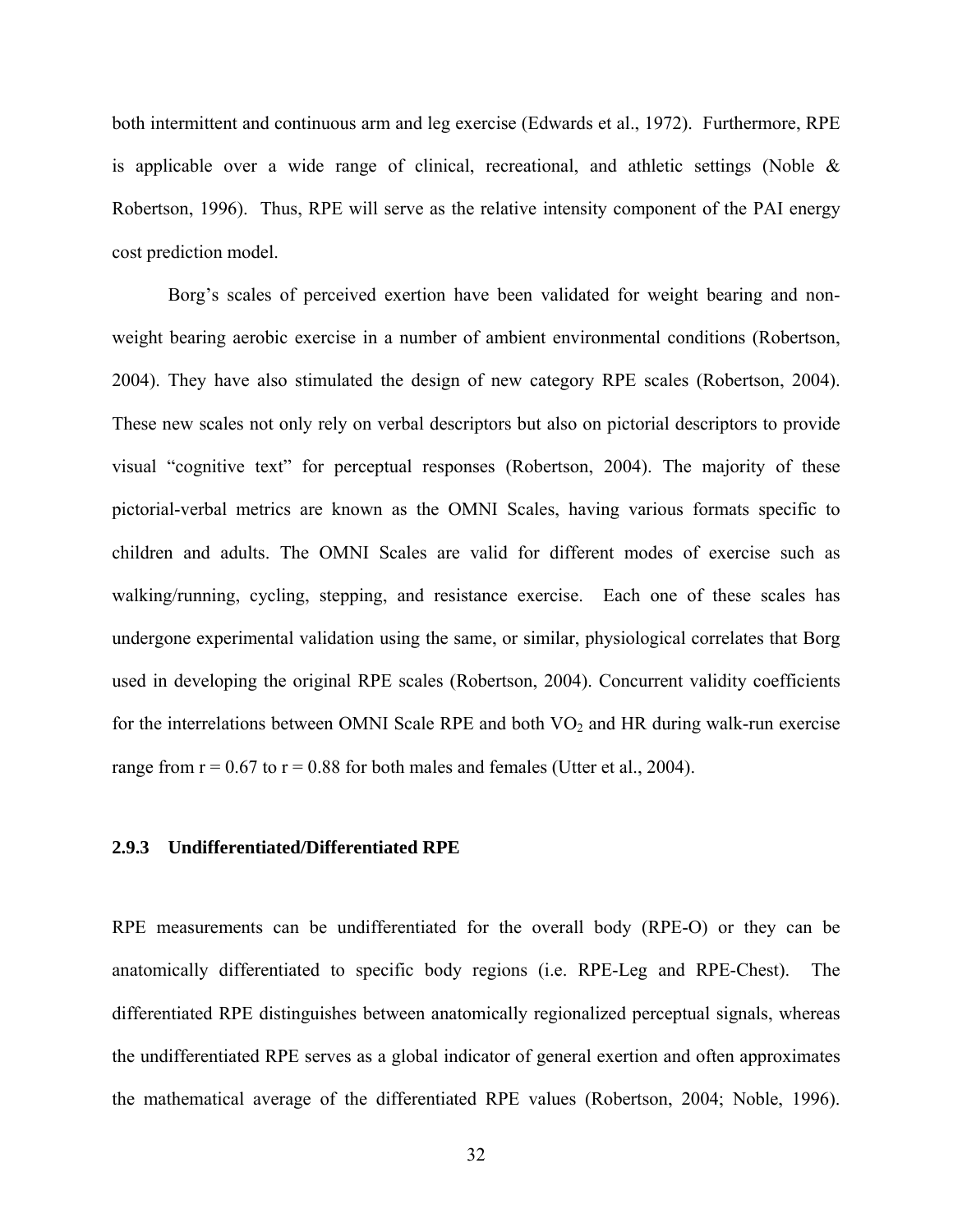both intermittent and continuous arm and leg exercise (Edwards et al., 1972). Furthermore, RPE is applicable over a wide range of clinical, recreational, and athletic settings (Noble & Robertson, 1996). Thus, RPE will serve as the relative intensity component of the PAI energy cost prediction model.

Borg's scales of perceived exertion have been validated for weight bearing and non-weight bearing aerobic exercise in a number of ambient environmental conditions (Robertson, 2004). They have also stimulated the design of new category RPE scales (Robertson, 2004). These new scales not only rely on verbal descriptors but also on pictorial descriptors to provide visual "cognitive text" for perceptual responses (Robertson, 2004). The majority of these pictorial-verbal metrics are known as the OMNI Scales, having various formats specific to children and adults. The OMNI Scales are valid for different modes of exercise such as walking/running, cycling, stepping, and resistance exercise. Each one of these scales has undergone experimental validation using the same, or similar, physiological correlates that Borg used in developing the original RPE scales (Robertson, 2004). Concurrent validity coefficients for the interrelations between OMNI Scale RPE and both $VO_2$ and HR during walk-run exercise range from $r = 0.67$ to $r = 0.88$ for both males and females (Utter et al., 2004).

### 2.9.3 Undifferentiated/Differentiated RPE

RPE measurements can be undifferentiated for the overall body (RPE-O) or they can be anatomically differentiated to specific body regions (i.e. RPE-Leg and RPE-Chest). The differentiated RPE distinguishes between anatomically regionalized perceptual signals, whereas the undifferentiated RPE serves as a global indicator of general exertion and often approximates the mathematical average of the differentiated RPE values (Robertson, 2004; Noble, 1996).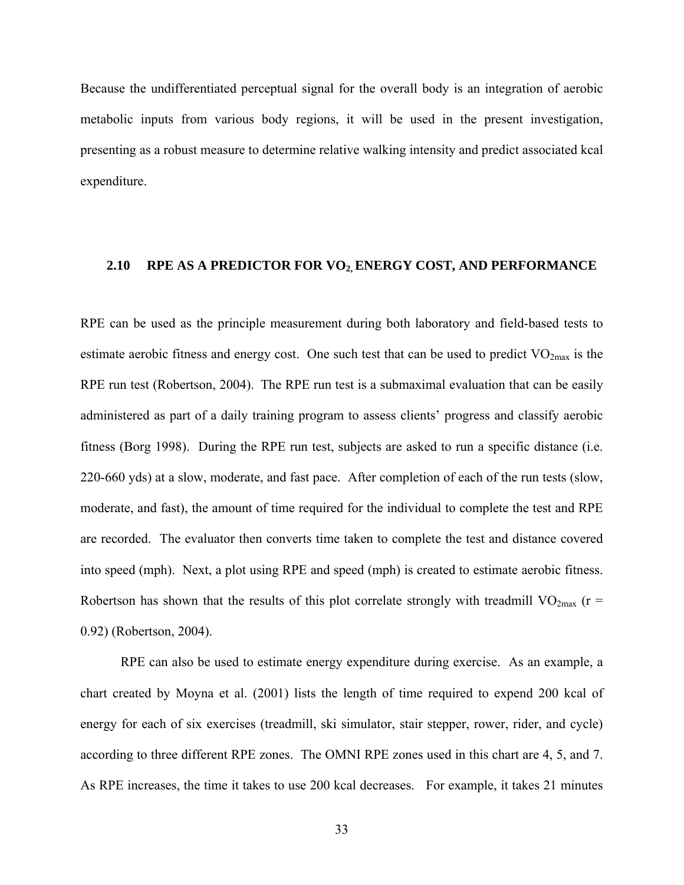Because the undifferentiated perceptual signal for the overall body is an integration of aerobic metabolic inputs from various body regions, it will be used in the present investigation, presenting as a robust measure to determine relative walking intensity and predict associated kcal expenditure.

## 2.10 RPE AS A PREDICTOR FOR $VO_2$, ENERGY COST, AND PERFORMANCE

RPE can be used as the principle measurement during both laboratory and field-based tests to estimate aerobic fitness and energy cost. One such test that can be used to predict $VO_{2max}$ is the RPE run test (Robertson, 2004). The RPE run test is a submaximal evaluation that can be easily administered as part of a daily training program to assess clients' progress and classify aerobic fitness (Borg 1998). During the RPE run test, subjects are asked to run a specific distance (i.e. 220-660 yds) at a slow, moderate, and fast pace. After completion of each of the run tests (slow, moderate, and fast), the amount of time required for the individual to complete the test and RPE are recorded. The evaluator then converts time taken to complete the test and distance covered into speed (mph). Next, a plot using RPE and speed (mph) is created to estimate aerobic fitness. Robertson has shown that the results of this plot correlate strongly with treadmill $VO_{2max}$ ($r = 0.92$) (Robertson, 2004).

RPE can also be used to estimate energy expenditure during exercise. As an example, a chart created by Moyna et al. (2001) lists the length of time required to expend 200 kcal of energy for each of six exercises (treadmill, ski simulator, stair stepper, rower, rider, and cycle) according to three different RPE zones. The OMNI RPE zones used in this chart are 4, 5, and 7. As RPE increases, the time it takes to use 200 kcal decreases. For example, it takes 21 minutes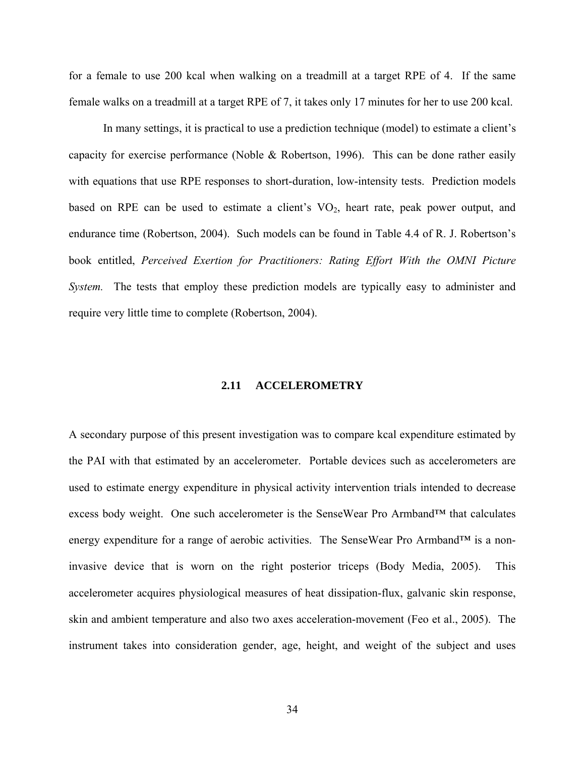for a female to use 200 kcal when walking on a treadmill at a target RPE of 4. If the same female walks on a treadmill at a target RPE of 7, it takes only 17 minutes for her to use 200 kcal.

In many settings, it is practical to use a prediction technique (model) to estimate a client's capacity for exercise performance (Noble & Robertson, 1996). This can be done rather easily with equations that use RPE responses to short-duration, low-intensity tests. Prediction models based on RPE can be used to estimate a client's $VO_2$, heart rate, peak power output, and endurance time (Robertson, 2004). Such models can be found in Table 4.4 of R. J. Robertson's book entitled, *Perceived Exertion for Practitioners: Rating Effort With the OMNI Picture System.* The tests that employ these prediction models are typically easy to administer and require very little time to complete (Robertson, 2004).

## 2.11 ACCELEROMETRY

A secondary purpose of this present investigation was to compare kcal expenditure estimated by the PAI with that estimated by an accelerometer. Portable devices such as accelerometers are used to estimate energy expenditure in physical activity intervention trials intended to decrease excess body weight. One such accelerometer is the SenseWear Pro Armband™ that calculates energy expenditure for a range of aerobic activities. The SenseWear Pro Armband™ is a non-invasive device that is worn on the right posterior triceps (Body Media, 2005). This accelerometer acquires physiological measures of heat dissipation-flux, galvanic skin response, skin and ambient temperature and also two axes acceleration-movement (Feo et al., 2005). The instrument takes into consideration gender, age, height, and weight of the subject and uses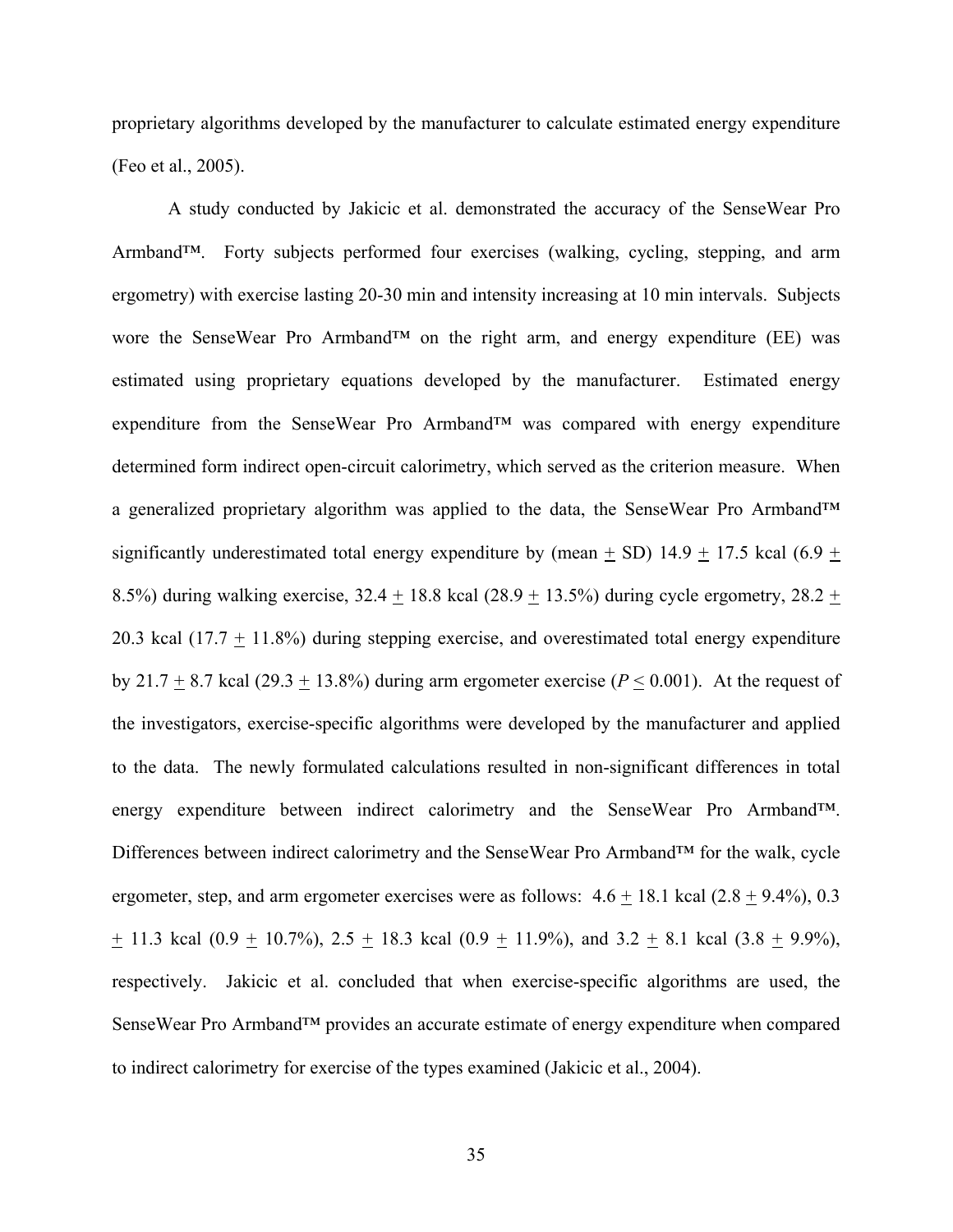proprietary algorithms developed by the manufacturer to calculate estimated energy expenditure (Feo et al., 2005).

A study conducted by Jakicic et al. demonstrated the accuracy of the SenseWear Pro Armband™. Forty subjects performed four exercises (walking, cycling, stepping, and arm ergometry) with exercise lasting 20-30 min and intensity increasing at 10 min intervals. Subjects wore the SenseWear Pro Armband™ on the right arm, and energy expenditure (EE) was estimated using proprietary equations developed by the manufacturer. Estimated energy expenditure from the SenseWear Pro Armband™ was compared with energy expenditure determined form indirect open-circuit calorimetry, which served as the criterion measure. When a generalized proprietary algorithm was applied to the data, the SenseWear Pro Armband™ significantly underestimated total energy expenditure by (mean $\pm$ SD) 14.9 $\pm$ 17.5 kcal (6.9 $\pm$ 8.5%) during walking exercise, 32.4 $\pm$ 18.8 kcal (28.9 $\pm$ 13.5%) during cycle ergometry, 28.2 $\pm$ 20.3 kcal (17.7 $\pm$ 11.8%) during stepping exercise, and overestimated total energy expenditure by 21.7 $\pm$ 8.7 kcal (29.3 $\pm$ 13.8%) during arm ergometer exercise ($P \leq 0.001$). At the request of the investigators, exercise-specific algorithms were developed by the manufacturer and applied to the data. The newly formulated calculations resulted in non-significant differences in total energy expenditure between indirect calorimetry and the SenseWear Pro Armband™. Differences between indirect calorimetry and the SenseWear Pro Armband™ for the walk, cycle ergometer, step, and arm ergometer exercises were as follows: 4.6 $\pm$ 18.1 kcal (2.8 $\pm$ 9.4%), 0.3 $\pm$ 11.3 kcal (0.9 $\pm$ 10.7%), 2.5 $\pm$ 18.3 kcal (0.9 $\pm$ 11.9%), and 3.2 $\pm$ 8.1 kcal (3.8 $\pm$ 9.9%), respectively. Jakicic et al. concluded that when exercise-specific algorithms are used, the SenseWear Pro Armband™ provides an accurate estimate of energy expenditure when compared to indirect calorimetry for exercise of the types examined (Jakicic et al., 2004).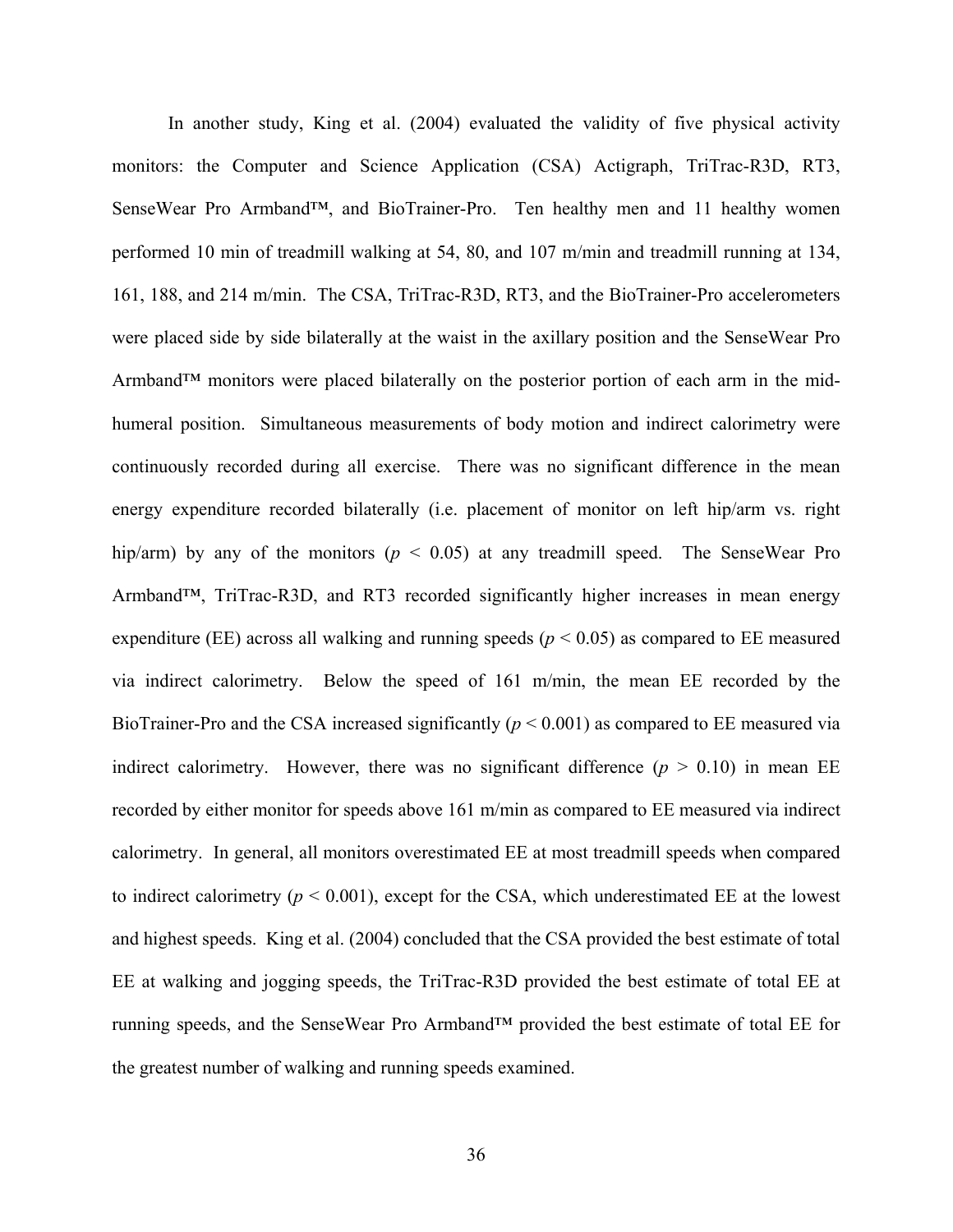In another study, King et al. (2004) evaluated the validity of five physical activity monitors: the Computer and Science Application (CSA) Actigraph, TriTrac-R3D, RT3, SenseWear Pro Armband™, and BioTrainer-Pro. Ten healthy men and 11 healthy women performed 10 min of treadmill walking at 54, 80, and 107 m/min and treadmill running at 134, 161, 188, and 214 m/min. The CSA, TriTrac-R3D, RT3, and the BioTrainer-Pro accelerometers were placed side by side bilaterally at the waist in the axillary position and the SenseWear Pro Armband™ monitors were placed bilaterally on the posterior portion of each arm in the mid-humeral position. Simultaneous measurements of body motion and indirect calorimetry were continuously recorded during all exercise. There was no significant difference in the mean energy expenditure recorded bilaterally (i.e. placement of monitor on left hip/arm vs. right hip/arm) by any of the monitors ($p < 0.05$) at any treadmill speed. The SenseWear Pro Armband™, TriTrac-R3D, and RT3 recorded significantly higher increases in mean energy expenditure (EE) across all walking and running speeds ($p < 0.05$) as compared to EE measured via indirect calorimetry. Below the speed of 161 m/min, the mean EE recorded by the BioTrainer-Pro and the CSA increased significantly ($p < 0.001$) as compared to EE measured via indirect calorimetry. However, there was no significant difference ($p > 0.10$) in mean EE recorded by either monitor for speeds above 161 m/min as compared to EE measured via indirect calorimetry. In general, all monitors overestimated EE at most treadmill speeds when compared to indirect calorimetry ($p < 0.001$), except for the CSA, which underestimated EE at the lowest and highest speeds. King et al. (2004) concluded that the CSA provided the best estimate of total EE at walking and jogging speeds, the TriTrac-R3D provided the best estimate of total EE at running speeds, and the SenseWear Pro Armband™ provided the best estimate of total EE for the greatest number of walking and running speeds examined.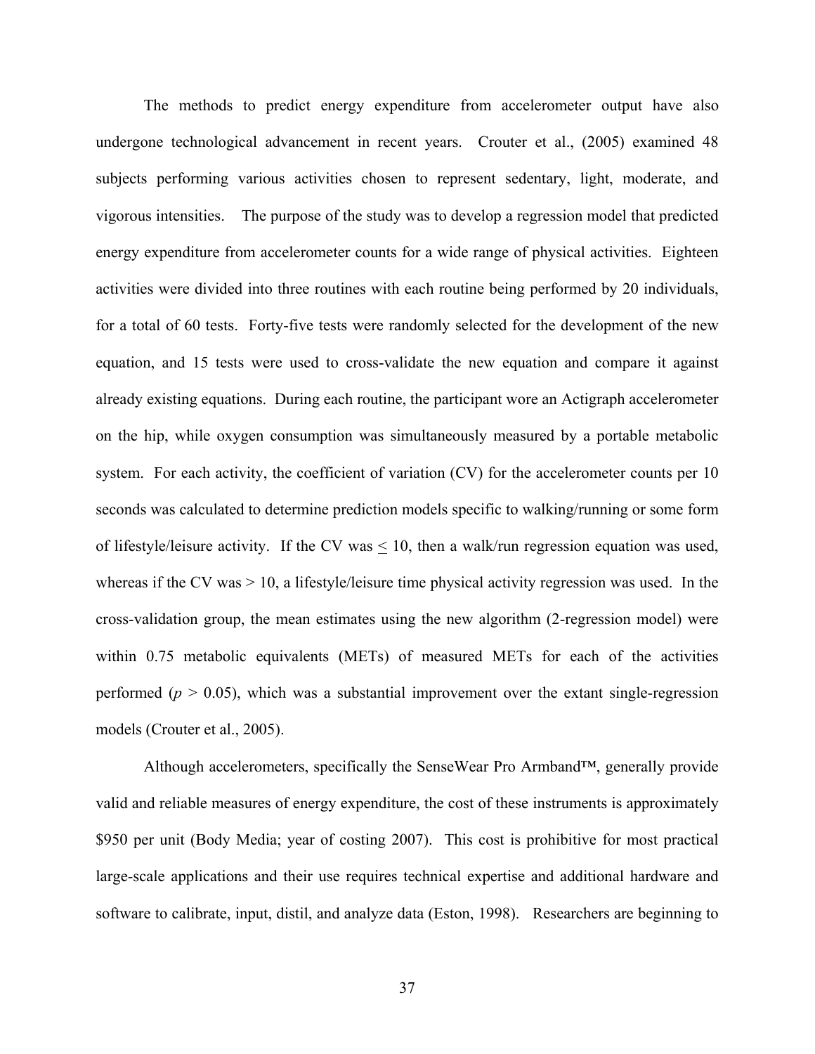The methods to predict energy expenditure from accelerometer output have also undergone technological advancement in recent years. Crouter et al., (2005) examined 48 subjects performing various activities chosen to represent sedentary, light, moderate, and vigorous intensities. The purpose of the study was to develop a regression model that predicted energy expenditure from accelerometer counts for a wide range of physical activities. Eighteen activities were divided into three routines with each routine being performed by 20 individuals, for a total of 60 tests. Forty-five tests were randomly selected for the development of the new equation, and 15 tests were used to cross-validate the new equation and compare it against already existing equations. During each routine, the participant wore an Actigraph accelerometer on the hip, while oxygen consumption was simultaneously measured by a portable metabolic system. For each activity, the coefficient of variation (CV) for the accelerometer counts per 10 seconds was calculated to determine prediction models specific to walking/running or some form of lifestyle/leisure activity. If the CV was $\leq 10$, then a walk/run regression equation was used, whereas if the CV was $> 10$, a lifestyle/leisure time physical activity regression was used. In the cross-validation group, the mean estimates using the new algorithm (2-regression model) were within 0.75 metabolic equivalents (METs) of measured METs for each of the activities performed ($p > 0.05$), which was a substantial improvement over the extant single-regression models (Crouter et al., 2005).

Although accelerometers, specifically the SenseWear Pro Armband™, generally provide valid and reliable measures of energy expenditure, the cost of these instruments is approximately $950 per unit (Body Media; year of costing 2007). This cost is prohibitive for most practical large-scale applications and their use requires technical expertise and additional hardware and software to calibrate, input, distil, and analyze data (Eston, 1998). Researchers are beginning to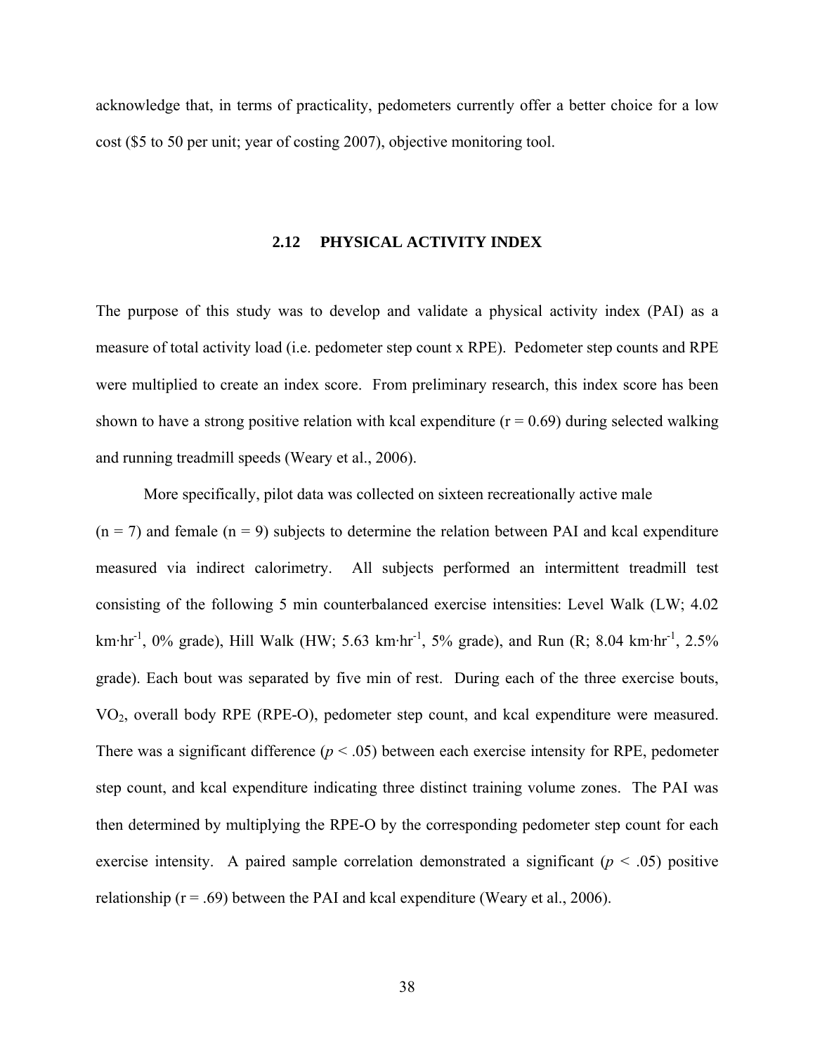acknowledge that, in terms of practicality, pedometers currently offer a better choice for a low cost ($5 to 50 per unit; year of costing 2007), objective monitoring tool.

## 2.12 PHYSICAL ACTIVITY INDEX

The purpose of this study was to develop and validate a physical activity index (PAI) as a measure of total activity load (i.e. pedometer step count x RPE). Pedometer step counts and RPE were multiplied to create an index score. From preliminary research, this index score has been shown to have a strong positive relation with kcal expenditure (r = 0.69) during selected walking and running treadmill speeds (Weary et al., 2006).

More specifically, pilot data was collected on sixteen recreationally active male (n = 7) and female (n = 9) subjects to determine the relation between PAI and kcal expenditure measured via indirect calorimetry. All subjects performed an intermittent treadmill test consisting of the following 5 min counterbalanced exercise intensities: Level Walk (LW; 4.02 $km \cdot hr^{-1}$, 0% grade), Hill Walk (HW; 5.63 $km \cdot hr^{-1}$, 5% grade), and Run (R; 8.04 $km \cdot hr^{-1}$, 2.5% grade). Each bout was separated by five min of rest. During each of the three exercise bouts, $VO_2$, overall body RPE (RPE-O), pedometer step count, and kcal expenditure were measured. There was a significant difference ($p < .05$) between each exercise intensity for RPE, pedometer step count, and kcal expenditure indicating three distinct training volume zones. The PAI was then determined by multiplying the RPE-O by the corresponding pedometer step count for each exercise intensity. A paired sample correlation demonstrated a significant ($p < .05$) positive relationship (r = .69) between the PAI and kcal expenditure (Weary et al., 2006).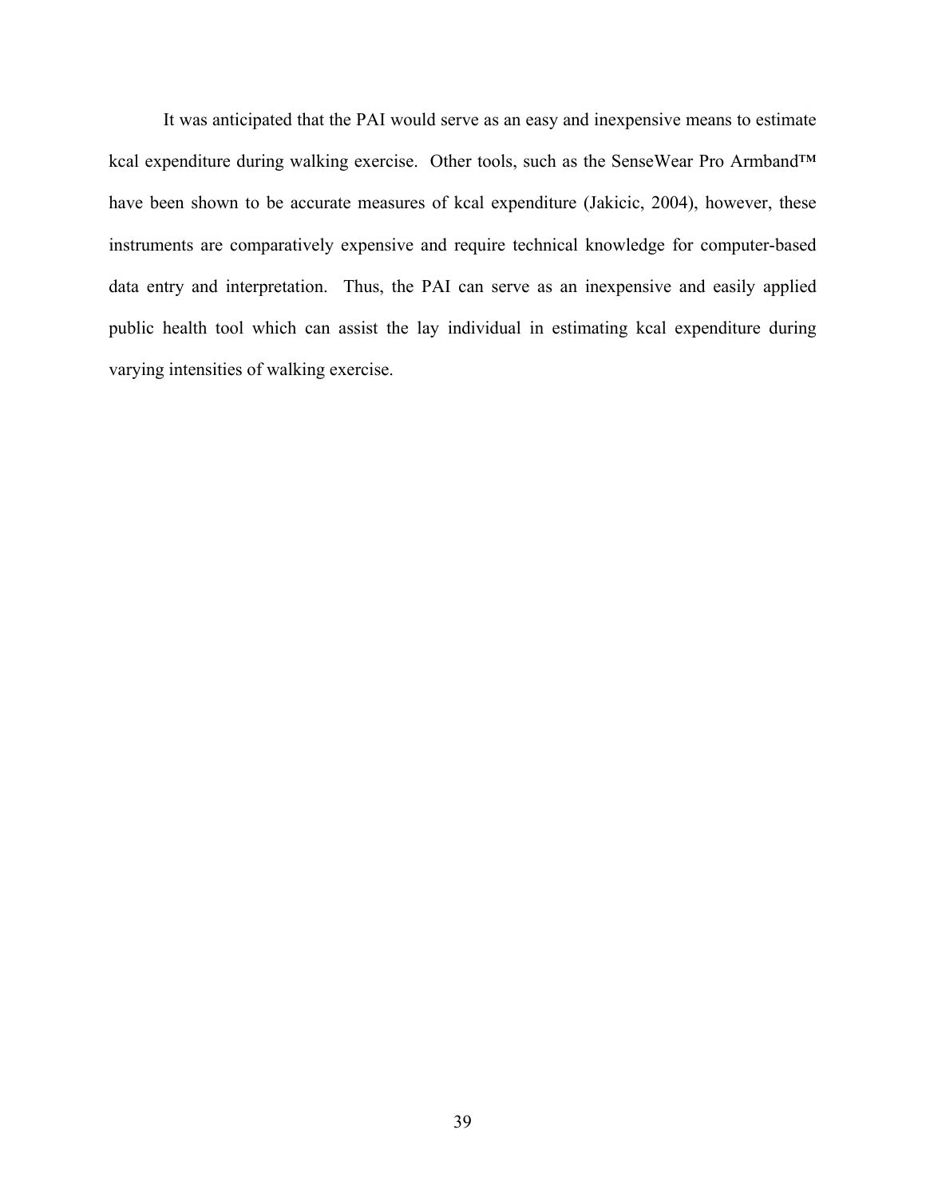It was anticipated that the PAI would serve as an easy and inexpensive means to estimate kcal expenditure during walking exercise. Other tools, such as the SenseWear Pro Armband™ have been shown to be accurate measures of kcal expenditure (Jakicic, 2004), however, these instruments are comparatively expensive and require technical knowledge for computer-based data entry and interpretation. Thus, the PAI can serve as an inexpensive and easily applied public health tool which can assist the lay individual in estimating kcal expenditure during varying intensities of walking exercise.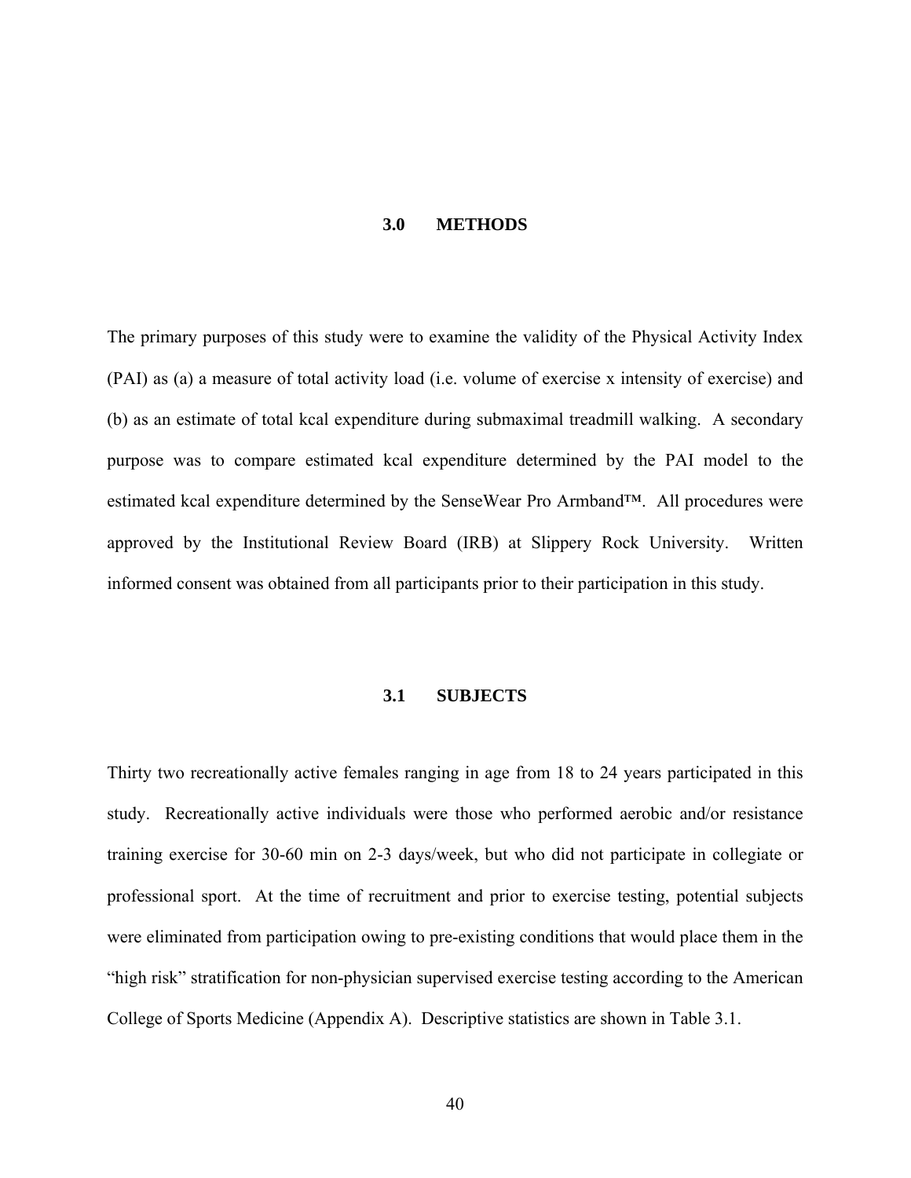# 3.0 METHODS

The primary purposes of this study were to examine the validity of the Physical Activity Index (PAI) as (a) a measure of total activity load (i.e. volume of exercise x intensity of exercise) and (b) as an estimate of total kcal expenditure during submaximal treadmill walking. A secondary purpose was to compare estimated kcal expenditure determined by the PAI model to the estimated kcal expenditure determined by the SenseWear Pro Armband™. All procedures were approved by the Institutional Review Board (IRB) at Slippery Rock University. Written informed consent was obtained from all participants prior to their participation in this study.

## 3.1 SUBJECTS

Thirty two recreationally active females ranging in age from 18 to 24 years participated in this study. Recreationally active individuals were those who performed aerobic and/or resistance training exercise for 30-60 min on 2-3 days/week, but who did not participate in collegiate or professional sport. At the time of recruitment and prior to exercise testing, potential subjects were eliminated from participation owing to pre-existing conditions that would place them in the "high risk" stratification for non-physician supervised exercise testing according to the American College of Sports Medicine (Appendix A). Descriptive statistics are shown in Table 3.1.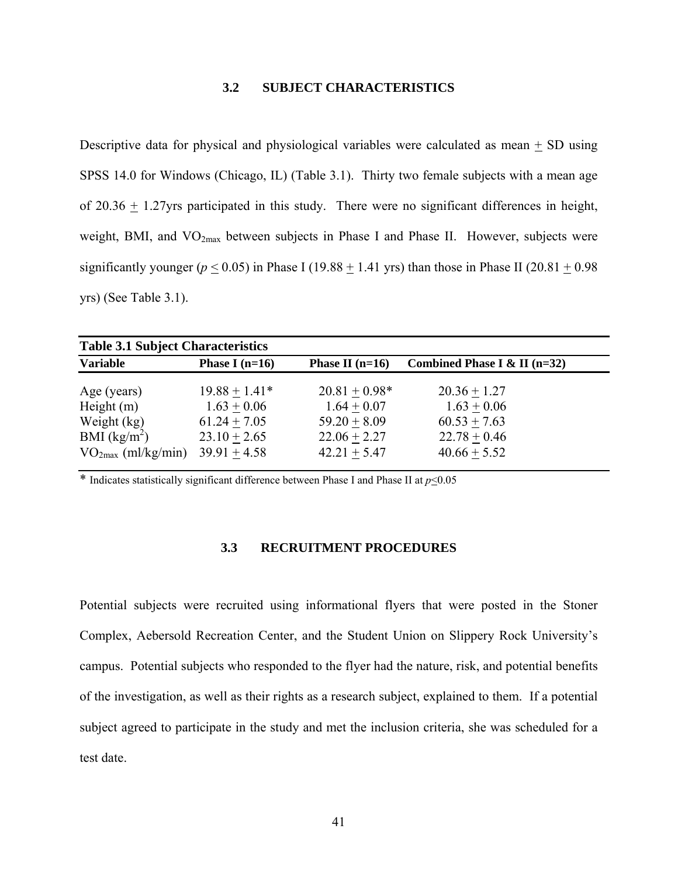### 3.2 SUBJECT CHARACTERISTICS

Descriptive data for physical and physiological variables were calculated as mean $\pm$ SD using SPSS 14.0 for Windows (Chicago, IL) (Table 3.1). Thirty two female subjects with a mean age of 20.36 $\pm$ 1.27yrs participated in this study. There were no significant differences in height, weight, BMI, and $VO_{2max}$ between subjects in Phase I and Phase II. However, subjects were significantly younger ($p \leq 0.05$) in Phase I (19.88 $\pm$ 1.41 yrs) than those in Phase II (20.81 $\pm$ 0.98 yrs) (See Table 3.1).

**Table 3.1 Subject Characteristics**

| Variable | Phase I (n=16) | Phase II (n=16) | Combined Phase I & II (n=32) |
|---|---|---|---|
| Age (years) | 19.88 $\pm$ 1.41* | 20.81 $\pm$ 0.98* | 20.36 $\pm$ 1.27 |
| Height (m) | 1.63 $\pm$ 0.06 | 1.64 $\pm$ 0.07 | 1.63 $\pm$ 0.06 |
| Weight (kg) | 61.24 $\pm$ 7.05 | 59.20 $\pm$ 8.09 | 60.53 $\pm$ 7.63 |
| BMI ($kg/m^2$) | 23.10 $\pm$ 2.65 | 22.06 $\pm$ 2.27 | 22.78 $\pm$ 0.46 |
| $VO_{2max}$ (ml/kg/min) | 39.91 $\pm$ 4.58 | 42.21 $\pm$ 5.47 | 40.66 $\pm$ 5.52 |

* Indicates statistically significant difference between Phase I and Phase II at $p \leq 0.05$

### 3.3 RECRUITMENT PROCEDURES

Potential subjects were recruited using informational flyers that were posted in the Stoner Complex, Aebersold Recreation Center, and the Student Union on Slippery Rock University's campus. Potential subjects who responded to the flyer had the nature, risk, and potential benefits of the investigation, as well as their rights as a research subject, explained to them. If a potential subject agreed to participate in the study and met the inclusion criteria, she was scheduled for a test date.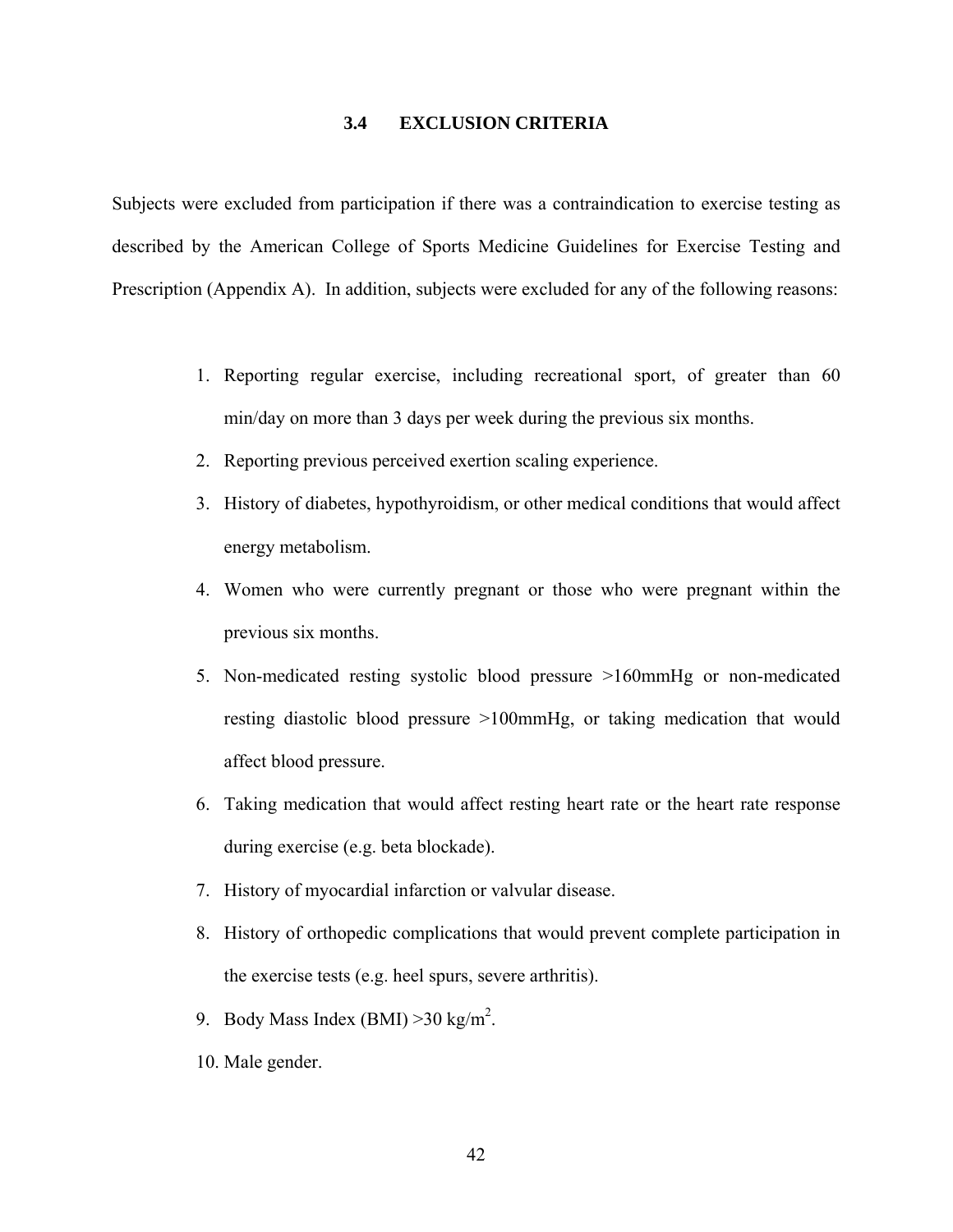### 3.4 EXCLUSION CRITERIA

Subjects were excluded from participation if there was a contraindication to exercise testing as described by the American College of Sports Medicine Guidelines for Exercise Testing and Prescription (Appendix A). In addition, subjects were excluded for any of the following reasons:

1. Reporting regular exercise, including recreational sport, of greater than 60 min/day on more than 3 days per week during the previous six months.
2. Reporting previous perceived exertion scaling experience.
3. History of diabetes, hypothyroidism, or other medical conditions that would affect energy metabolism.
4. Women who were currently pregnant or those who were pregnant within the previous six months.
5. Non-medicated resting systolic blood pressure >160mmHg or non-medicated resting diastolic blood pressure >100mmHg, or taking medication that would affect blood pressure.
6. Taking medication that would affect resting heart rate or the heart rate response during exercise (e.g. beta blockade).
7. History of myocardial infarction or valvular disease.
8. History of orthopedic complications that would prevent complete participation in the exercise tests (e.g. heel spurs, severe arthritis).
9. Body Mass Index (BMI) >30 kg/m$^2$.
10. Male gender.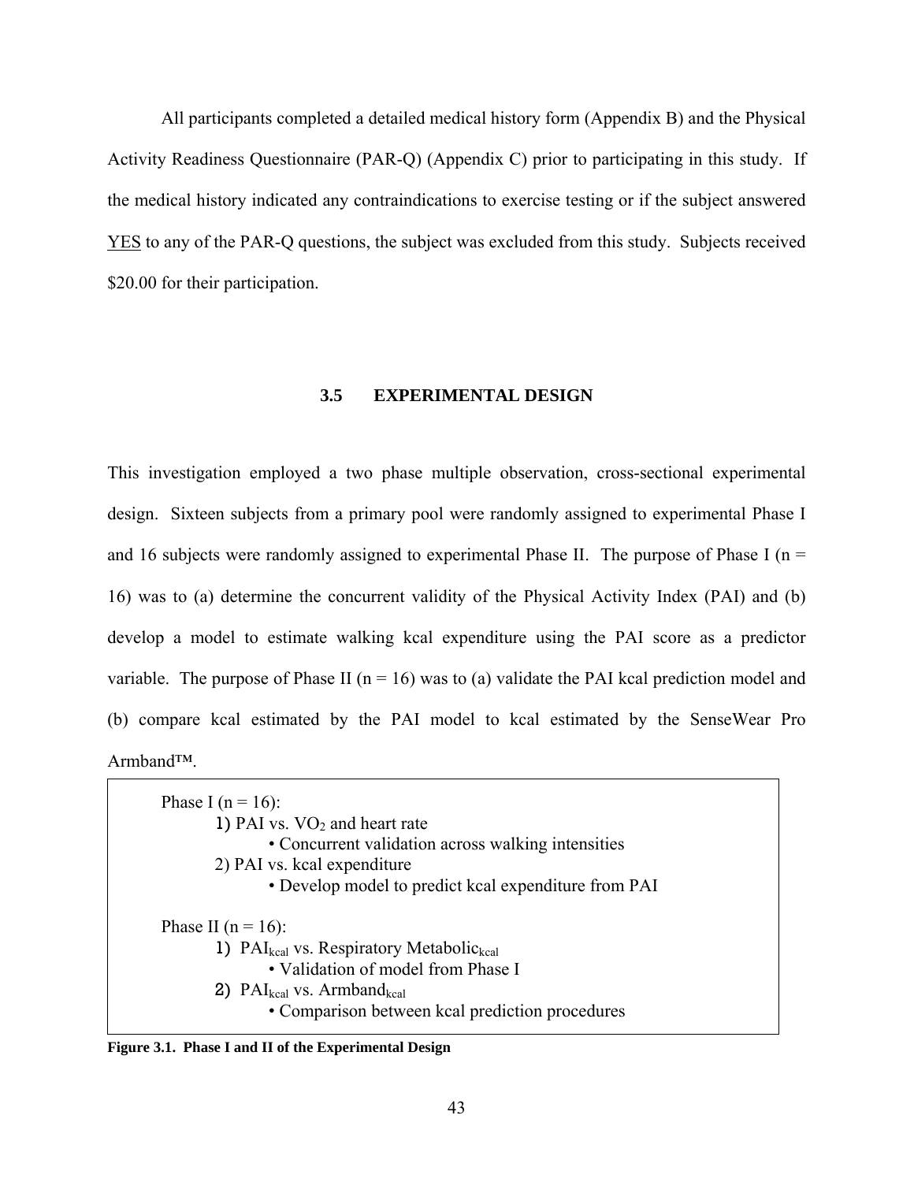All participants completed a detailed medical history form (Appendix B) and the Physical Activity Readiness Questionnaire (PAR-Q) (Appendix C) prior to participating in this study. If the medical history indicated any contraindications to exercise testing or if the subject answered YES to any of the PAR-Q questions, the subject was excluded from this study. Subjects received $20.00 for their participation.

### 3.5 EXPERIMENTAL DESIGN

This investigation employed a two phase multiple observation, cross-sectional experimental design. Sixteen subjects from a primary pool were randomly assigned to experimental Phase I and 16 subjects were randomly assigned to experimental Phase II. The purpose of Phase I (n = 16) was to (a) determine the concurrent validity of the Physical Activity Index (PAI) and (b) develop a model to estimate walking kcal expenditure using the PAI score as a predictor variable. The purpose of Phase II (n = 16) was to (a) validate the PAI kcal prediction model and (b) compare kcal estimated by the PAI model to kcal estimated by the SenseWear Pro Armband™.

Phase I (n = 16):

1) PAI vs. $VO_2$ and heart rate
   - Concurrent validation across walking intensities
2) PAI vs. kcal expenditure
   - Develop model to predict kcal expenditure from PAI

Phase II (n = 16):

1) $PAI_{kcal}$ vs. Respiratory $Metabolic_{kcal}$
   - Validation of model from Phase I
2) $PAI_{kcal}$ vs. $Armband_{kcal}$
   - Comparison between kcal prediction procedures

**Figure 3.1. Phase I and II of the Experimental Design**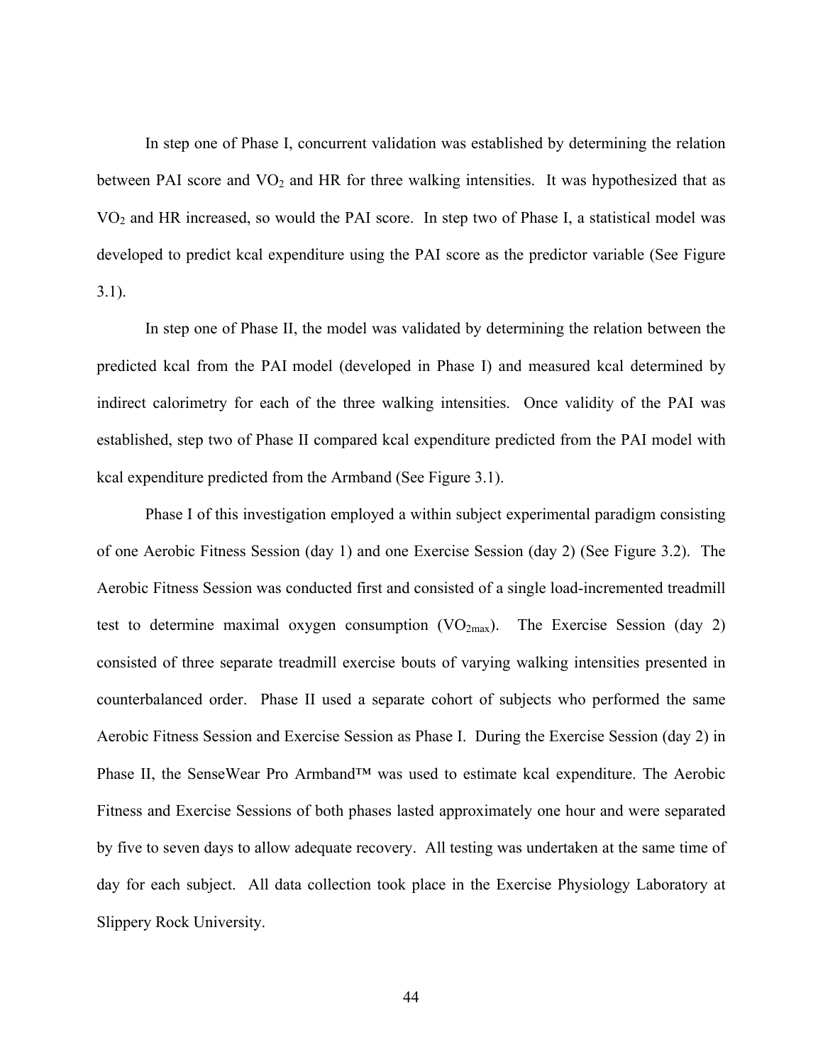In step one of Phase I, concurrent validation was established by determining the relation between PAI score and $VO_2$ and HR for three walking intensities. It was hypothesized that as $VO_2$ and HR increased, so would the PAI score. In step two of Phase I, a statistical model was developed to predict kcal expenditure using the PAI score as the predictor variable (See Figure 3.1).

In step one of Phase II, the model was validated by determining the relation between the predicted kcal from the PAI model (developed in Phase I) and measured kcal determined by indirect calorimetry for each of the three walking intensities. Once validity of the PAI was established, step two of Phase II compared kcal expenditure predicted from the PAI model with kcal expenditure predicted from the Armband (See Figure 3.1).

Phase I of this investigation employed a within subject experimental paradigm consisting of one Aerobic Fitness Session (day 1) and one Exercise Session (day 2) (See Figure 3.2). The Aerobic Fitness Session was conducted first and consisted of a single load-incremented treadmill test to determine maximal oxygen consumption ($VO_{2max}$). The Exercise Session (day 2) consisted of three separate treadmill exercise bouts of varying walking intensities presented in counterbalanced order. Phase II used a separate cohort of subjects who performed the same Aerobic Fitness Session and Exercise Session as Phase I. During the Exercise Session (day 2) in Phase II, the SenseWear Pro Armband™ was used to estimate kcal expenditure. The Aerobic Fitness and Exercise Sessions of both phases lasted approximately one hour and were separated by five to seven days to allow adequate recovery. All testing was undertaken at the same time of day for each subject. All data collection took place in the Exercise Physiology Laboratory at Slippery Rock University.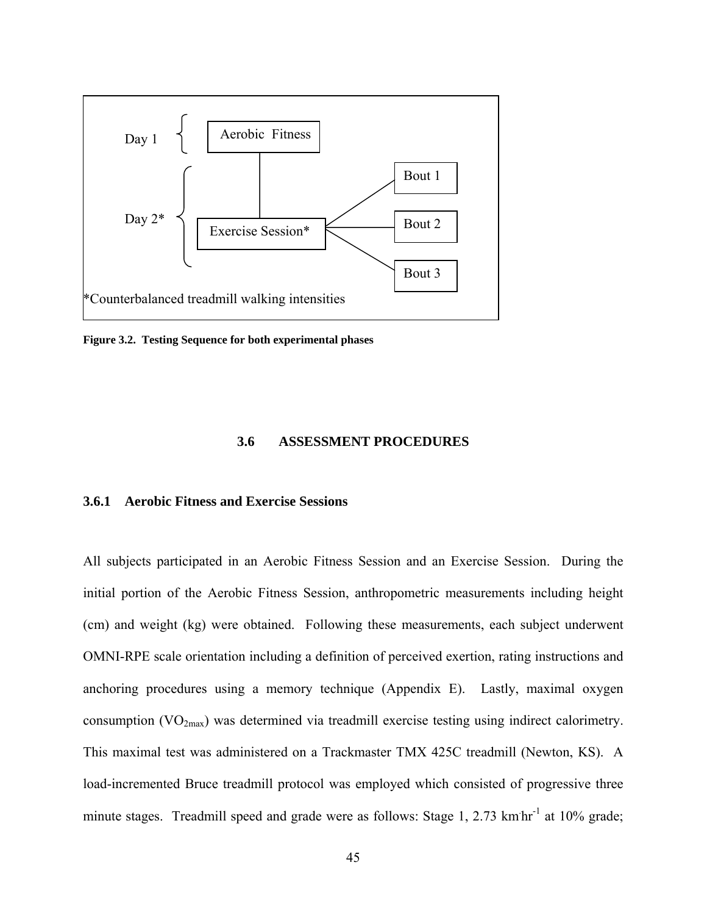Day 1 — Aerobic Fitness

Day 2* — Exercise Session* — Bout 1, Bout 2, Bout 3

*Counterbalanced treadmill walking intensities

**Figure 3.2. Testing Sequence for both experimental phases**

## 3.6 ASSESSMENT PROCEDURES

### 3.6.1 Aerobic Fitness and Exercise Sessions

All subjects participated in an Aerobic Fitness Session and an Exercise Session. During the initial portion of the Aerobic Fitness Session, anthropometric measurements including height (cm) and weight (kg) were obtained. Following these measurements, each subject underwent OMNI-RPE scale orientation including a definition of perceived exertion, rating instructions and anchoring procedures using a memory technique (Appendix E). Lastly, maximal oxygen consumption ($VO_{2max}$) was determined via treadmill exercise testing using indirect calorimetry. This maximal test was administered on a Trackmaster TMX 425C treadmill (Newton, KS). A load-incremented Bruce treadmill protocol was employed which consisted of progressive three minute stages. Treadmill speed and grade were as follows: Stage 1, 2.73 $km \cdot hr^{-1}$ at 10% grade;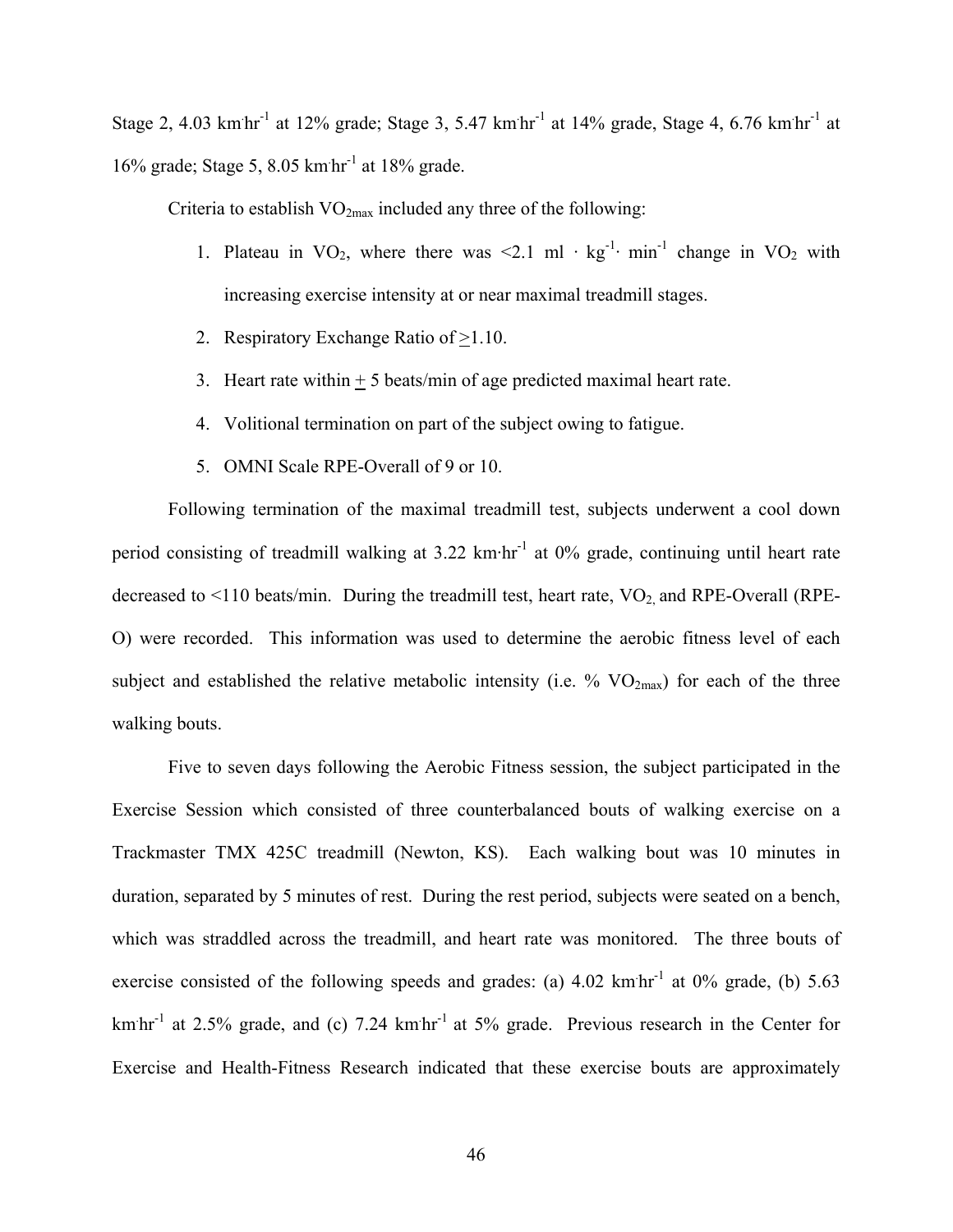Stage 2, 4.03 $km \cdot hr^{-1}$ at 12% grade; Stage 3, 5.47 $km \cdot hr^{-1}$ at 14% grade, Stage 4, 6.76 $km \cdot hr^{-1}$ at 16% grade; Stage 5, 8.05 $km \cdot hr^{-1}$ at 18% grade.

Criteria to establish $VO_{2max}$ included any three of the following:

1. Plateau in $VO_2$, where there was <2.1 $ml \cdot kg^{-1} \cdot min^{-1}$ change in $VO_2$ with increasing exercise intensity at or near maximal treadmill stages.
2. Respiratory Exchange Ratio of $\geq$1.10.
3. Heart rate within $\pm$ 5 beats/min of age predicted maximal heart rate.
4. Volitional termination on part of the subject owing to fatigue.
5. OMNI Scale RPE-Overall of 9 or 10.

Following termination of the maximal treadmill test, subjects underwent a cool down period consisting of treadmill walking at 3.22 $km \cdot hr^{-1}$ at 0% grade, continuing until heart rate decreased to <110 beats/min. During the treadmill test, heart rate, $VO_2$, and RPE-Overall (RPE-O) were recorded. This information was used to determine the aerobic fitness level of each subject and established the relative metabolic intensity (i.e. % $VO_{2max}$) for each of the three walking bouts.

Five to seven days following the Aerobic Fitness session, the subject participated in the Exercise Session which consisted of three counterbalanced bouts of walking exercise on a Trackmaster TMX 425C treadmill (Newton, KS). Each walking bout was 10 minutes in duration, separated by 5 minutes of rest. During the rest period, subjects were seated on a bench, which was straddled across the treadmill, and heart rate was monitored. The three bouts of exercise consisted of the following speeds and grades: (a) 4.02 $km \cdot hr^{-1}$ at 0% grade, (b) 5.63 $km \cdot hr^{-1}$ at 2.5% grade, and (c) 7.24 $km \cdot hr^{-1}$ at 5% grade. Previous research in the Center for Exercise and Health-Fitness Research indicated that these exercise bouts are approximately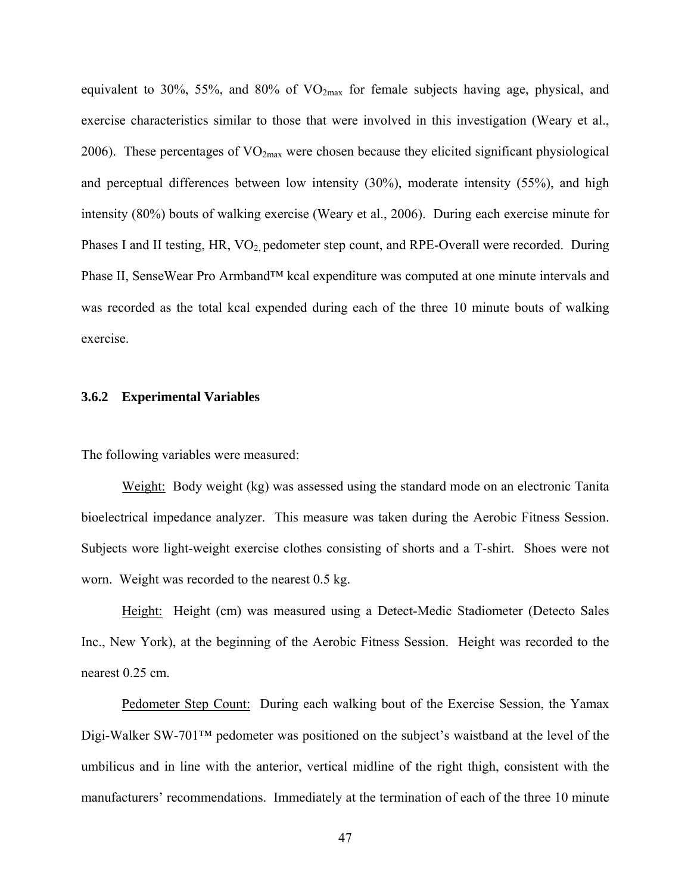equivalent to 30%, 55%, and 80% of $VO_{2max}$ for female subjects having age, physical, and exercise characteristics similar to those that were involved in this investigation (Weary et al., 2006). These percentages of $VO_{2max}$ were chosen because they elicited significant physiological and perceptual differences between low intensity (30%), moderate intensity (55%), and high intensity (80%) bouts of walking exercise (Weary et al., 2006). During each exercise minute for Phases I and II testing, HR, $VO_2$, pedometer step count, and RPE-Overall were recorded. During Phase II, SenseWear Pro Armband™ kcal expenditure was computed at one minute intervals and was recorded as the total kcal expended during each of the three 10 minute bouts of walking exercise.

### 3.6.2 Experimental Variables

The following variables were measured:

Weight: Body weight (kg) was assessed using the standard mode on an electronic Tanita bioelectrical impedance analyzer. This measure was taken during the Aerobic Fitness Session. Subjects wore light-weight exercise clothes consisting of shorts and a T-shirt. Shoes were not worn. Weight was recorded to the nearest 0.5 kg.

Height: Height (cm) was measured using a Detect-Medic Stadiometer (Detecto Sales Inc., New York), at the beginning of the Aerobic Fitness Session. Height was recorded to the nearest 0.25 cm.

Pedometer Step Count: During each walking bout of the Exercise Session, the Yamax Digi-Walker SW-701™ pedometer was positioned on the subject's waistband at the level of the umbilicus and in line with the anterior, vertical midline of the right thigh, consistent with the manufacturers' recommendations. Immediately at the termination of each of the three 10 minute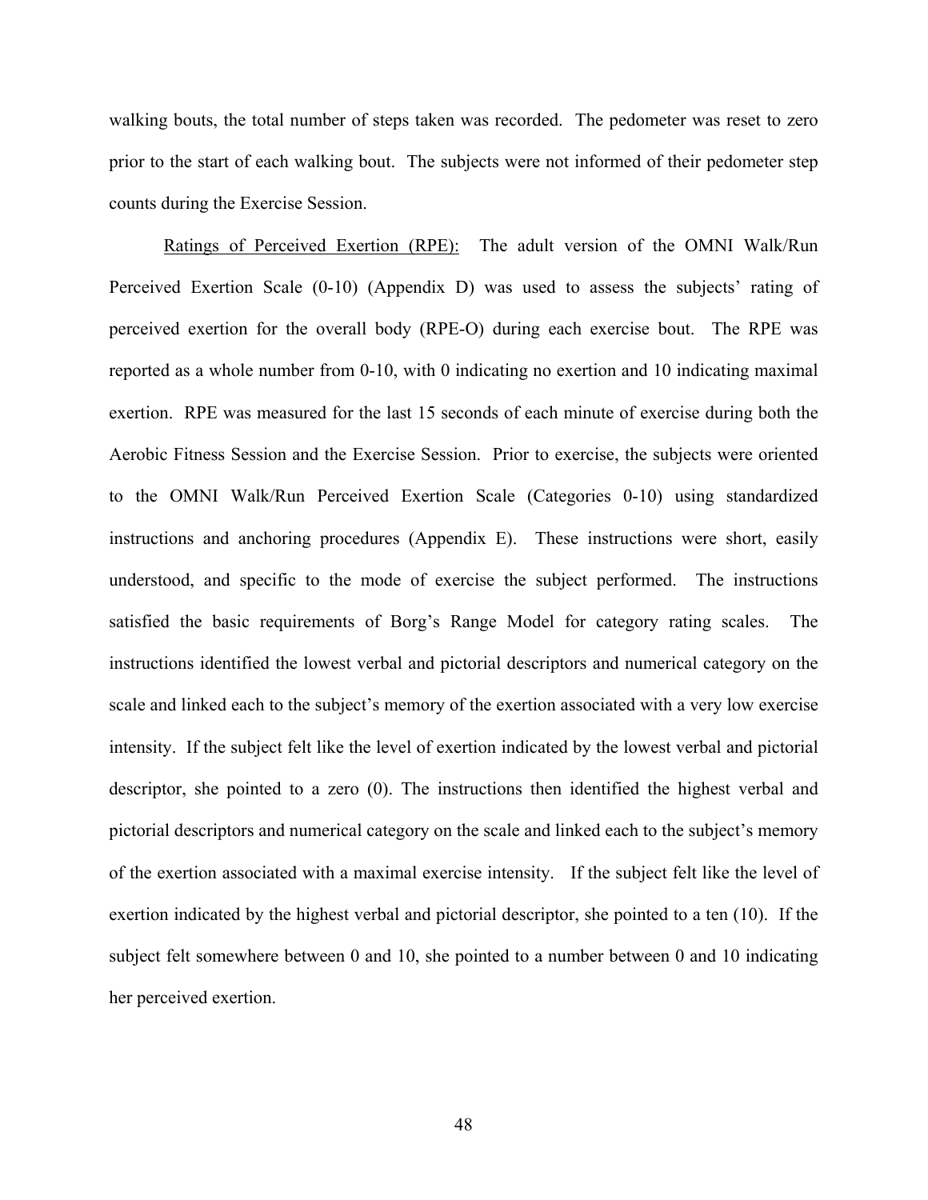walking bouts, the total number of steps taken was recorded. The pedometer was reset to zero prior to the start of each walking bout. The subjects were not informed of their pedometer step counts during the Exercise Session.

Ratings of Perceived Exertion (RPE): The adult version of the OMNI Walk/Run Perceived Exertion Scale (0-10) (Appendix D) was used to assess the subjects' rating of perceived exertion for the overall body (RPE-O) during each exercise bout. The RPE was reported as a whole number from 0-10, with 0 indicating no exertion and 10 indicating maximal exertion. RPE was measured for the last 15 seconds of each minute of exercise during both the Aerobic Fitness Session and the Exercise Session. Prior to exercise, the subjects were oriented to the OMNI Walk/Run Perceived Exertion Scale (Categories 0-10) using standardized instructions and anchoring procedures (Appendix E). These instructions were short, easily understood, and specific to the mode of exercise the subject performed. The instructions satisfied the basic requirements of Borg's Range Model for category rating scales. The instructions identified the lowest verbal and pictorial descriptors and numerical category on the scale and linked each to the subject's memory of the exertion associated with a very low exercise intensity. If the subject felt like the level of exertion indicated by the lowest verbal and pictorial descriptor, she pointed to a zero (0). The instructions then identified the highest verbal and pictorial descriptors and numerical category on the scale and linked each to the subject's memory of the exertion associated with a maximal exercise intensity. If the subject felt like the level of exertion indicated by the highest verbal and pictorial descriptor, she pointed to a ten (10). If the subject felt somewhere between 0 and 10, she pointed to a number between 0 and 10 indicating her perceived exertion.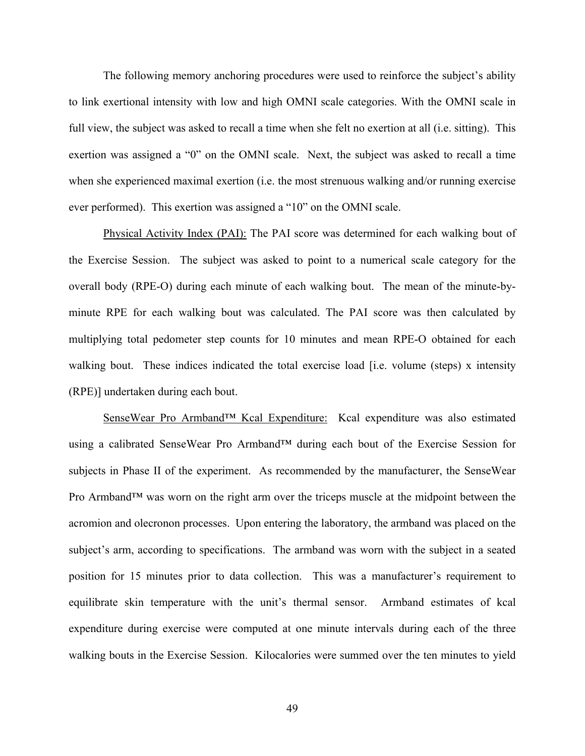The following memory anchoring procedures were used to reinforce the subject's ability to link exertional intensity with low and high OMNI scale categories. With the OMNI scale in full view, the subject was asked to recall a time when she felt no exertion at all (i.e. sitting). This exertion was assigned a "0" on the OMNI scale. Next, the subject was asked to recall a time when she experienced maximal exertion (i.e. the most strenuous walking and/or running exercise ever performed). This exertion was assigned a "10" on the OMNI scale.

<u>Physical Activity Index (PAI):</u> The PAI score was determined for each walking bout of the Exercise Session. The subject was asked to point to a numerical scale category for the overall body (RPE-O) during each minute of each walking bout. The mean of the minute-by-minute RPE for each walking bout was calculated. The PAI score was then calculated by multiplying total pedometer step counts for 10 minutes and mean RPE-O obtained for each walking bout. These indices indicated the total exercise load [i.e. volume (steps) x intensity (RPE)] undertaken during each bout.

<u>SenseWear Pro Armband™ Kcal Expenditure:</u> Kcal expenditure was also estimated using a calibrated SenseWear Pro Armband™ during each bout of the Exercise Session for subjects in Phase II of the experiment. As recommended by the manufacturer, the SenseWear Pro Armband™ was worn on the right arm over the triceps muscle at the midpoint between the acromion and olecronon processes. Upon entering the laboratory, the armband was placed on the subject's arm, according to specifications. The armband was worn with the subject in a seated position for 15 minutes prior to data collection. This was a manufacturer's requirement to equilibrate skin temperature with the unit's thermal sensor. Armband estimates of kcal expenditure during exercise were computed at one minute intervals during each of the three walking bouts in the Exercise Session. Kilocalories were summed over the ten minutes to yield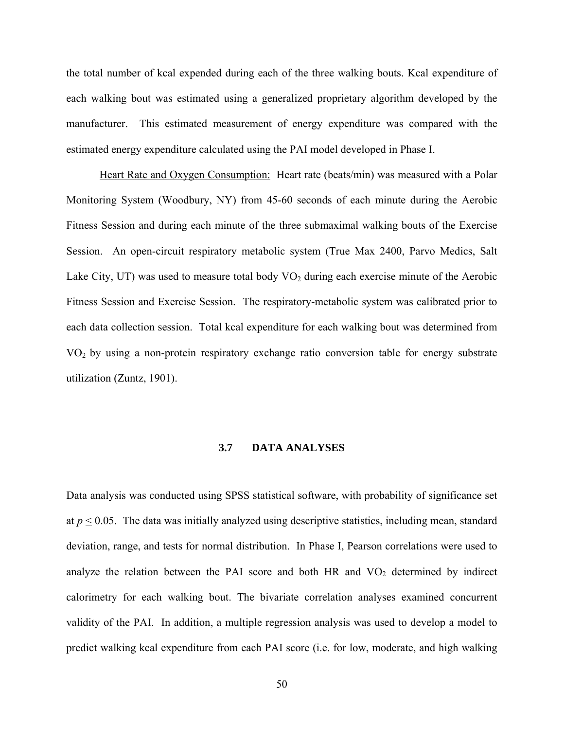the total number of kcal expended during each of the three walking bouts. Kcal expenditure of each walking bout was estimated using a generalized proprietary algorithm developed by the manufacturer. This estimated measurement of energy expenditure was compared with the estimated energy expenditure calculated using the PAI model developed in Phase I.

Heart Rate and Oxygen Consumption: Heart rate (beats/min) was measured with a Polar Monitoring System (Woodbury, NY) from 45-60 seconds of each minute during the Aerobic Fitness Session and during each minute of the three submaximal walking bouts of the Exercise Session. An open-circuit respiratory metabolic system (True Max 2400, Parvo Medics, Salt Lake City, UT) was used to measure total body $VO_2$ during each exercise minute of the Aerobic Fitness Session and Exercise Session. The respiratory-metabolic system was calibrated prior to each data collection session. Total kcal expenditure for each walking bout was determined from $VO_2$ by using a non-protein respiratory exchange ratio conversion table for energy substrate utilization (Zuntz, 1901).

## 3.7 DATA ANALYSES

Data analysis was conducted using SPSS statistical software, with probability of significance set at $p \leq 0.05$. The data was initially analyzed using descriptive statistics, including mean, standard deviation, range, and tests for normal distribution. In Phase I, Pearson correlations were used to analyze the relation between the PAI score and both HR and $VO_2$ determined by indirect calorimetry for each walking bout. The bivariate correlation analyses examined concurrent validity of the PAI. In addition, a multiple regression analysis was used to develop a model to predict walking kcal expenditure from each PAI score (i.e. for low, moderate, and high walking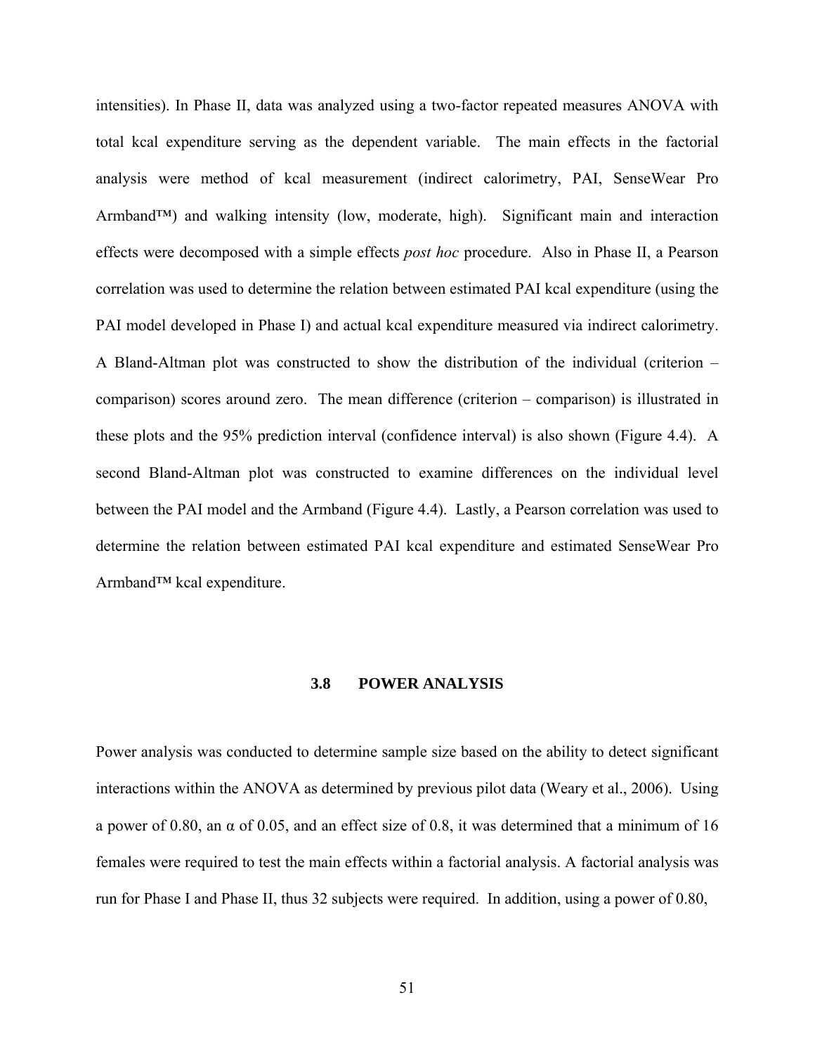intensities). In Phase II, data was analyzed using a two-factor repeated measures ANOVA with total kcal expenditure serving as the dependent variable. The main effects in the factorial analysis were method of kcal measurement (indirect calorimetry, PAI, SenseWear Pro Armband™) and walking intensity (low, moderate, high). Significant main and interaction effects were decomposed with a simple effects *post hoc* procedure. Also in Phase II, a Pearson correlation was used to determine the relation between estimated PAI kcal expenditure (using the PAI model developed in Phase I) and actual kcal expenditure measured via indirect calorimetry. A Bland-Altman plot was constructed to show the distribution of the individual (criterion – comparison) scores around zero. The mean difference (criterion – comparison) is illustrated in these plots and the 95% prediction interval (confidence interval) is also shown (Figure 4.4). A second Bland-Altman plot was constructed to examine differences on the individual level between the PAI model and the Armband (Figure 4.4). Lastly, a Pearson correlation was used to determine the relation between estimated PAI kcal expenditure and estimated SenseWear Pro Armband™ kcal expenditure.

## 3.8 POWER ANALYSIS

Power analysis was conducted to determine sample size based on the ability to detect significant interactions within the ANOVA as determined by previous pilot data (Weary et al., 2006). Using a power of 0.80, an $\alpha$ of 0.05, and an effect size of 0.8, it was determined that a minimum of 16 females were required to test the main effects within a factorial analysis. A factorial analysis was run for Phase I and Phase II, thus 32 subjects were required. In addition, using a power of 0.80,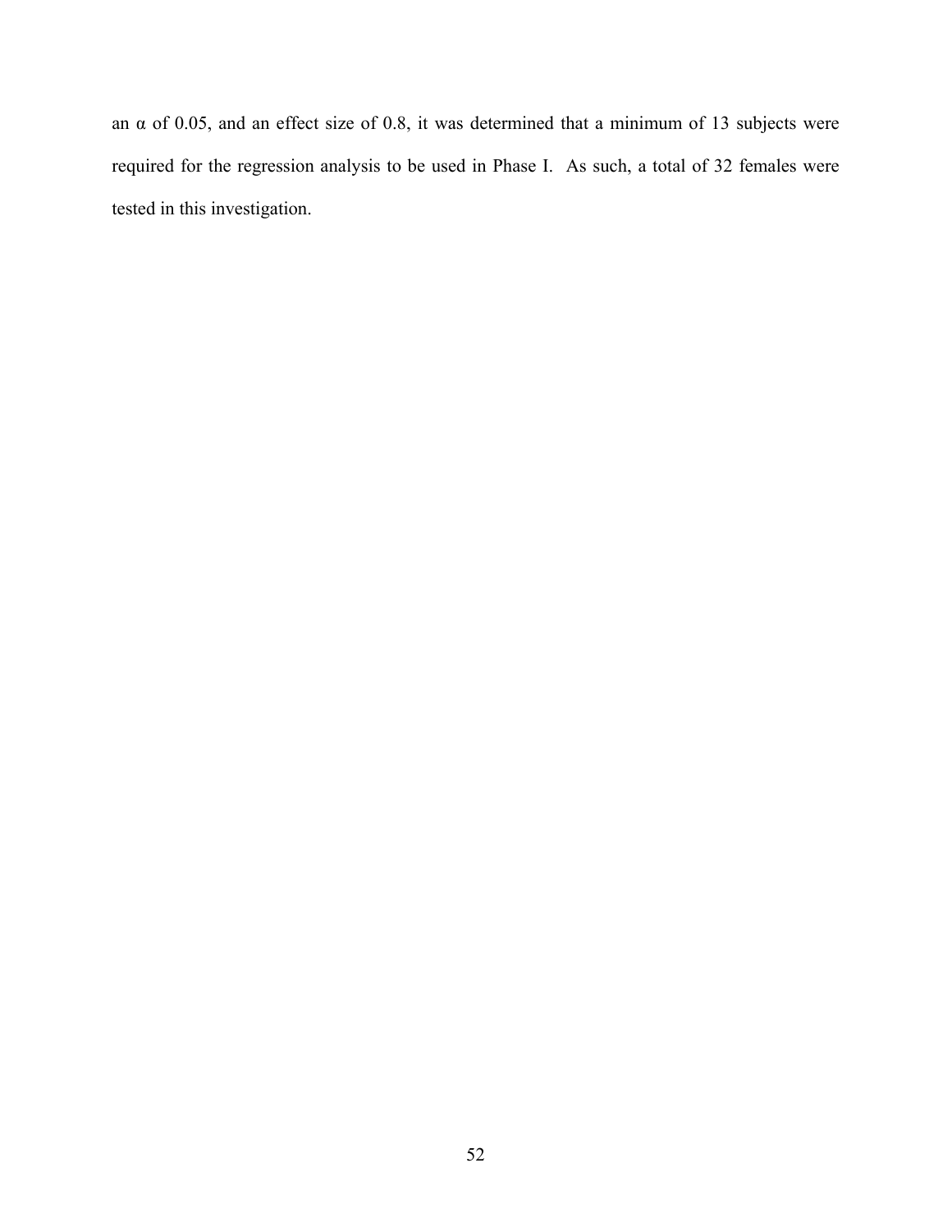an $\alpha$ of 0.05, and an effect size of 0.8, it was determined that a minimum of 13 subjects were required for the regression analysis to be used in Phase I. As such, a total of 32 females were tested in this investigation.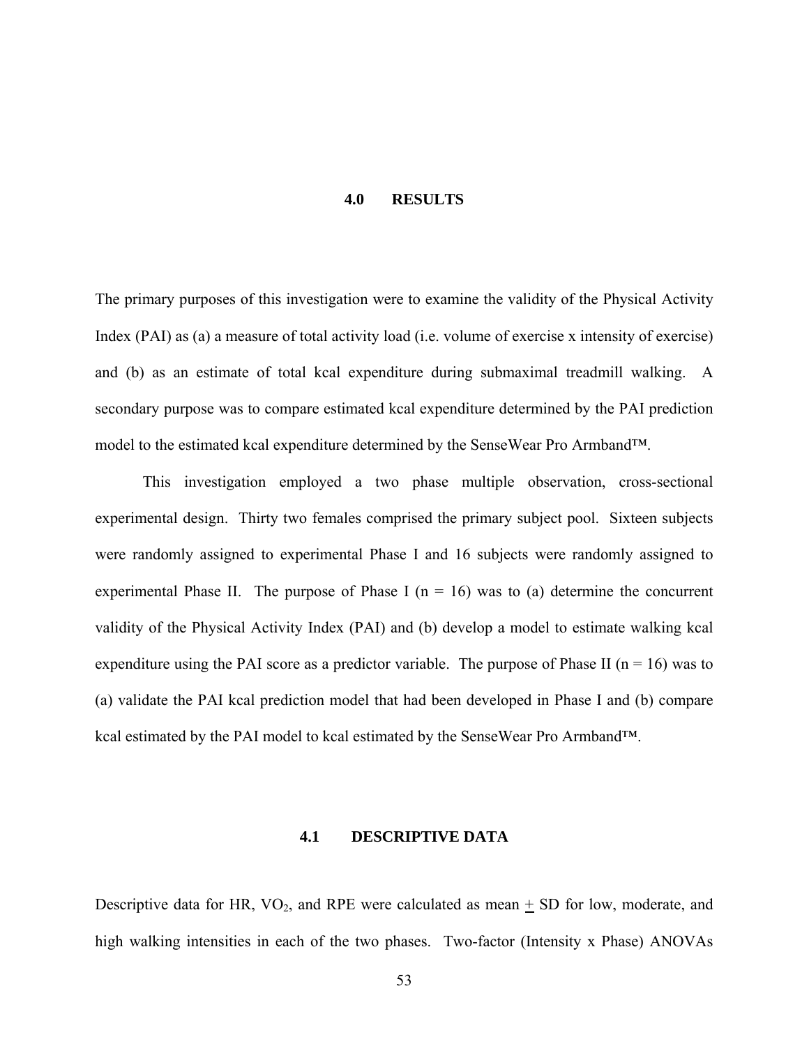# 4.0 RESULTS

The primary purposes of this investigation were to examine the validity of the Physical Activity Index (PAI) as (a) a measure of total activity load (i.e. volume of exercise x intensity of exercise) and (b) as an estimate of total kcal expenditure during submaximal treadmill walking. A secondary purpose was to compare estimated kcal expenditure determined by the PAI prediction model to the estimated kcal expenditure determined by the SenseWear Pro Armband™.

This investigation employed a two phase multiple observation, cross-sectional experimental design. Thirty two females comprised the primary subject pool. Sixteen subjects were randomly assigned to experimental Phase I and 16 subjects were randomly assigned to experimental Phase II. The purpose of Phase I ($n = 16$) was to (a) determine the concurrent validity of the Physical Activity Index (PAI) and (b) develop a model to estimate walking kcal expenditure using the PAI score as a predictor variable. The purpose of Phase II ($n = 16$) was to (a) validate the PAI kcal prediction model that had been developed in Phase I and (b) compare kcal estimated by the PAI model to kcal estimated by the SenseWear Pro Armband™.

## 4.1 DESCRIPTIVE DATA

Descriptive data for HR, $VO_2$, and RPE were calculated as mean $\pm$ SD for low, moderate, and high walking intensities in each of the two phases. Two-factor (Intensity x Phase) ANOVAs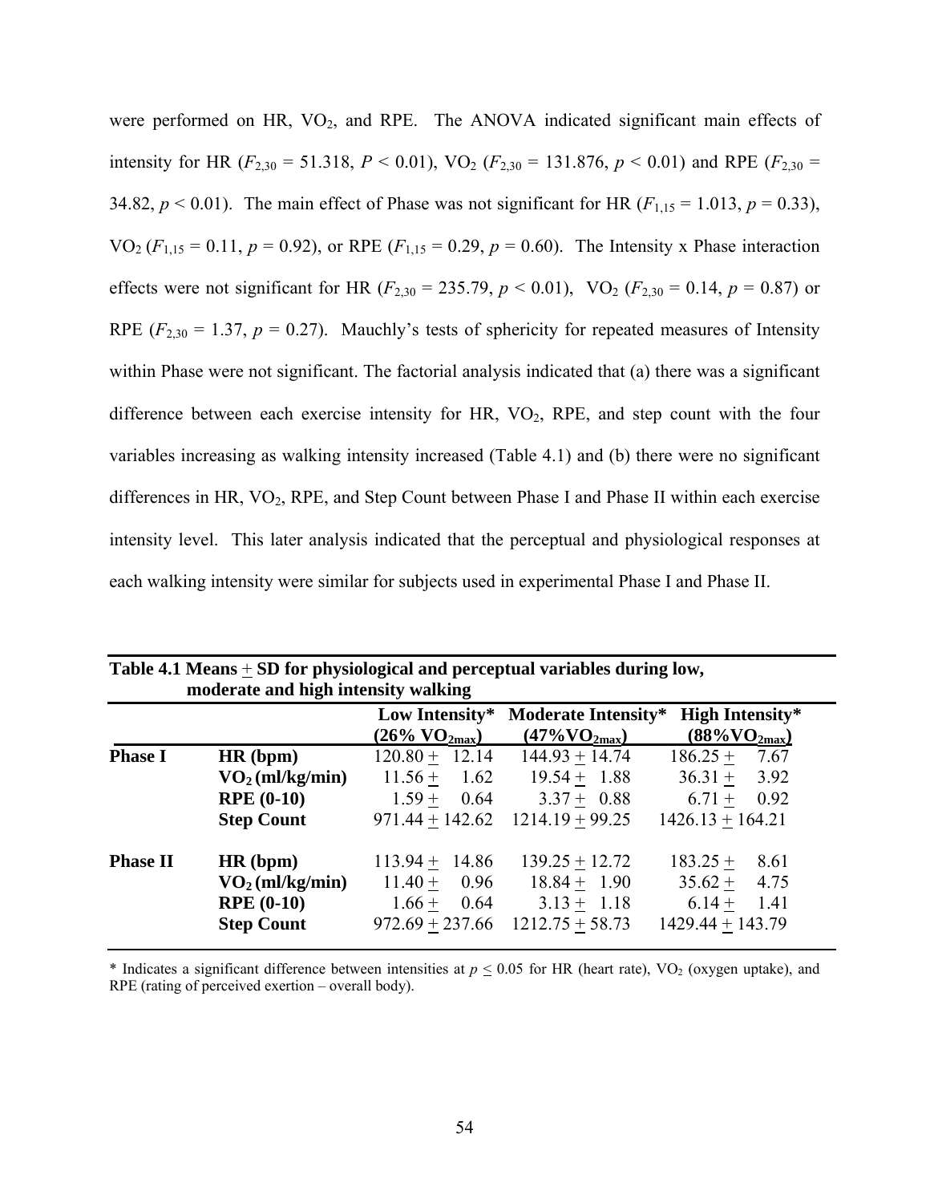were performed on HR, $VO_2$, and RPE. The ANOVA indicated significant main effects of intensity for HR ($F_{2,30}$ = 51.318, $P < 0.01$), $VO_2$ ($F_{2,30}$ = 131.876, $p < 0.01$) and RPE ($F_{2,30}$ = 34.82, $p < 0.01$). The main effect of Phase was not significant for HR ($F_{1,15}$ = 1.013, $p$ = 0.33), $VO_2$ ($F_{1,15}$ = 0.11, $p$ = 0.92), or RPE ($F_{1,15}$ = 0.29, $p$ = 0.60). The Intensity x Phase interaction effects were not significant for HR ($F_{2,30}$ = 235.79, $p < 0.01$), $VO_2$ ($F_{2,30}$ = 0.14, $p$ = 0.87) or RPE ($F_{2,30}$ = 1.37, $p$ = 0.27). Mauchly's tests of sphericity for repeated measures of Intensity within Phase were not significant. The factorial analysis indicated that (a) there was a significant difference between each exercise intensity for HR, $VO_2$, RPE, and step count with the four variables increasing as walking intensity increased (Table 4.1) and (b) there were no significant differences in HR, $VO_2$, RPE, and Step Count between Phase I and Phase II within each exercise intensity level. This later analysis indicated that the perceptual and physiological responses at each walking intensity were similar for subjects used in experimental Phase I and Phase II.

**Table 4.1 Means ± SD for physiological and perceptual variables during low, moderate and high intensity walking**

| | | Low Intensity* (26% $VO_{2max}$) | Moderate Intensity* (47%$VO_{2max}$) | High Intensity* (88%$VO_{2max}$) |
|---|---|---|---|---|
| **Phase I** | **HR (bpm)** | 120.80 ± 12.14 | 144.93 ± 14.74 | 186.25 ± 7.67 |
| | **$VO_2$ (ml/kg/min)** | 11.56 ± 1.62 | 19.54 ± 1.88 | 36.31 ± 3.92 |
| | **RPE (0-10)** | 1.59 ± 0.64 | 3.37 ± 0.88 | 6.71 ± 0.92 |
| | **Step Count** | 971.44 ± 142.62 | 1214.19 ± 99.25 | 1426.13 ± 164.21 |
| **Phase II** | **HR (bpm)** | 113.94 ± 14.86 | 139.25 ± 12.72 | 183.25 ± 8.61 |
| | **$VO_2$ (ml/kg/min)** | 11.40 ± 0.96 | 18.84 ± 1.90 | 35.62 ± 4.75 |
| | **RPE (0-10)** | 1.66 ± 0.64 | 3.13 ± 1.18 | 6.14 ± 1.41 |
| | **Step Count** | 972.69 ± 237.66 | 1212.75 ± 58.73 | 1429.44 ± 143.79 |

* Indicates a significant difference between intensities at $p \leq 0.05$ for HR (heart rate), $VO_2$ (oxygen uptake), and RPE (rating of perceived exertion – overall body).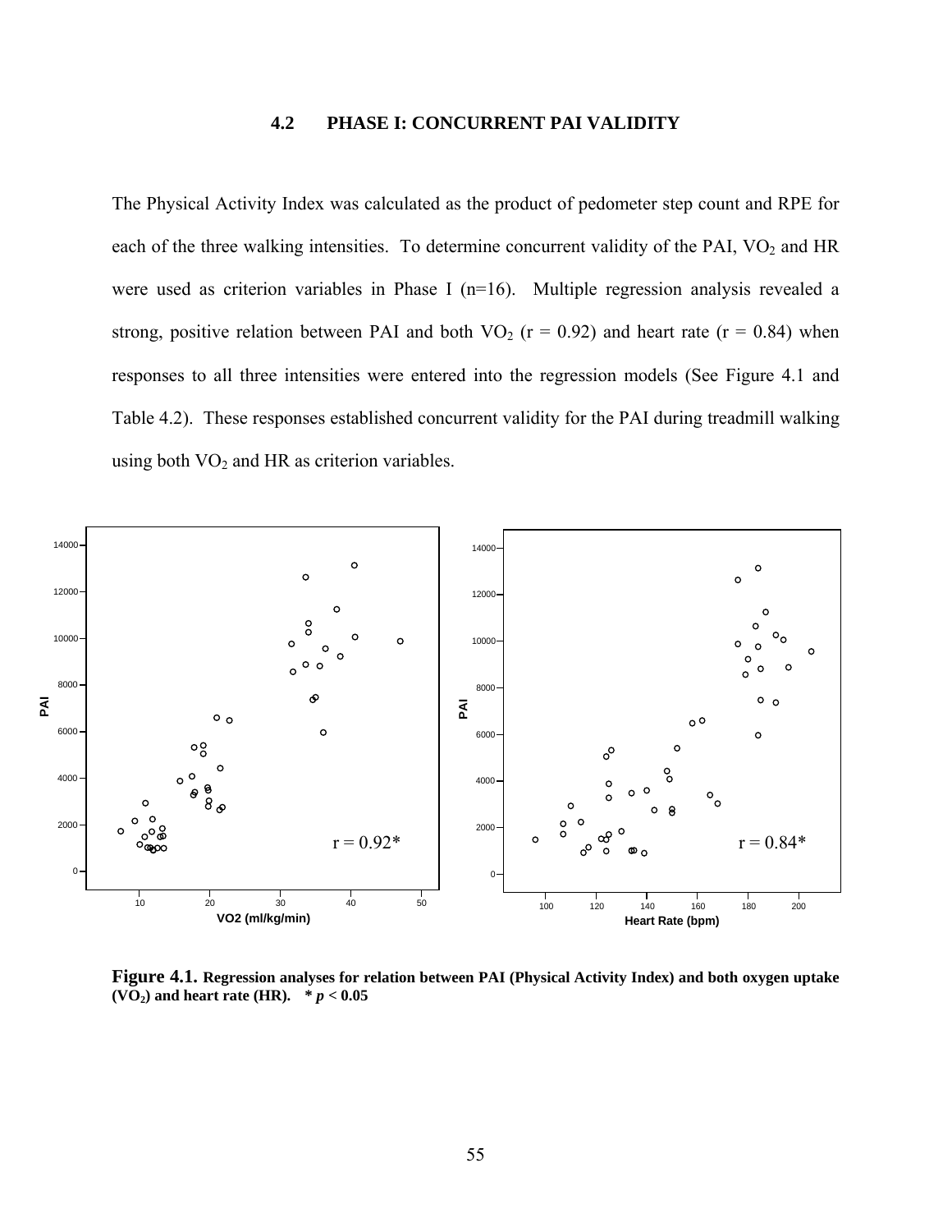## 4.2 PHASE I: CONCURRENT PAI VALIDITY

The Physical Activity Index was calculated as the product of pedometer step count and RPE for each of the three walking intensities. To determine concurrent validity of the PAI, $VO_2$ and HR were used as criterion variables in Phase I (n=16). Multiple regression analysis revealed a strong, positive relation between PAI and both $VO_2$ ($r = 0.92$) and heart rate ($r = 0.84$) when responses to all three intensities were entered into the regression models (See Figure 4.1 and Table 4.2). These responses established concurrent validity for the PAI during treadmill walking using both $VO_2$ and HR as criterion variables.

**Figure 4.1. Regression analyses for relation between PAI (Physical Activity Index) and both oxygen uptake ($VO_2$) and heart rate (HR). * $p < 0.05$**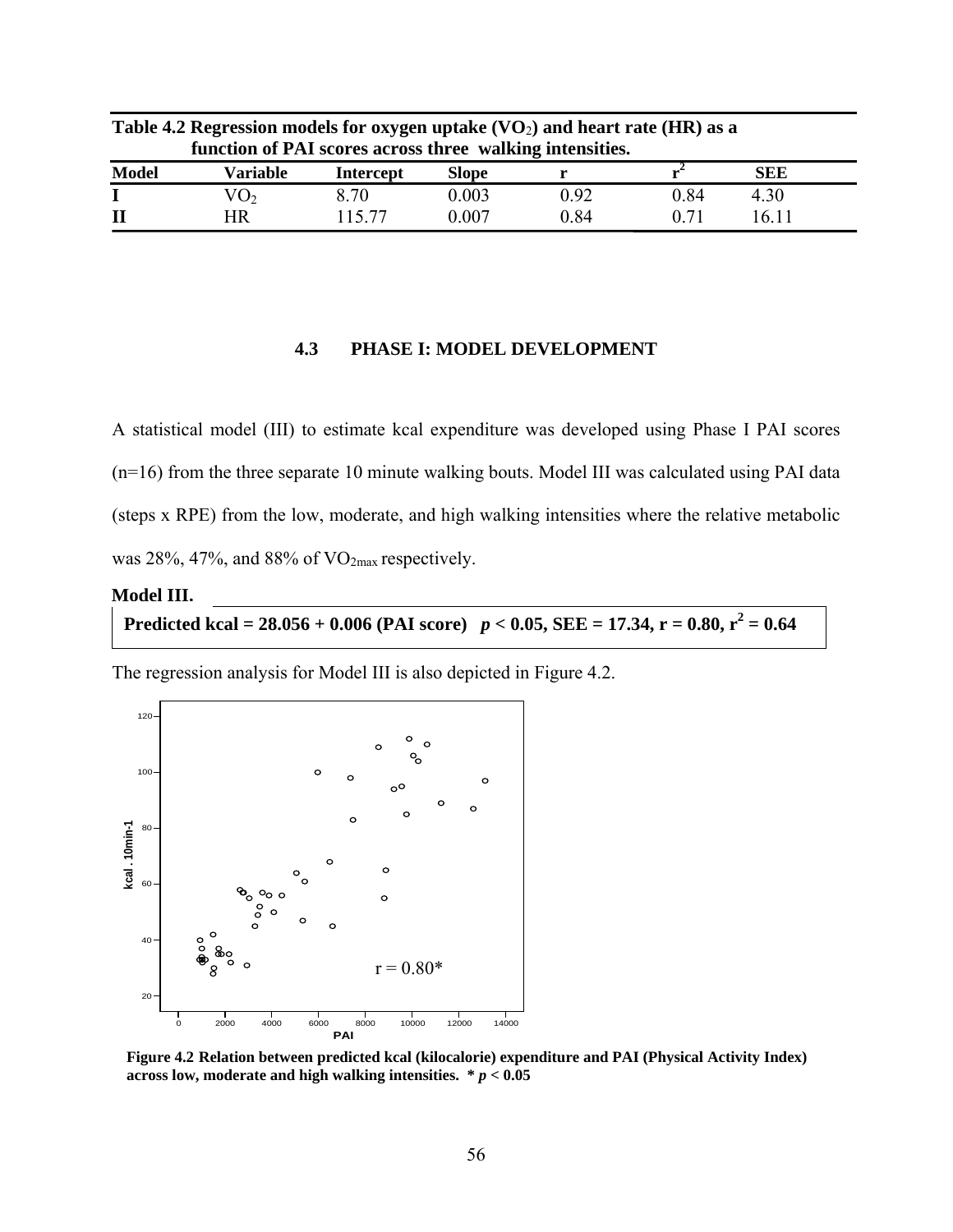**Table 4.2 Regression models for oxygen uptake ($VO_2$) and heart rate (HR) as a function of PAI scores across three walking intensities.**

| Model | Variable | Intercept | Slope | r | $r^2$ | SEE |
|---|---|---|---|---|---|---|
| **I** | $VO_2$ | 8.70 | 0.003 | 0.92 | 0.84 | 4.30 |
| **II** | HR | 115.77 | 0.007 | 0.84 | 0.71 | 16.11 |

### 4.3 PHASE I: MODEL DEVELOPMENT

A statistical model (III) to estimate kcal expenditure was developed using Phase I PAI scores (n=16) from the three separate 10 minute walking bouts. Model III was calculated using PAI data (steps x RPE) from the low, moderate, and high walking intensities where the relative metabolic was 28%, 47%, and 88% of $VO_{2max}$ respectively.

**Model III.**

**Predicted kcal = 28.056 + 0.006 (PAI score)** $p < 0.05$**, SEE = 17.34, r = 0.80,** $r^2 = 0.64$

The regression analysis for Model III is also depicted in Figure 4.2.

**Figure 4.2 Relation between predicted kcal (kilocalorie) expenditure and PAI (Physical Activity Index) across low, moderate and high walking intensities.** $*\ p < 0.05$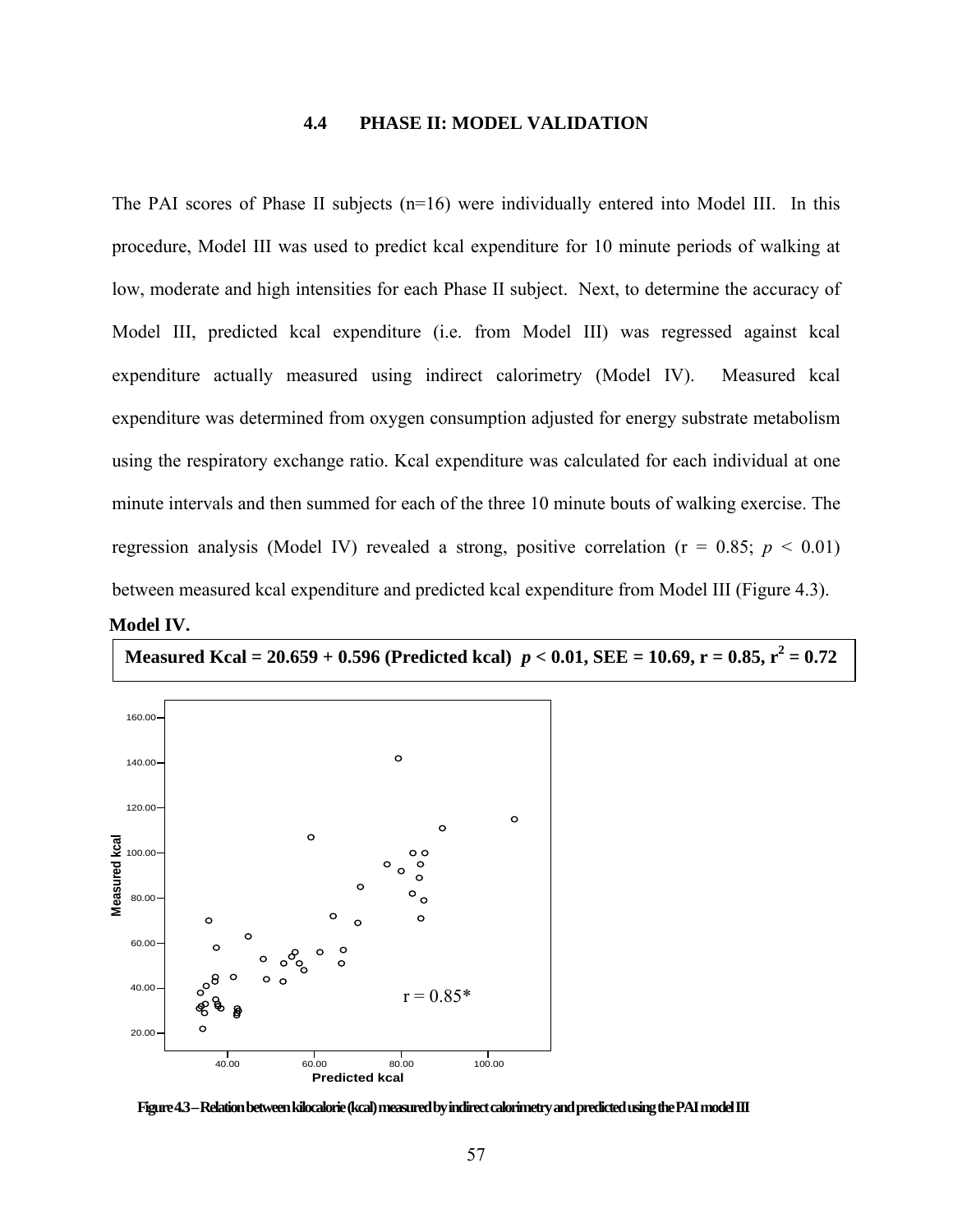## 4.4 PHASE II: MODEL VALIDATION

The PAI scores of Phase II subjects (n=16) were individually entered into Model III. In this procedure, Model III was used to predict kcal expenditure for 10 minute periods of walking at low, moderate and high intensities for each Phase II subject. Next, to determine the accuracy of Model III, predicted kcal expenditure (i.e. from Model III) was regressed against kcal expenditure actually measured using indirect calorimetry (Model IV). Measured kcal expenditure was determined from oxygen consumption adjusted for energy substrate metabolism using the respiratory exchange ratio. Kcal expenditure was calculated for each individual at one minute intervals and then summed for each of the three 10 minute bouts of walking exercise. The regression analysis (Model IV) revealed a strong, positive correlation (r = 0.85; $p < 0.01$) between measured kcal expenditure and predicted kcal expenditure from Model III (Figure 4.3).

**Model IV.**

**Measured Kcal = 20.659 + 0.596 (Predicted kcal) $p < 0.01$, SEE = 10.69, r = 0.85, $r^2 = 0.72$**

Figure 4.3 – Relation between kilocalorie (kcal) measured by indirect calorimetry and predicted using the PAI model III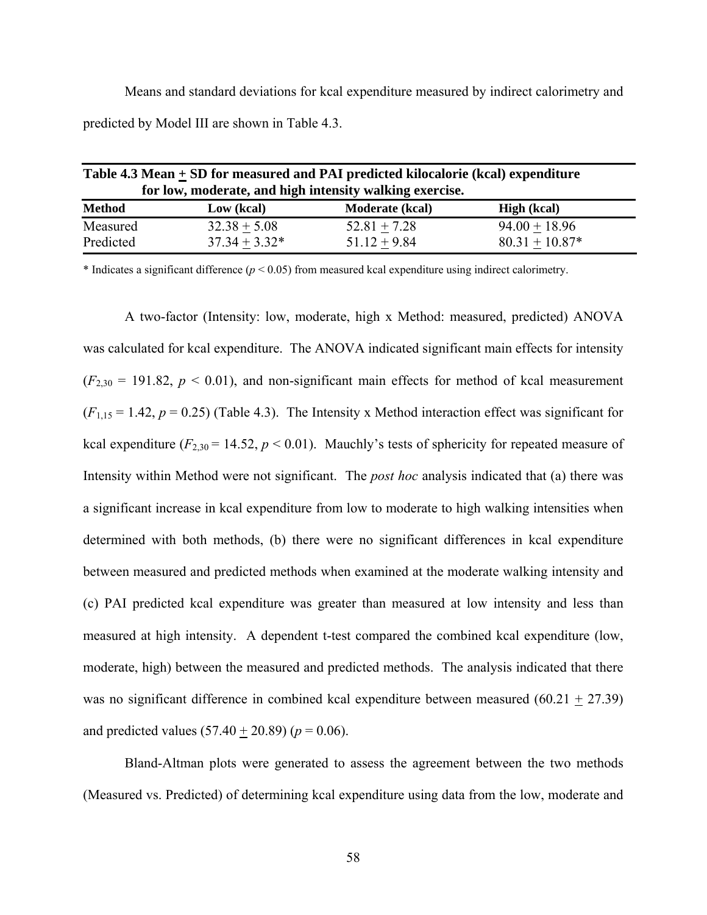Means and standard deviations for kcal expenditure measured by indirect calorimetry and predicted by Model III are shown in Table 4.3.

**Table 4.3 Mean $\pm$ SD for measured and PAI predicted kilocalorie (kcal) expenditure for low, moderate, and high intensity walking exercise.**

| Method | Low (kcal) | Moderate (kcal) | High (kcal) |
|---|---|---|---|
| Measured | $32.38 \pm 5.08$ | $52.81 \pm 7.28$ | $94.00 \pm 18.96$ |
| Predicted | $37.34 \pm 3.32$* | $51.12 \pm 9.84$ | $80.31 \pm 10.87$* |

\* Indicates a significant difference ($p < 0.05$) from measured kcal expenditure using indirect calorimetry.

A two-factor (Intensity: low, moderate, high x Method: measured, predicted) ANOVA was calculated for kcal expenditure. The ANOVA indicated significant main effects for intensity ($F_{2,30} = 191.82$, $p < 0.01$), and non-significant main effects for method of kcal measurement ($F_{1,15} = 1.42$, $p = 0.25$) (Table 4.3). The Intensity x Method interaction effect was significant for kcal expenditure ($F_{2,30} = 14.52$, $p < 0.01$). Mauchly's tests of sphericity for repeated measure of Intensity within Method were not significant. The *post hoc* analysis indicated that (a) there was a significant increase in kcal expenditure from low to moderate to high walking intensities when determined with both methods, (b) there were no significant differences in kcal expenditure between measured and predicted methods when examined at the moderate walking intensity and (c) PAI predicted kcal expenditure was greater than measured at low intensity and less than measured at high intensity. A dependent t-test compared the combined kcal expenditure (low, moderate, high) between the measured and predicted methods. The analysis indicated that there was no significant difference in combined kcal expenditure between measured ($60.21 \pm 27.39$) and predicted values ($57.40 \pm 20.89$) ($p = 0.06$).

Bland-Altman plots were generated to assess the agreement between the two methods (Measured vs. Predicted) of determining kcal expenditure using data from the low, moderate and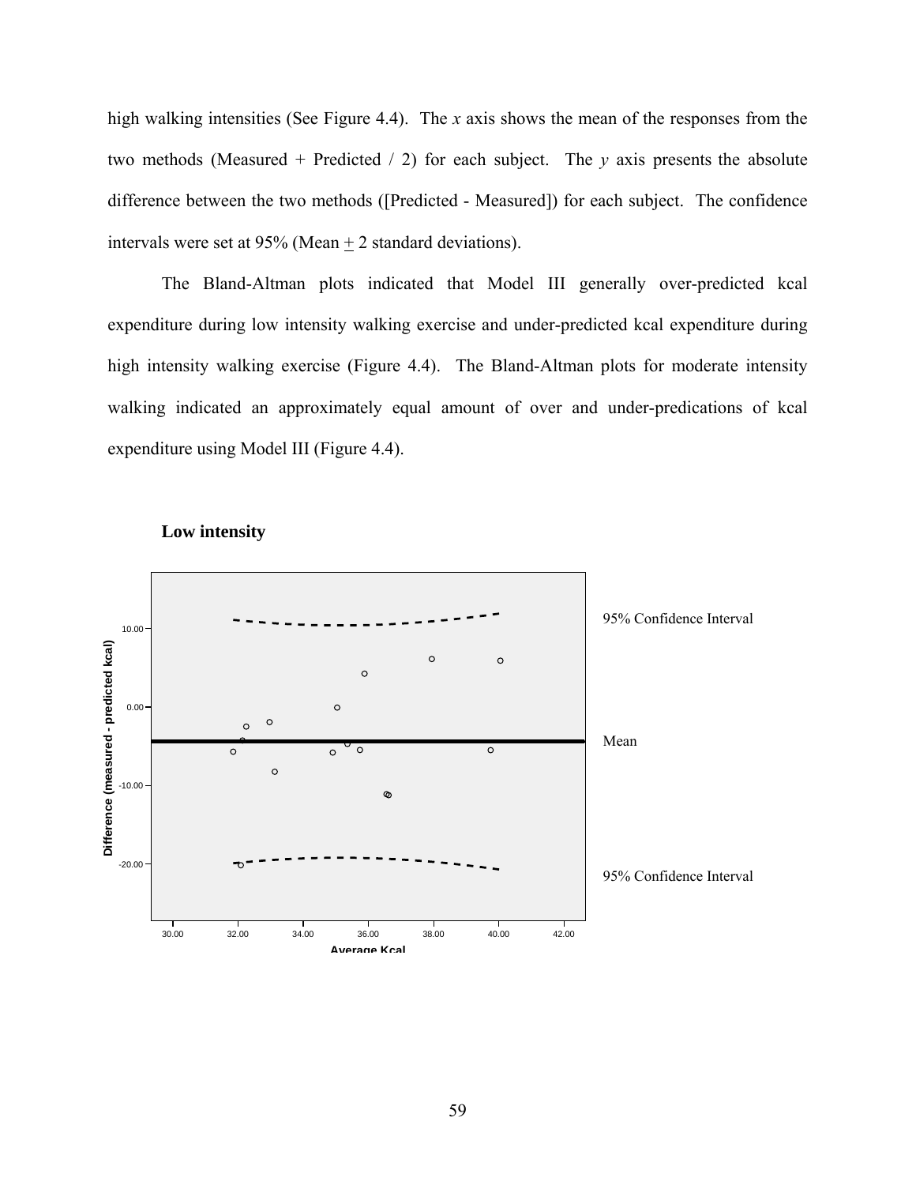high walking intensities (See Figure 4.4). The *x* axis shows the mean of the responses from the two methods (Measured + Predicted / 2) for each subject. The *y* axis presents the absolute difference between the two methods ([Predicted - Measured]) for each subject. The confidence intervals were set at 95% (Mean $\pm$ 2 standard deviations).

The Bland-Altman plots indicated that Model III generally over-predicted kcal expenditure during low intensity walking exercise and under-predicted kcal expenditure during high intensity walking exercise (Figure 4.4). The Bland-Altman plots for moderate intensity walking indicated an approximately equal amount of over and under-predications of kcal expenditure using Model III (Figure 4.4).

**Low intensity**

95% Confidence Interval

Mean

95% Confidence Interval

Difference (measured - predicted kcal)

Average Kcal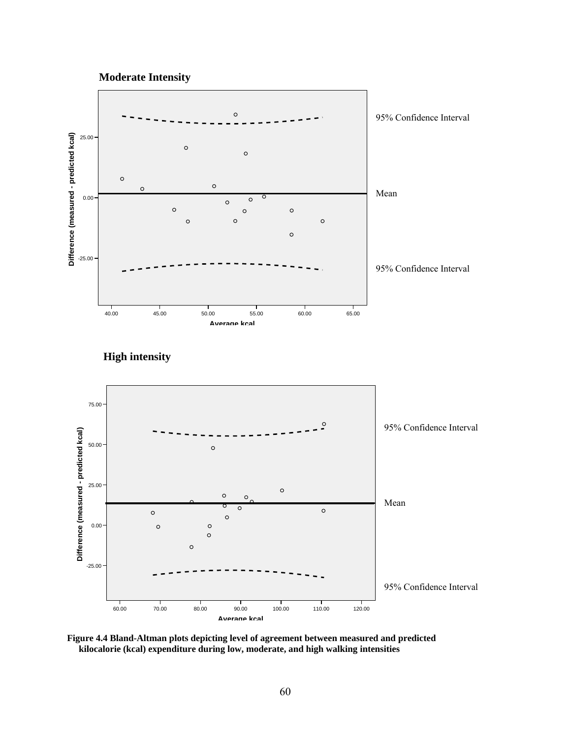**Moderate Intensity**

95% Confidence Interval

Mean

95% Confidence Interval

**High intensity**

95% Confidence Interval

Mean

95% Confidence Interval

**Figure 4.4 Bland-Altman plots depicting level of agreement between measured and predicted kilocalorie (kcal) expenditure during low, moderate, and high walking intensities**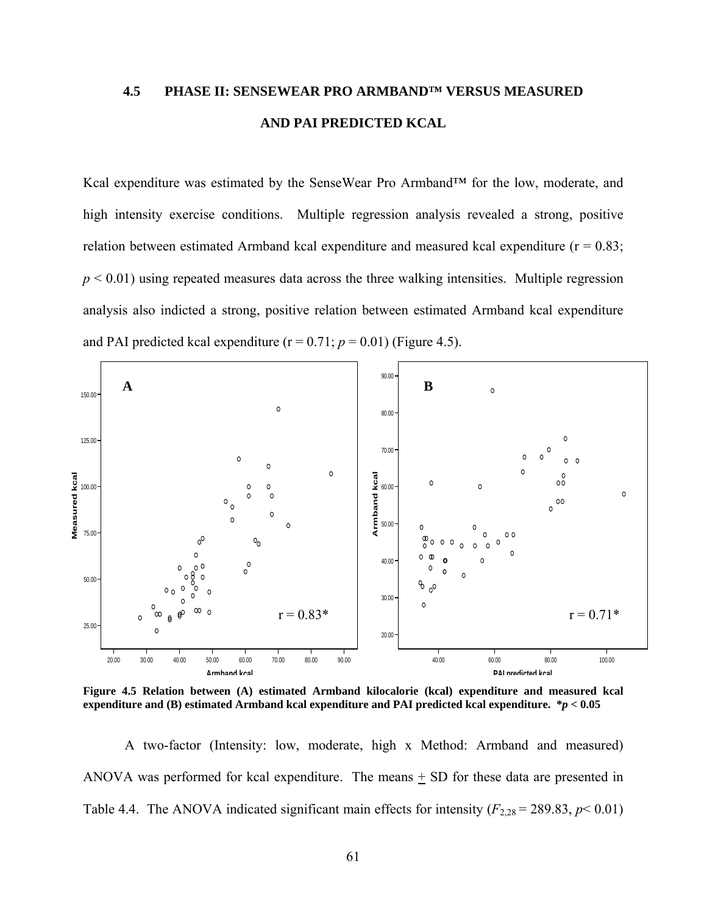### 4.5 PHASE II: SENSEWEAR PRO ARMBAND™ VERSUS MEASURED AND PAI PREDICTED KCAL

Kcal expenditure was estimated by the SenseWear Pro Armband™ for the low, moderate, and high intensity exercise conditions. Multiple regression analysis revealed a strong, positive relation between estimated Armband kcal expenditure and measured kcal expenditure (r = 0.83; $p < 0.01$) using repeated measures data across the three walking intensities. Multiple regression analysis also indicted a strong, positive relation between estimated Armband kcal expenditure and PAI predicted kcal expenditure (r = 0.71; $p = 0.01$) (Figure 4.5).

**Figure 4.5 Relation between (A) estimated Armband kilocalorie (kcal) expenditure and measured kcal expenditure and (B) estimated Armband kcal expenditure and PAI predicted kcal expenditure. \*$p < 0.05$**

A two-factor (Intensity: low, moderate, high x Method: Armband and measured) ANOVA was performed for kcal expenditure. The means ± SD for these data are presented in Table 4.4. The ANOVA indicated significant main effects for intensity ($F_{2,28} = 289.83$, $p < 0.01$)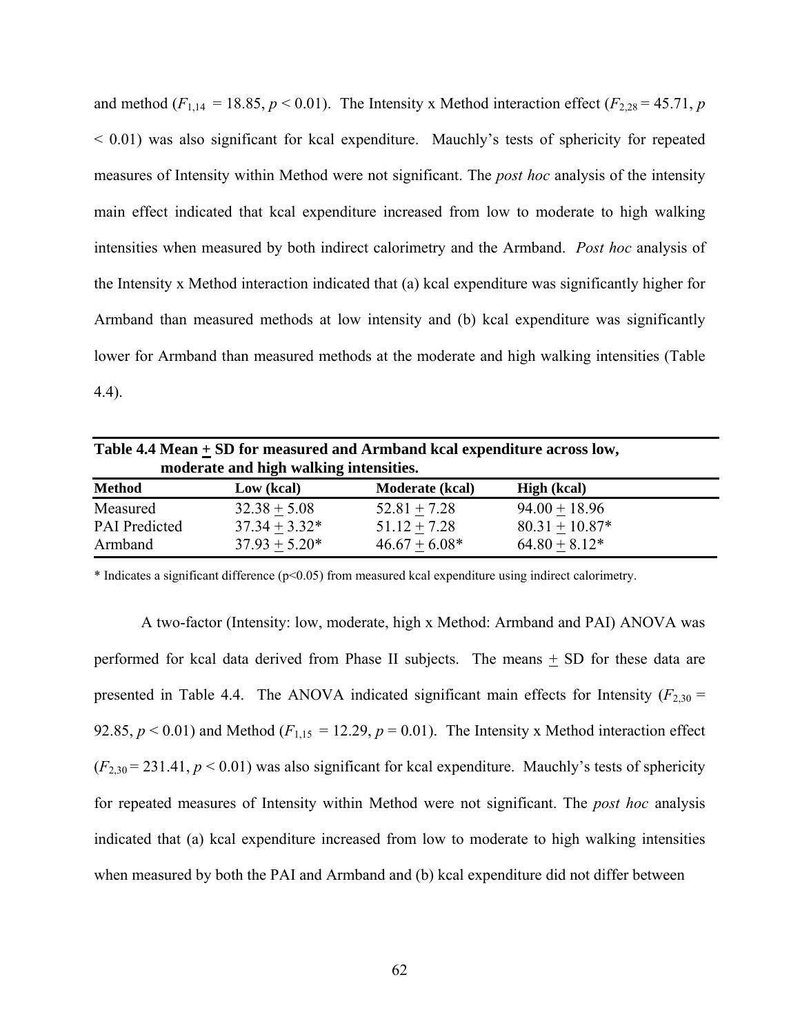and method ($F_{1,14}$ = 18.85, $p$ < 0.01). The Intensity x Method interaction effect ($F_{2,28}$ = 45.71, $p$ < 0.01) was also significant for kcal expenditure. Mauchly's tests of sphericity for repeated measures of Intensity within Method were not significant. The *post hoc* analysis of the intensity main effect indicated that kcal expenditure increased from low to moderate to high walking intensities when measured by both indirect calorimetry and the Armband. *Post hoc* analysis of the Intensity x Method interaction indicated that (a) kcal expenditure was significantly higher for Armband than measured methods at low intensity and (b) kcal expenditure was significantly lower for Armband than measured methods at the moderate and high walking intensities (Table 4.4).

**Table 4.4 Mean ± SD for measured and Armband kcal expenditure across low, moderate and high walking intensities.**

| Method | Low (kcal) | Moderate (kcal) | High (kcal) |
|---|---|---|---|
| Measured | 32.38 ± 5.08 | 52.81 ± 7.28 | 94.00 ± 18.96 |
| PAI Predicted | 37.34 ± 3.32* | 51.12 ± 7.28 | 80.31 ± 10.87* |
| Armband | 37.93 ± 5.20* | 46.67 ± 6.08* | 64.80 ± 8.12* |

\* Indicates a significant difference (p<0.05) from measured kcal expenditure using indirect calorimetry.

A two-factor (Intensity: low, moderate, high x Method: Armband and PAI) ANOVA was performed for kcal data derived from Phase II subjects. The means ± SD for these data are presented in Table 4.4. The ANOVA indicated significant main effects for Intensity ($F_{2,30}$ = 92.85, $p$ < 0.01) and Method ($F_{1,15}$ = 12.29, $p$ = 0.01). The Intensity x Method interaction effect ($F_{2,30}$ = 231.41, $p$ < 0.01) was also significant for kcal expenditure. Mauchly's tests of sphericity for repeated measures of Intensity within Method were not significant. The *post hoc* analysis indicated that (a) kcal expenditure increased from low to moderate to high walking intensities when measured by both the PAI and Armband and (b) kcal expenditure did not differ between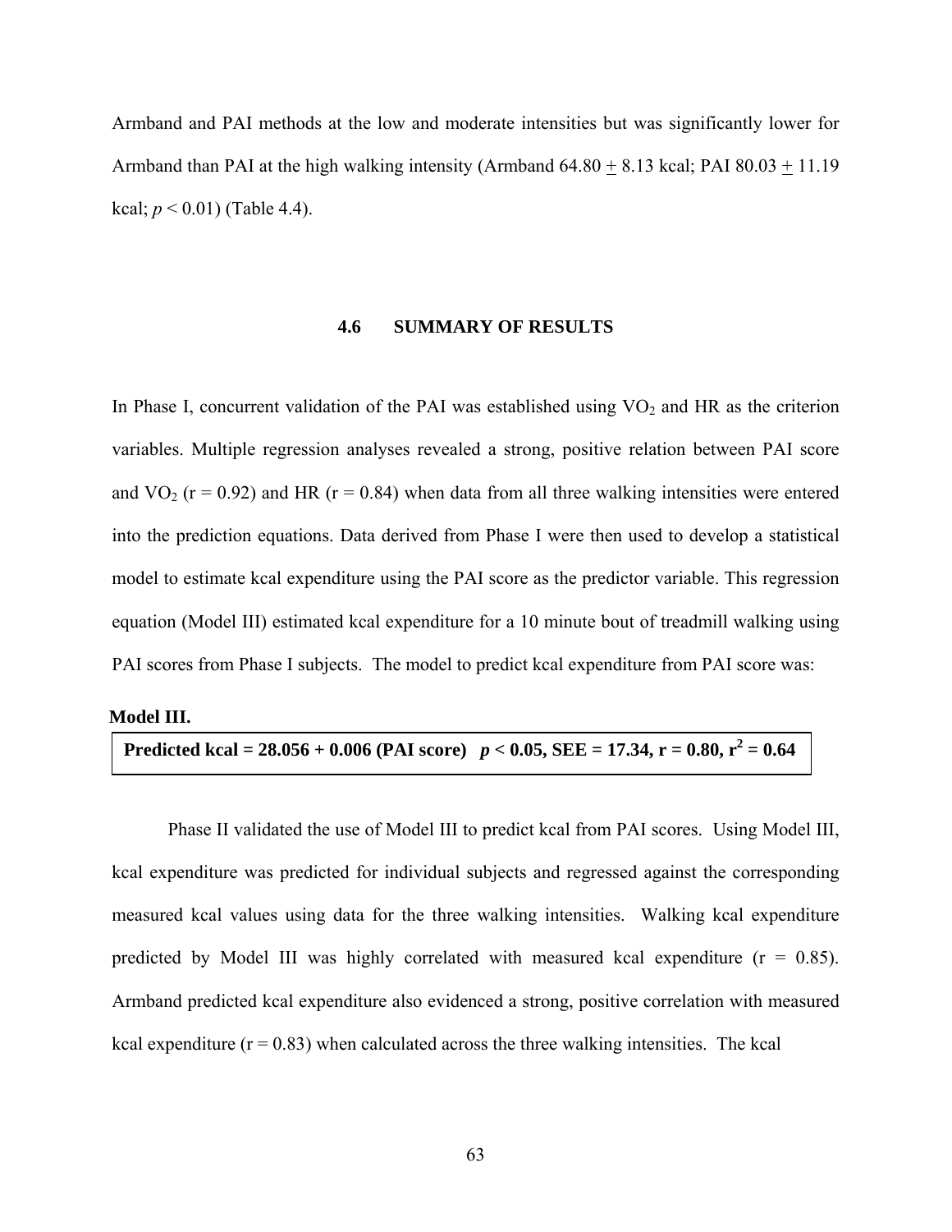Armband and PAI methods at the low and moderate intensities but was significantly lower for Armband than PAI at the high walking intensity (Armband 64.80 $\pm$ 8.13 kcal; PAI 80.03 $\pm$ 11.19 kcal; $p < 0.01$) (Table 4.4).

## 4.6 SUMMARY OF RESULTS

In Phase I, concurrent validation of the PAI was established using $VO_2$ and HR as the criterion variables. Multiple regression analyses revealed a strong, positive relation between PAI score and $VO_2$ (r = 0.92) and HR (r = 0.84) when data from all three walking intensities were entered into the prediction equations. Data derived from Phase I were then used to develop a statistical model to estimate kcal expenditure using the PAI score as the predictor variable. This regression equation (Model III) estimated kcal expenditure for a 10 minute bout of treadmill walking using PAI scores from Phase I subjects. The model to predict kcal expenditure from PAI score was:

**Model III.**

**Predicted kcal = 28.056 + 0.006 (PAI score)** $p < 0.05$, **SEE = 17.34, r = 0.80,** $r^2 = 0.64$

Phase II validated the use of Model III to predict kcal from PAI scores. Using Model III, kcal expenditure was predicted for individual subjects and regressed against the corresponding measured kcal values using data for the three walking intensities. Walking kcal expenditure predicted by Model III was highly correlated with measured kcal expenditure (r = 0.85). Armband predicted kcal expenditure also evidenced a strong, positive correlation with measured kcal expenditure (r = 0.83) when calculated across the three walking intensities. The kcal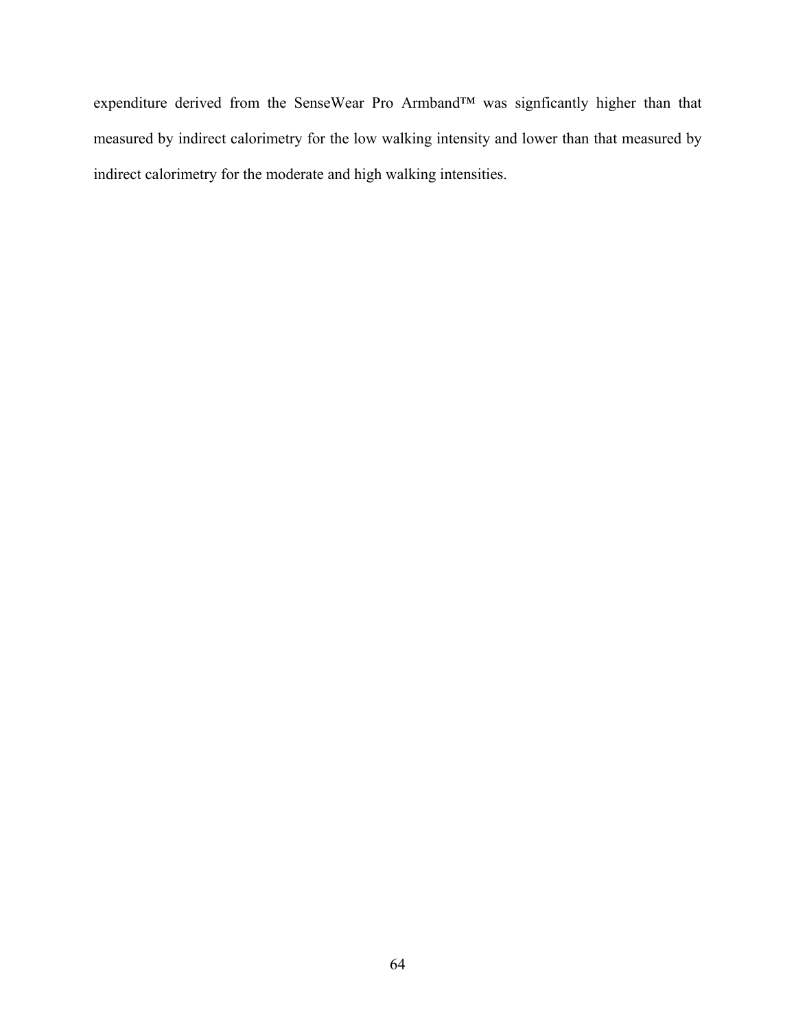expenditure derived from the SenseWear Pro Armband™ was signficantly higher than that measured by indirect calorimetry for the low walking intensity and lower than that measured by indirect calorimetry for the moderate and high walking intensities.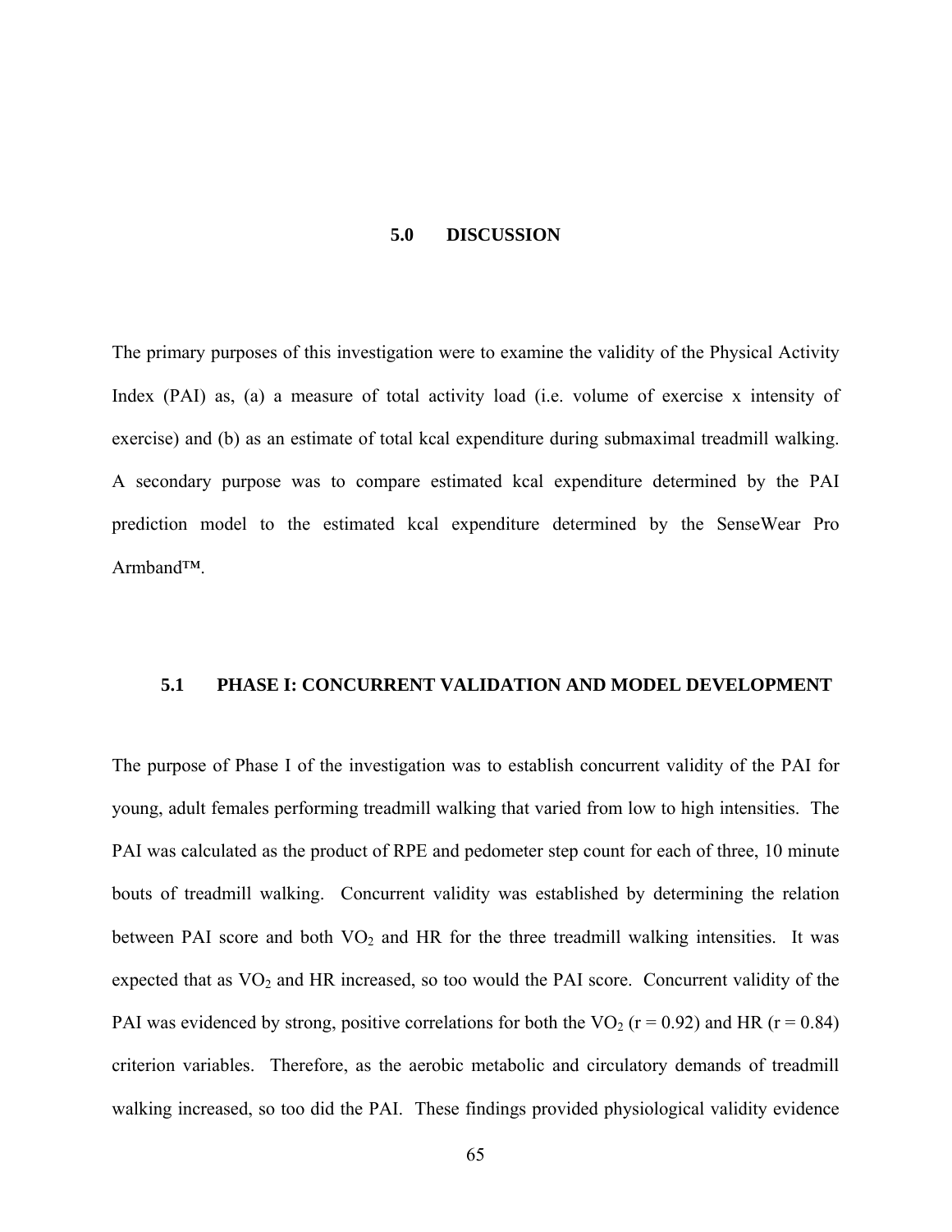# 5.0 DISCUSSION

The primary purposes of this investigation were to examine the validity of the Physical Activity Index (PAI) as, (a) a measure of total activity load (i.e. volume of exercise x intensity of exercise) and (b) as an estimate of total kcal expenditure during submaximal treadmill walking. A secondary purpose was to compare estimated kcal expenditure determined by the PAI prediction model to the estimated kcal expenditure determined by the SenseWear Pro Armband™.

## 5.1 PHASE I: CONCURRENT VALIDATION AND MODEL DEVELOPMENT

The purpose of Phase I of the investigation was to establish concurrent validity of the PAI for young, adult females performing treadmill walking that varied from low to high intensities. The PAI was calculated as the product of RPE and pedometer step count for each of three, 10 minute bouts of treadmill walking. Concurrent validity was established by determining the relation between PAI score and both $VO_2$ and HR for the three treadmill walking intensities. It was expected that as $VO_2$ and HR increased, so too would the PAI score. Concurrent validity of the PAI was evidenced by strong, positive correlations for both the $VO_2$ ($r = 0.92$) and HR ($r = 0.84$) criterion variables. Therefore, as the aerobic metabolic and circulatory demands of treadmill walking increased, so too did the PAI. These findings provided physiological validity evidence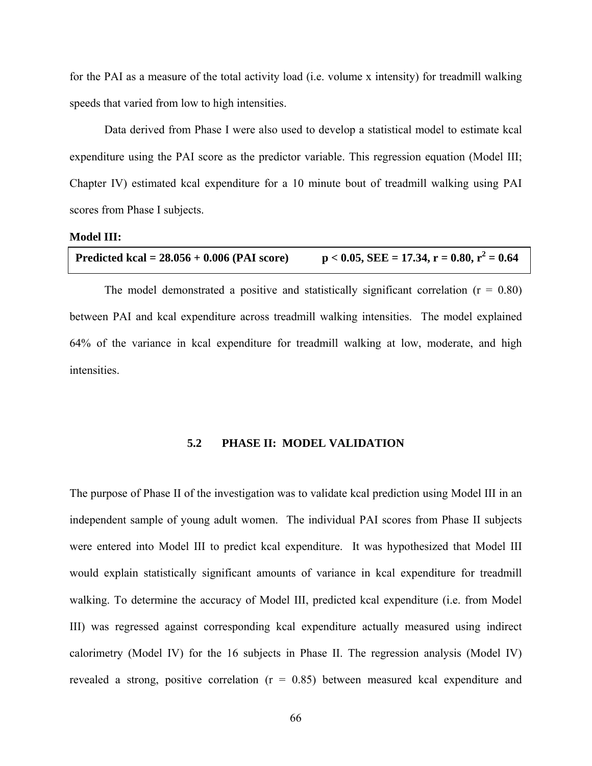for the PAI as a measure of the total activity load (i.e. volume x intensity) for treadmill walking speeds that varied from low to high intensities.

Data derived from Phase I were also used to develop a statistical model to estimate kcal expenditure using the PAI score as the predictor variable. This regression equation (Model III; Chapter IV) estimated kcal expenditure for a 10 minute bout of treadmill walking using PAI scores from Phase I subjects.

**Model III:**

| **Predicted kcal = 28.056 + 0.006 (PAI score)** | **$p < 0.05$, SEE = 17.34, r = 0.80, $r^2 = 0.64$** |
|---|---|

The model demonstrated a positive and statistically significant correlation (r = 0.80) between PAI and kcal expenditure across treadmill walking intensities. The model explained 64% of the variance in kcal expenditure for treadmill walking at low, moderate, and high intensities.

## 5.2 PHASE II: MODEL VALIDATION

The purpose of Phase II of the investigation was to validate kcal prediction using Model III in an independent sample of young adult women. The individual PAI scores from Phase II subjects were entered into Model III to predict kcal expenditure. It was hypothesized that Model III would explain statistically significant amounts of variance in kcal expenditure for treadmill walking. To determine the accuracy of Model III, predicted kcal expenditure (i.e. from Model III) was regressed against corresponding kcal expenditure actually measured using indirect calorimetry (Model IV) for the 16 subjects in Phase II. The regression analysis (Model IV) revealed a strong, positive correlation (r = 0.85) between measured kcal expenditure and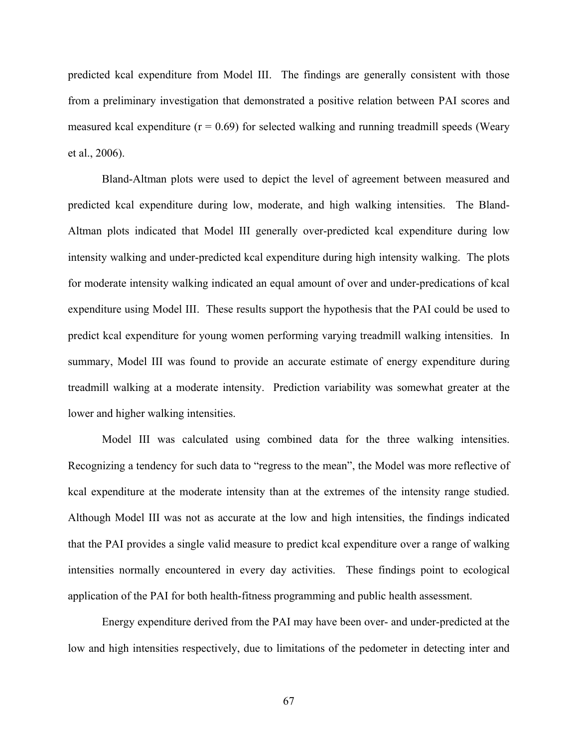predicted kcal expenditure from Model III. The findings are generally consistent with those from a preliminary investigation that demonstrated a positive relation between PAI scores and measured kcal expenditure ($r = 0.69$) for selected walking and running treadmill speeds (Weary et al., 2006).

Bland-Altman plots were used to depict the level of agreement between measured and predicted kcal expenditure during low, moderate, and high walking intensities. The Bland-Altman plots indicated that Model III generally over-predicted kcal expenditure during low intensity walking and under-predicted kcal expenditure during high intensity walking. The plots for moderate intensity walking indicated an equal amount of over and under-predications of kcal expenditure using Model III. These results support the hypothesis that the PAI could be used to predict kcal expenditure for young women performing varying treadmill walking intensities. In summary, Model III was found to provide an accurate estimate of energy expenditure during treadmill walking at a moderate intensity. Prediction variability was somewhat greater at the lower and higher walking intensities.

Model III was calculated using combined data for the three walking intensities. Recognizing a tendency for such data to "regress to the mean", the Model was more reflective of kcal expenditure at the moderate intensity than at the extremes of the intensity range studied. Although Model III was not as accurate at the low and high intensities, the findings indicated that the PAI provides a single valid measure to predict kcal expenditure over a range of walking intensities normally encountered in every day activities. These findings point to ecological application of the PAI for both health-fitness programming and public health assessment.

Energy expenditure derived from the PAI may have been over- and under-predicted at the low and high intensities respectively, due to limitations of the pedometer in detecting inter and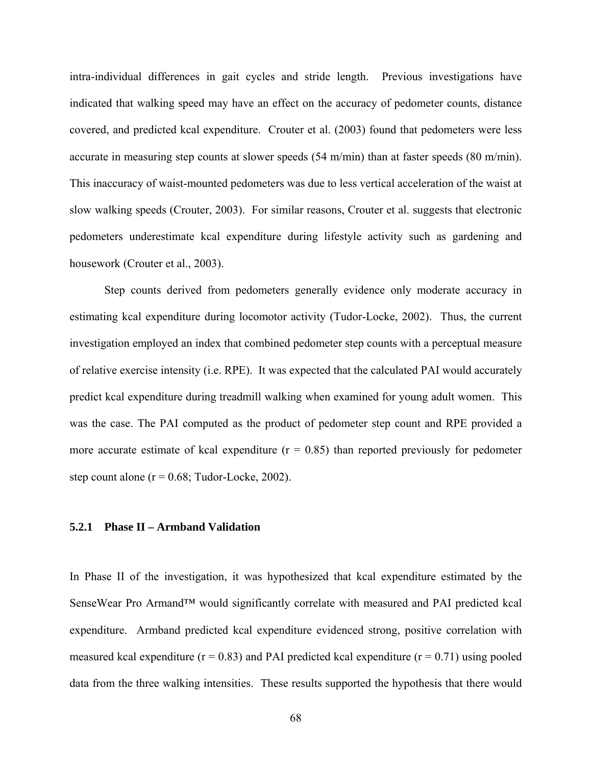intra-individual differences in gait cycles and stride length. Previous investigations have indicated that walking speed may have an effect on the accuracy of pedometer counts, distance covered, and predicted kcal expenditure. Crouter et al. (2003) found that pedometers were less accurate in measuring step counts at slower speeds (54 m/min) than at faster speeds (80 m/min). This inaccuracy of waist-mounted pedometers was due to less vertical acceleration of the waist at slow walking speeds (Crouter, 2003). For similar reasons, Crouter et al. suggests that electronic pedometers underestimate kcal expenditure during lifestyle activity such as gardening and housework (Crouter et al., 2003).

Step counts derived from pedometers generally evidence only moderate accuracy in estimating kcal expenditure during locomotor activity (Tudor-Locke, 2002). Thus, the current investigation employed an index that combined pedometer step counts with a perceptual measure of relative exercise intensity (i.e. RPE). It was expected that the calculated PAI would accurately predict kcal expenditure during treadmill walking when examined for young adult women. This was the case. The PAI computed as the product of pedometer step count and RPE provided a more accurate estimate of kcal expenditure ($r = 0.85$) than reported previously for pedometer step count alone ($r = 0.68$; Tudor-Locke, 2002).

### 5.2.1 Phase II – Armband Validation

In Phase II of the investigation, it was hypothesized that kcal expenditure estimated by the SenseWear Pro Armand™ would significantly correlate with measured and PAI predicted kcal expenditure. Armband predicted kcal expenditure evidenced strong, positive correlation with measured kcal expenditure ($r = 0.83$) and PAI predicted kcal expenditure ($r = 0.71$) using pooled data from the three walking intensities. These results supported the hypothesis that there would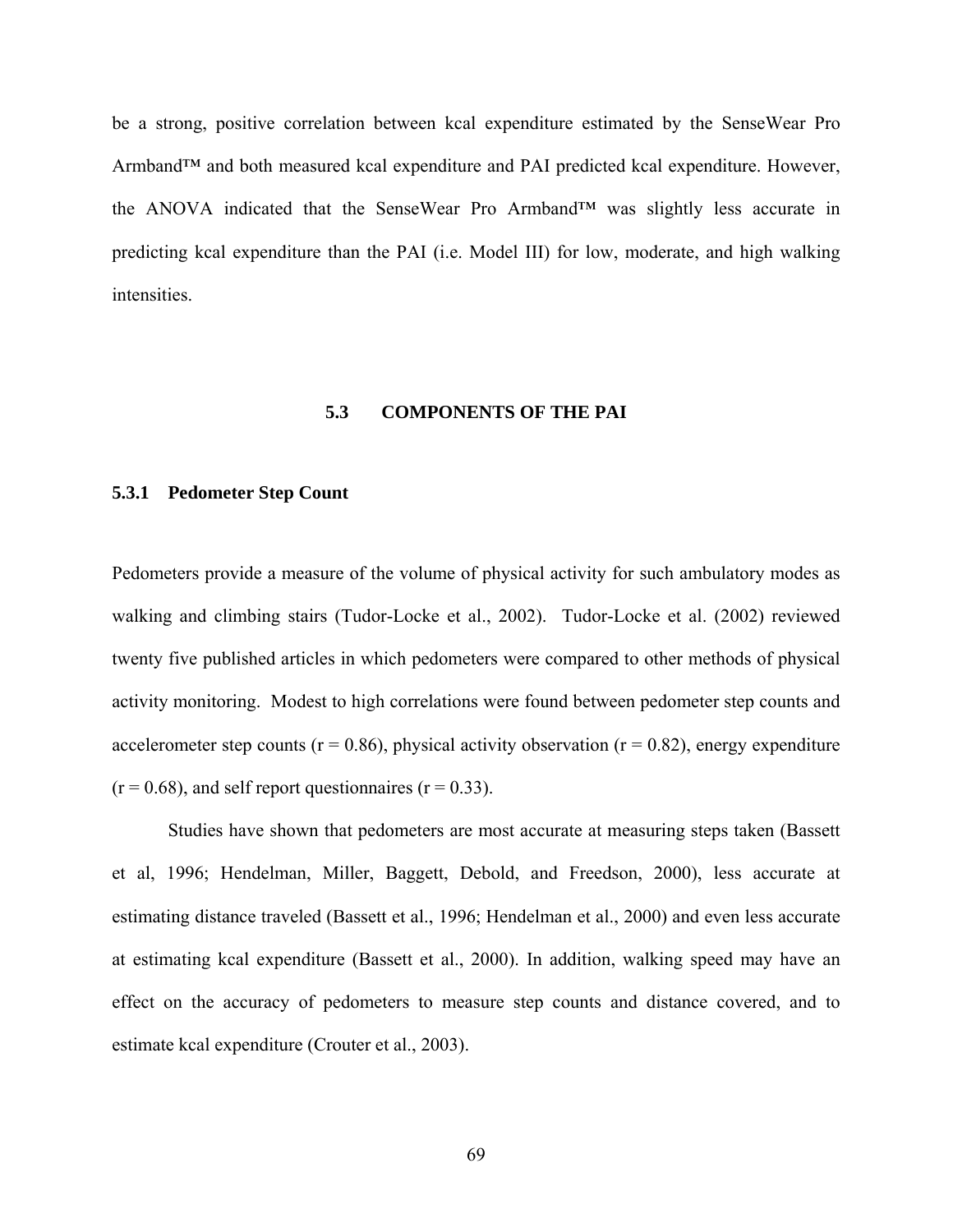be a strong, positive correlation between kcal expenditure estimated by the SenseWear Pro Armband™ and both measured kcal expenditure and PAI predicted kcal expenditure. However, the ANOVA indicated that the SenseWear Pro Armband™ was slightly less accurate in predicting kcal expenditure than the PAI (i.e. Model III) for low, moderate, and high walking intensities.

## 5.3 COMPONENTS OF THE PAI

### 5.3.1 Pedometer Step Count

Pedometers provide a measure of the volume of physical activity for such ambulatory modes as walking and climbing stairs (Tudor-Locke et al., 2002). Tudor-Locke et al. (2002) reviewed twenty five published articles in which pedometers were compared to other methods of physical activity monitoring. Modest to high correlations were found between pedometer step counts and accelerometer step counts ($r = 0.86$), physical activity observation ($r = 0.82$), energy expenditure ($r = 0.68$), and self report questionnaires ($r = 0.33$).

Studies have shown that pedometers are most accurate at measuring steps taken (Bassett et al, 1996; Hendelman, Miller, Baggett, Debold, and Freedson, 2000), less accurate at estimating distance traveled (Bassett et al., 1996; Hendelman et al., 2000) and even less accurate at estimating kcal expenditure (Bassett et al., 2000). In addition, walking speed may have an effect on the accuracy of pedometers to measure step counts and distance covered, and to estimate kcal expenditure (Crouter et al., 2003).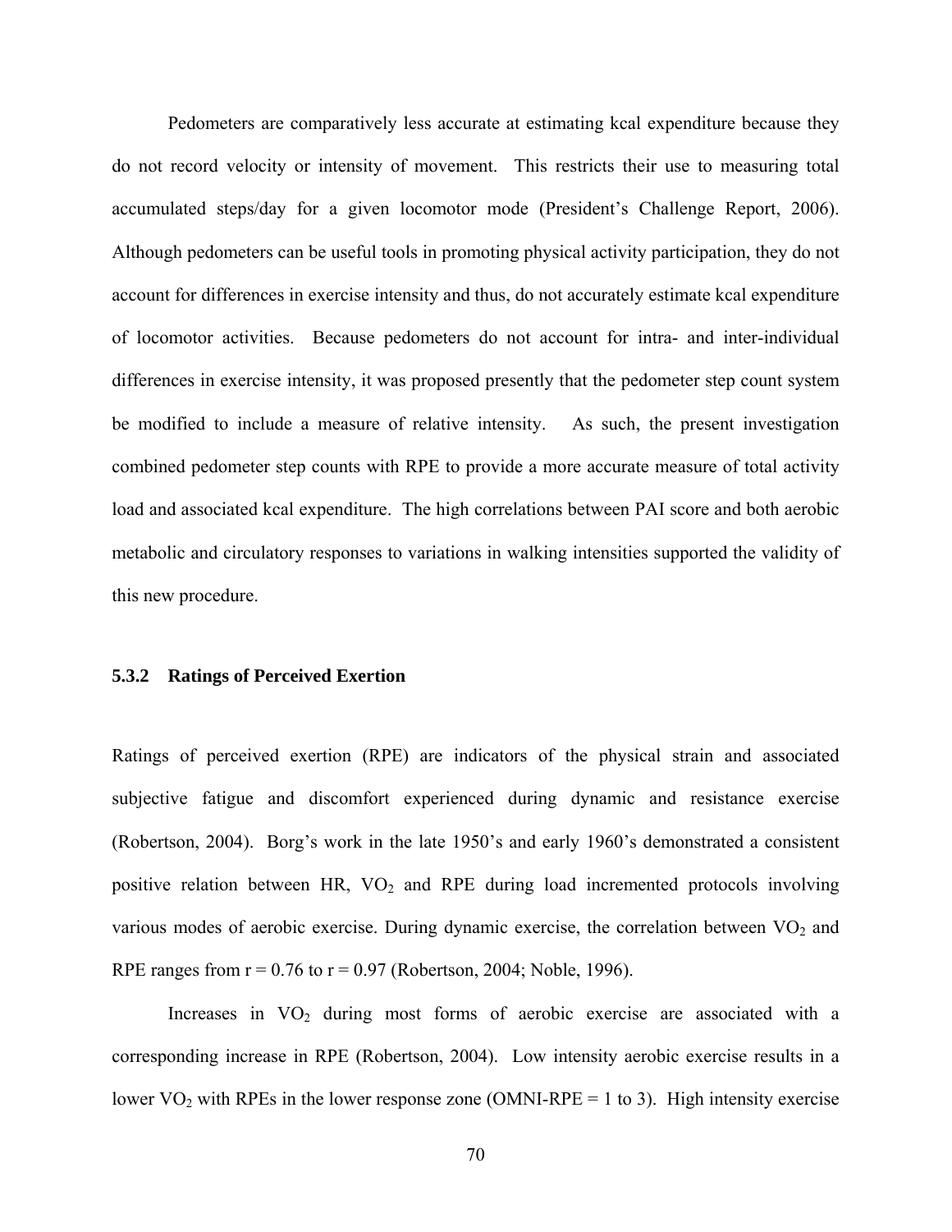Pedometers are comparatively less accurate at estimating kcal expenditure because they do not record velocity or intensity of movement. This restricts their use to measuring total accumulated steps/day for a given locomotor mode (President's Challenge Report, 2006). Although pedometers can be useful tools in promoting physical activity participation, they do not account for differences in exercise intensity and thus, do not accurately estimate kcal expenditure of locomotor activities. Because pedometers do not account for intra- and inter-individual differences in exercise intensity, it was proposed presently that the pedometer step count system be modified to include a measure of relative intensity. As such, the present investigation combined pedometer step counts with RPE to provide a more accurate measure of total activity load and associated kcal expenditure. The high correlations between PAI score and both aerobic metabolic and circulatory responses to variations in walking intensities supported the validity of this new procedure.

### 5.3.2 Ratings of Perceived Exertion

Ratings of perceived exertion (RPE) are indicators of the physical strain and associated subjective fatigue and discomfort experienced during dynamic and resistance exercise (Robertson, 2004). Borg's work in the late 1950's and early 1960's demonstrated a consistent positive relation between HR, $VO_2$ and RPE during load incremented protocols involving various modes of aerobic exercise. During dynamic exercise, the correlation between $VO_2$ and RPE ranges from $r = 0.76$ to $r = 0.97$ (Robertson, 2004; Noble, 1996).

Increases in $VO_2$ during most forms of aerobic exercise are associated with a corresponding increase in RPE (Robertson, 2004). Low intensity aerobic exercise results in a lower $VO_2$ with RPEs in the lower response zone (OMNI-RPE = 1 to 3). High intensity exercise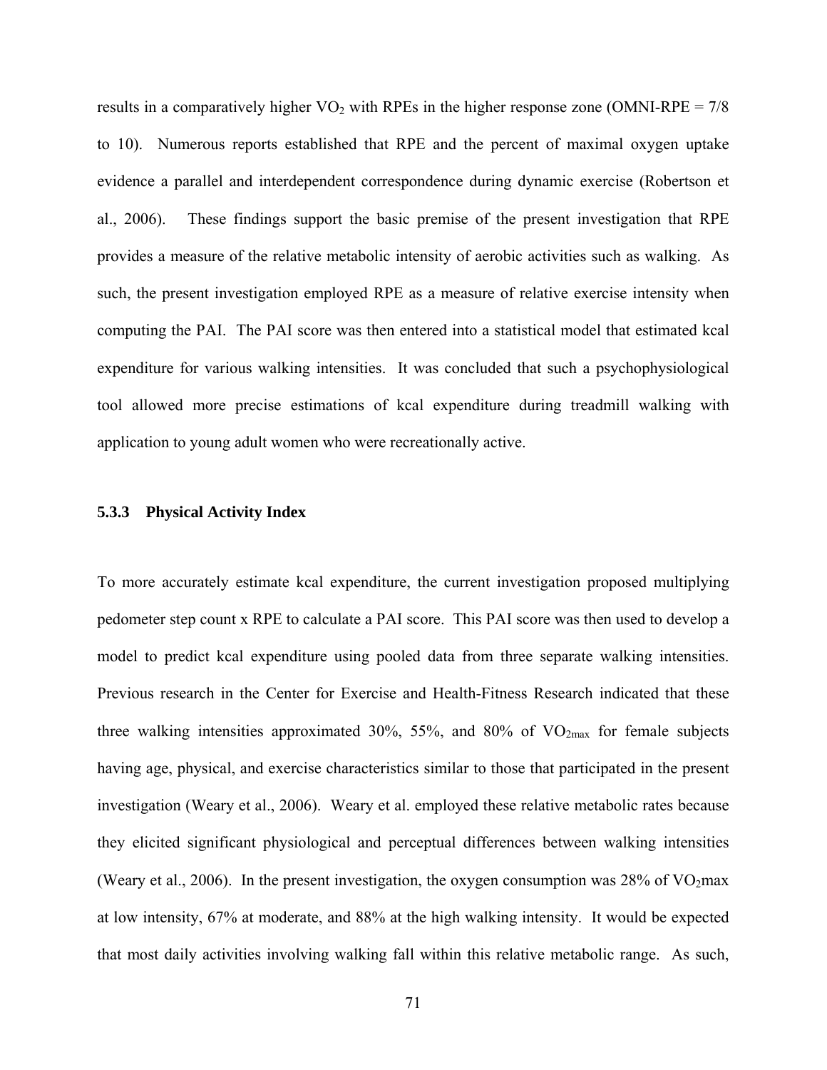results in a comparatively higher $VO_2$ with RPEs in the higher response zone (OMNI-RPE = 7/8 to 10). Numerous reports established that RPE and the percent of maximal oxygen uptake evidence a parallel and interdependent correspondence during dynamic exercise (Robertson et al., 2006). These findings support the basic premise of the present investigation that RPE provides a measure of the relative metabolic intensity of aerobic activities such as walking. As such, the present investigation employed RPE as a measure of relative exercise intensity when computing the PAI. The PAI score was then entered into a statistical model that estimated kcal expenditure for various walking intensities. It was concluded that such a psychophysiological tool allowed more precise estimations of kcal expenditure during treadmill walking with application to young adult women who were recreationally active.

### 5.3.3 Physical Activity Index

To more accurately estimate kcal expenditure, the current investigation proposed multiplying pedometer step count x RPE to calculate a PAI score. This PAI score was then used to develop a model to predict kcal expenditure using pooled data from three separate walking intensities. Previous research in the Center for Exercise and Health-Fitness Research indicated that these three walking intensities approximated 30%, 55%, and 80% of $VO_{2max}$ for female subjects having age, physical, and exercise characteristics similar to those that participated in the present investigation (Weary et al., 2006). Weary et al. employed these relative metabolic rates because they elicited significant physiological and perceptual differences between walking intensities (Weary et al., 2006). In the present investigation, the oxygen consumption was 28% of $VO_2$max at low intensity, 67% at moderate, and 88% at the high walking intensity. It would be expected that most daily activities involving walking fall within this relative metabolic range. As such,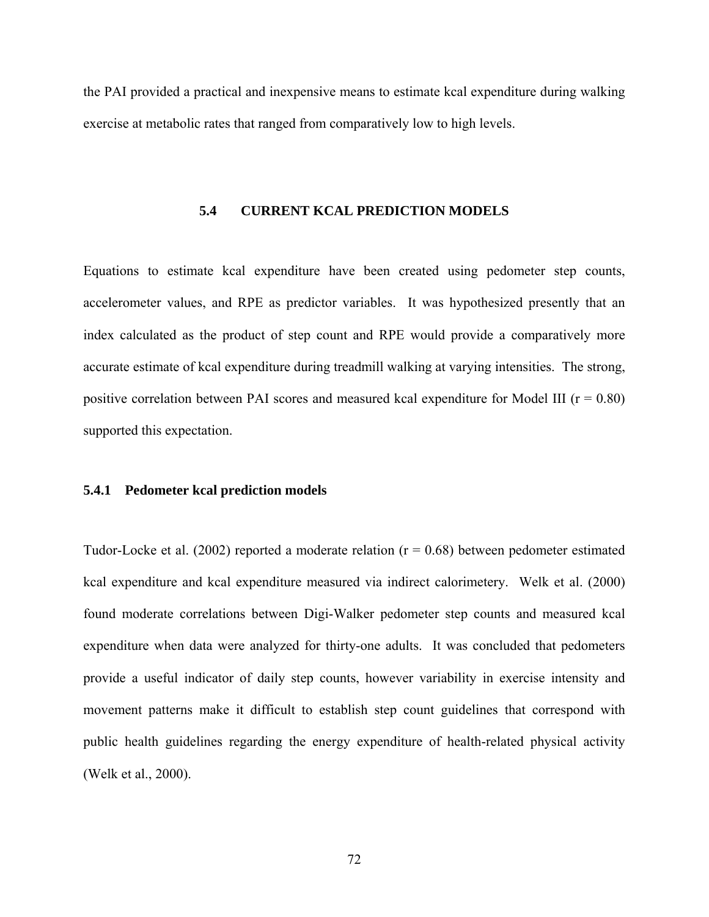the PAI provided a practical and inexpensive means to estimate kcal expenditure during walking exercise at metabolic rates that ranged from comparatively low to high levels.

## 5.4 CURRENT KCAL PREDICTION MODELS

Equations to estimate kcal expenditure have been created using pedometer step counts, accelerometer values, and RPE as predictor variables. It was hypothesized presently that an index calculated as the product of step count and RPE would provide a comparatively more accurate estimate of kcal expenditure during treadmill walking at varying intensities. The strong, positive correlation between PAI scores and measured kcal expenditure for Model III ($r = 0.80$) supported this expectation.

### 5.4.1 Pedometer kcal prediction models

Tudor-Locke et al. (2002) reported a moderate relation ($r = 0.68$) between pedometer estimated kcal expenditure and kcal expenditure measured via indirect calorimetery. Welk et al. (2000) found moderate correlations between Digi-Walker pedometer step counts and measured kcal expenditure when data were analyzed for thirty-one adults. It was concluded that pedometers provide a useful indicator of daily step counts, however variability in exercise intensity and movement patterns make it difficult to establish step count guidelines that correspond with public health guidelines regarding the energy expenditure of health-related physical activity (Welk et al., 2000).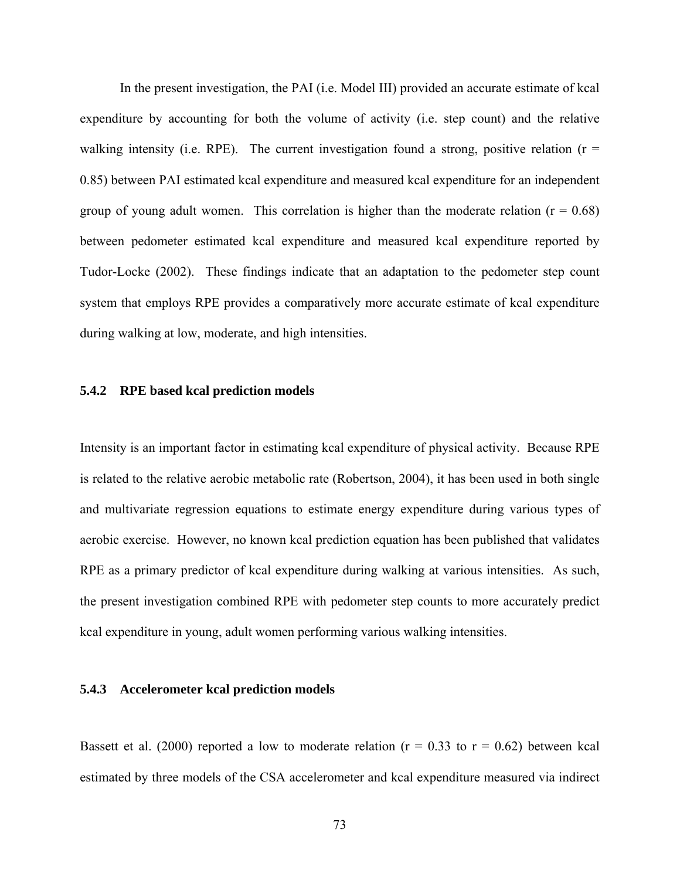In the present investigation, the PAI (i.e. Model III) provided an accurate estimate of kcal expenditure by accounting for both the volume of activity (i.e. step count) and the relative walking intensity (i.e. RPE). The current investigation found a strong, positive relation ($r = 0.85$) between PAI estimated kcal expenditure and measured kcal expenditure for an independent group of young adult women. This correlation is higher than the moderate relation ($r = 0.68$) between pedometer estimated kcal expenditure and measured kcal expenditure reported by Tudor-Locke (2002). These findings indicate that an adaptation to the pedometer step count system that employs RPE provides a comparatively more accurate estimate of kcal expenditure during walking at low, moderate, and high intensities.

### 5.4.2 RPE based kcal prediction models

Intensity is an important factor in estimating kcal expenditure of physical activity. Because RPE is related to the relative aerobic metabolic rate (Robertson, 2004), it has been used in both single and multivariate regression equations to estimate energy expenditure during various types of aerobic exercise. However, no known kcal prediction equation has been published that validates RPE as a primary predictor of kcal expenditure during walking at various intensities. As such, the present investigation combined RPE with pedometer step counts to more accurately predict kcal expenditure in young, adult women performing various walking intensities.

### 5.4.3 Accelerometer kcal prediction models

Bassett et al. (2000) reported a low to moderate relation ($r = 0.33$ to $r = 0.62$) between kcal estimated by three models of the CSA accelerometer and kcal expenditure measured via indirect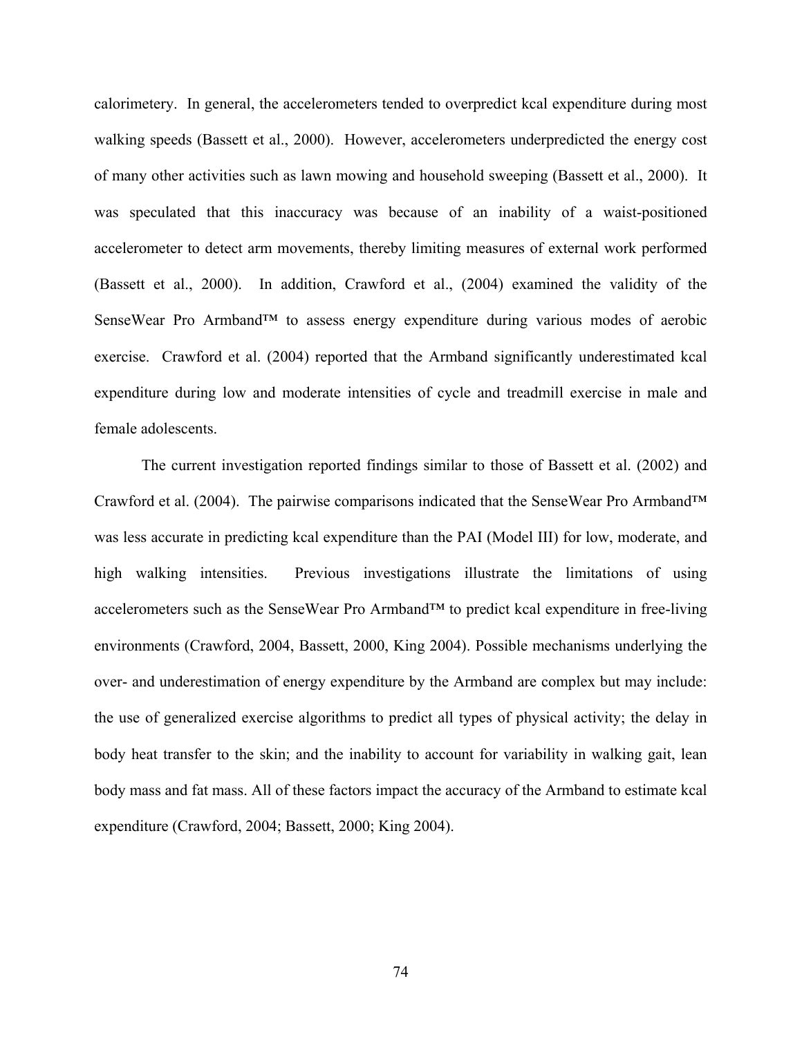calorimetery. In general, the accelerometers tended to overpredict kcal expenditure during most walking speeds (Bassett et al., 2000). However, accelerometers underpredicted the energy cost of many other activities such as lawn mowing and household sweeping (Bassett et al., 2000). It was speculated that this inaccuracy was because of an inability of a waist-positioned accelerometer to detect arm movements, thereby limiting measures of external work performed (Bassett et al., 2000). In addition, Crawford et al., (2004) examined the validity of the SenseWear Pro Armband™ to assess energy expenditure during various modes of aerobic exercise. Crawford et al. (2004) reported that the Armband significantly underestimated kcal expenditure during low and moderate intensities of cycle and treadmill exercise in male and female adolescents.

The current investigation reported findings similar to those of Bassett et al. (2002) and Crawford et al. (2004). The pairwise comparisons indicated that the SenseWear Pro Armband™ was less accurate in predicting kcal expenditure than the PAI (Model III) for low, moderate, and high walking intensities. Previous investigations illustrate the limitations of using accelerometers such as the SenseWear Pro Armband™ to predict kcal expenditure in free-living environments (Crawford, 2004, Bassett, 2000, King 2004). Possible mechanisms underlying the over- and underestimation of energy expenditure by the Armband are complex but may include: the use of generalized exercise algorithms to predict all types of physical activity; the delay in body heat transfer to the skin; and the inability to account for variability in walking gait, lean body mass and fat mass. All of these factors impact the accuracy of the Armband to estimate kcal expenditure (Crawford, 2004; Bassett, 2000; King 2004).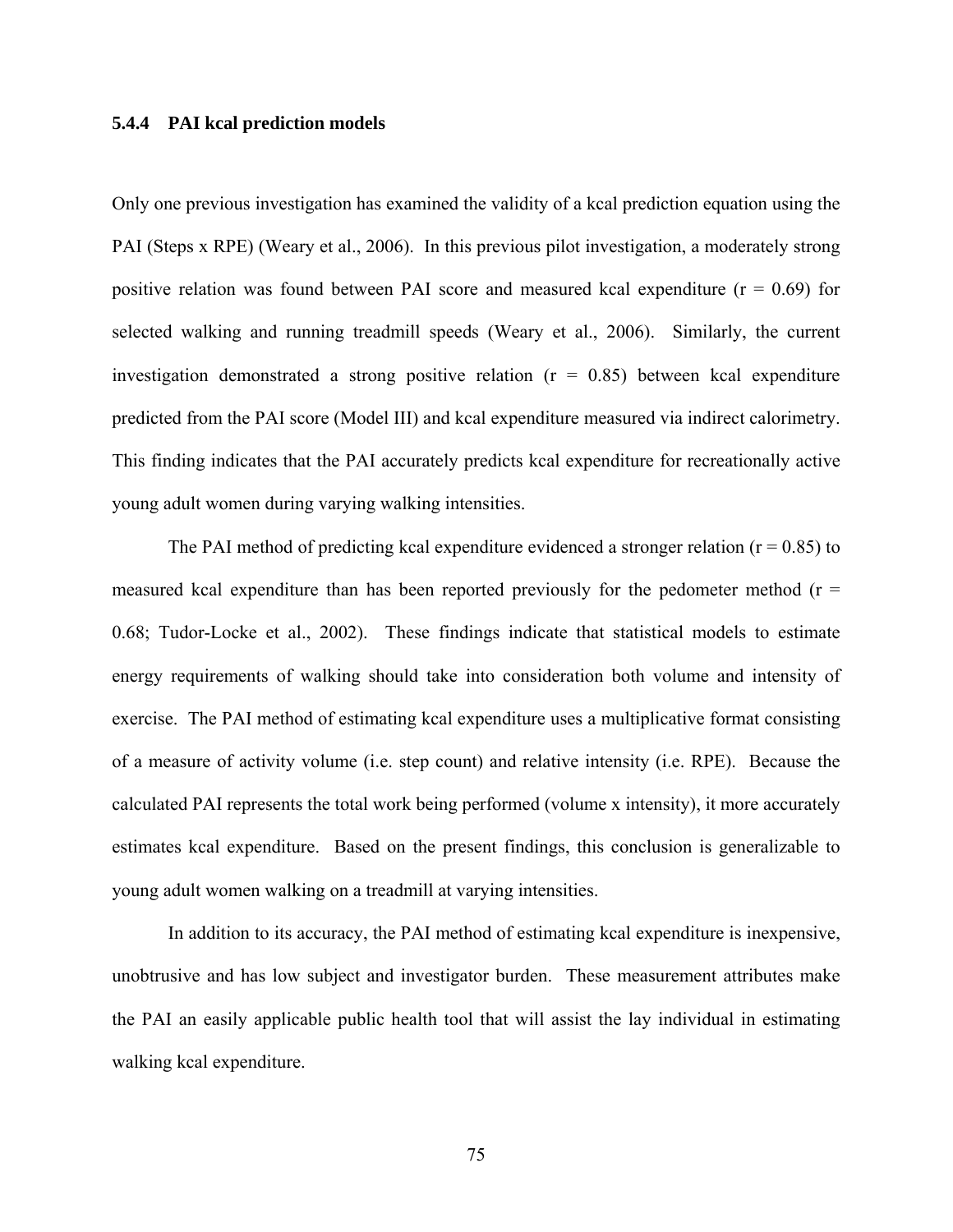### 5.4.4 PAI kcal prediction models

Only one previous investigation has examined the validity of a kcal prediction equation using the PAI (Steps x RPE) (Weary et al., 2006). In this previous pilot investigation, a moderately strong positive relation was found between PAI score and measured kcal expenditure ($r = 0.69$) for selected walking and running treadmill speeds (Weary et al., 2006). Similarly, the current investigation demonstrated a strong positive relation ($r = 0.85$) between kcal expenditure predicted from the PAI score (Model III) and kcal expenditure measured via indirect calorimetry. This finding indicates that the PAI accurately predicts kcal expenditure for recreationally active young adult women during varying walking intensities.

The PAI method of predicting kcal expenditure evidenced a stronger relation ($r = 0.85$) to measured kcal expenditure than has been reported previously for the pedometer method ($r = 0.68$; Tudor-Locke et al., 2002). These findings indicate that statistical models to estimate energy requirements of walking should take into consideration both volume and intensity of exercise. The PAI method of estimating kcal expenditure uses a multiplicative format consisting of a measure of activity volume (i.e. step count) and relative intensity (i.e. RPE). Because the calculated PAI represents the total work being performed (volume x intensity), it more accurately estimates kcal expenditure. Based on the present findings, this conclusion is generalizable to young adult women walking on a treadmill at varying intensities.

In addition to its accuracy, the PAI method of estimating kcal expenditure is inexpensive, unobtrusive and has low subject and investigator burden. These measurement attributes make the PAI an easily applicable public health tool that will assist the lay individual in estimating walking kcal expenditure.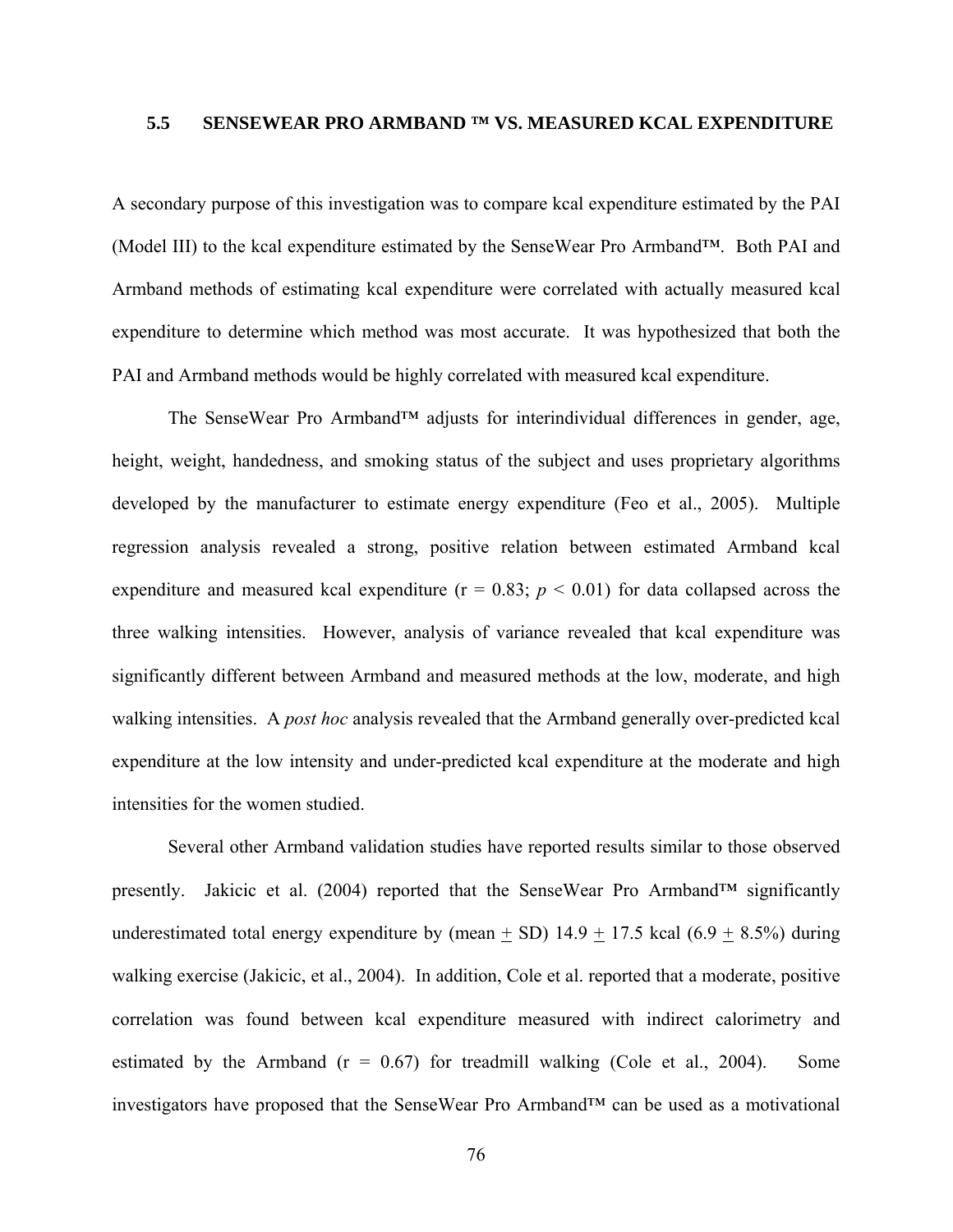### 5.5 SENSEWEAR PRO ARMBAND ™ VS. MEASURED KCAL EXPENDITURE

A secondary purpose of this investigation was to compare kcal expenditure estimated by the PAI (Model III) to the kcal expenditure estimated by the SenseWear Pro Armband™. Both PAI and Armband methods of estimating kcal expenditure were correlated with actually measured kcal expenditure to determine which method was most accurate. It was hypothesized that both the PAI and Armband methods would be highly correlated with measured kcal expenditure.

The SenseWear Pro Armband™ adjusts for interindividual differences in gender, age, height, weight, handedness, and smoking status of the subject and uses proprietary algorithms developed by the manufacturer to estimate energy expenditure (Feo et al., 2005). Multiple regression analysis revealed a strong, positive relation between estimated Armband kcal expenditure and measured kcal expenditure ($r = 0.83$; $p < 0.01$) for data collapsed across the three walking intensities. However, analysis of variance revealed that kcal expenditure was significantly different between Armband and measured methods at the low, moderate, and high walking intensities. A *post hoc* analysis revealed that the Armband generally over-predicted kcal expenditure at the low intensity and under-predicted kcal expenditure at the moderate and high intensities for the women studied.

Several other Armband validation studies have reported results similar to those observed presently. Jakicic et al. (2004) reported that the SenseWear Pro Armband™ significantly underestimated total energy expenditure by (mean $\pm$ SD) $14.9 \pm 17.5$ kcal ($6.9 \pm 8.5\%$) during walking exercise (Jakicic, et al., 2004). In addition, Cole et al. reported that a moderate, positive correlation was found between kcal expenditure measured with indirect calorimetry and estimated by the Armband ($r = 0.67$) for treadmill walking (Cole et al., 2004). Some investigators have proposed that the SenseWear Pro Armband™ can be used as a motivational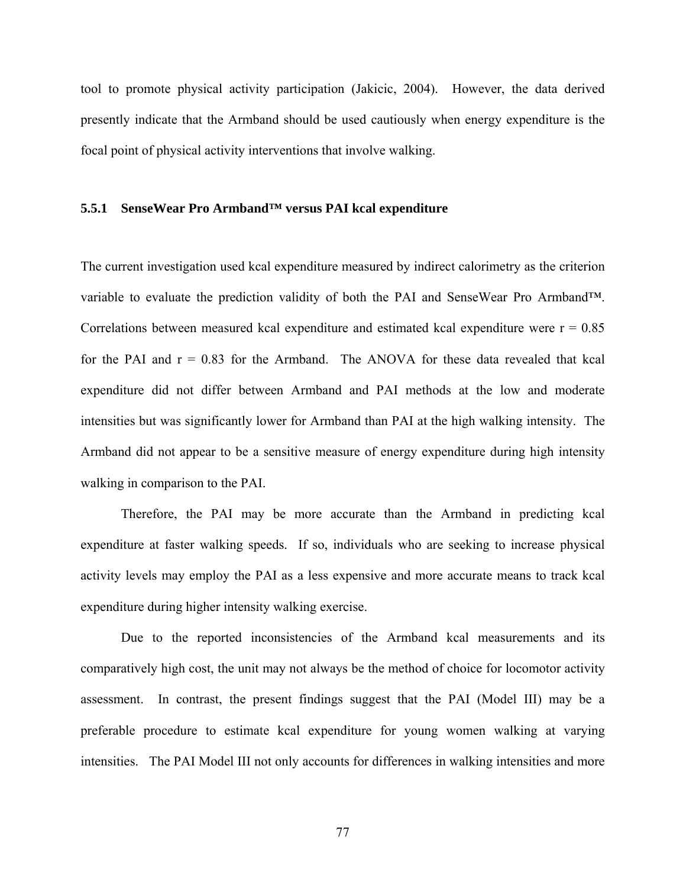tool to promote physical activity participation (Jakicic, 2004). However, the data derived presently indicate that the Armband should be used cautiously when energy expenditure is the focal point of physical activity interventions that involve walking.

### 5.5.1 SenseWear Pro Armband™ versus PAI kcal expenditure

The current investigation used kcal expenditure measured by indirect calorimetry as the criterion variable to evaluate the prediction validity of both the PAI and SenseWear Pro Armband™. Correlations between measured kcal expenditure and estimated kcal expenditure were $r = 0.85$ for the PAI and $r = 0.83$ for the Armband. The ANOVA for these data revealed that kcal expenditure did not differ between Armband and PAI methods at the low and moderate intensities but was significantly lower for Armband than PAI at the high walking intensity. The Armband did not appear to be a sensitive measure of energy expenditure during high intensity walking in comparison to the PAI.

Therefore, the PAI may be more accurate than the Armband in predicting kcal expenditure at faster walking speeds. If so, individuals who are seeking to increase physical activity levels may employ the PAI as a less expensive and more accurate means to track kcal expenditure during higher intensity walking exercise.

Due to the reported inconsistencies of the Armband kcal measurements and its comparatively high cost, the unit may not always be the method of choice for locomotor activity assessment. In contrast, the present findings suggest that the PAI (Model III) may be a preferable procedure to estimate kcal expenditure for young women walking at varying intensities. The PAI Model III not only accounts for differences in walking intensities and more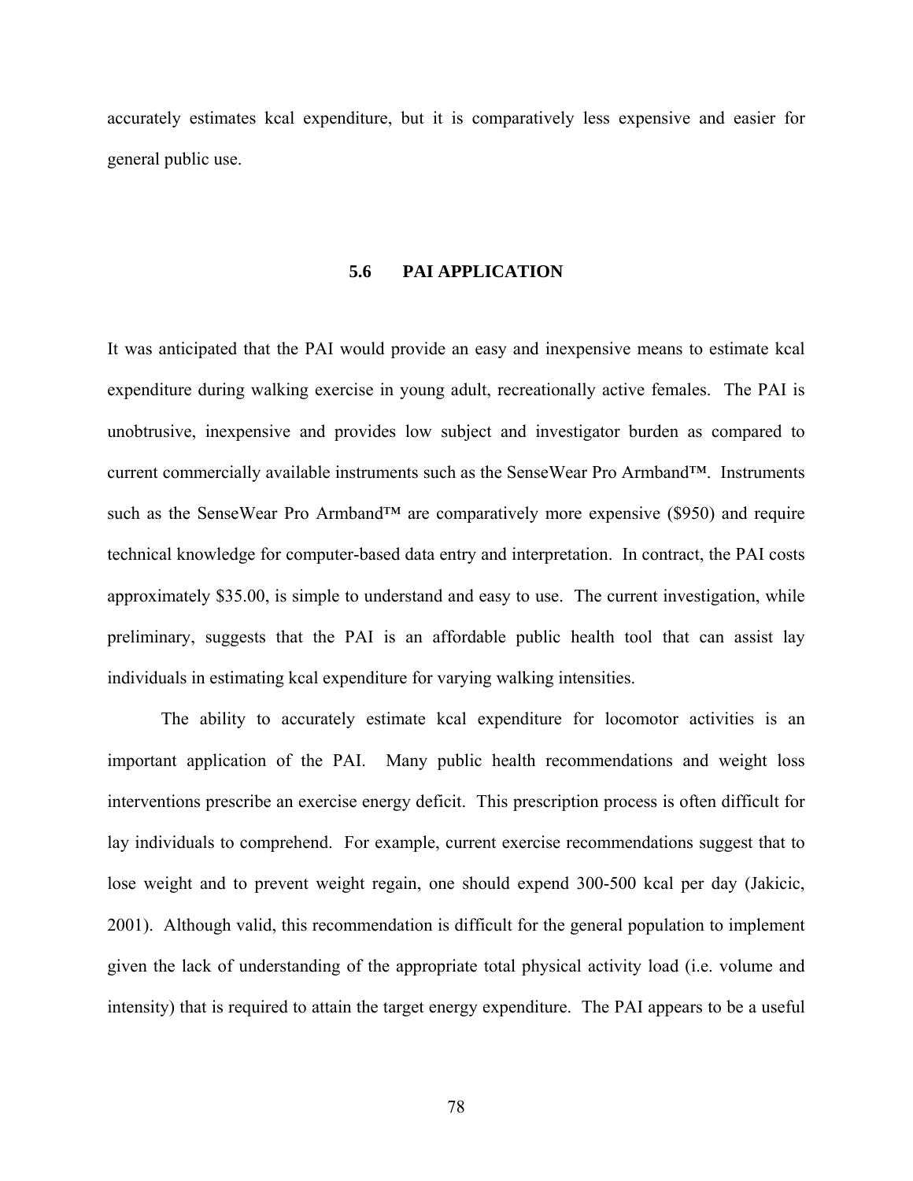accurately estimates kcal expenditure, but it is comparatively less expensive and easier for general public use.

### 5.6 PAI APPLICATION

It was anticipated that the PAI would provide an easy and inexpensive means to estimate kcal expenditure during walking exercise in young adult, recreationally active females. The PAI is unobtrusive, inexpensive and provides low subject and investigator burden as compared to current commercially available instruments such as the SenseWear Pro Armband™. Instruments such as the SenseWear Pro Armband™ are comparatively more expensive ($950) and require technical knowledge for computer-based data entry and interpretation. In contract, the PAI costs approximately $35.00, is simple to understand and easy to use. The current investigation, while preliminary, suggests that the PAI is an affordable public health tool that can assist lay individuals in estimating kcal expenditure for varying walking intensities.

The ability to accurately estimate kcal expenditure for locomotor activities is an important application of the PAI. Many public health recommendations and weight loss interventions prescribe an exercise energy deficit. This prescription process is often difficult for lay individuals to comprehend. For example, current exercise recommendations suggest that to lose weight and to prevent weight regain, one should expend 300-500 kcal per day (Jakicic, 2001). Although valid, this recommendation is difficult for the general population to implement given the lack of understanding of the appropriate total physical activity load (i.e. volume and intensity) that is required to attain the target energy expenditure. The PAI appears to be a useful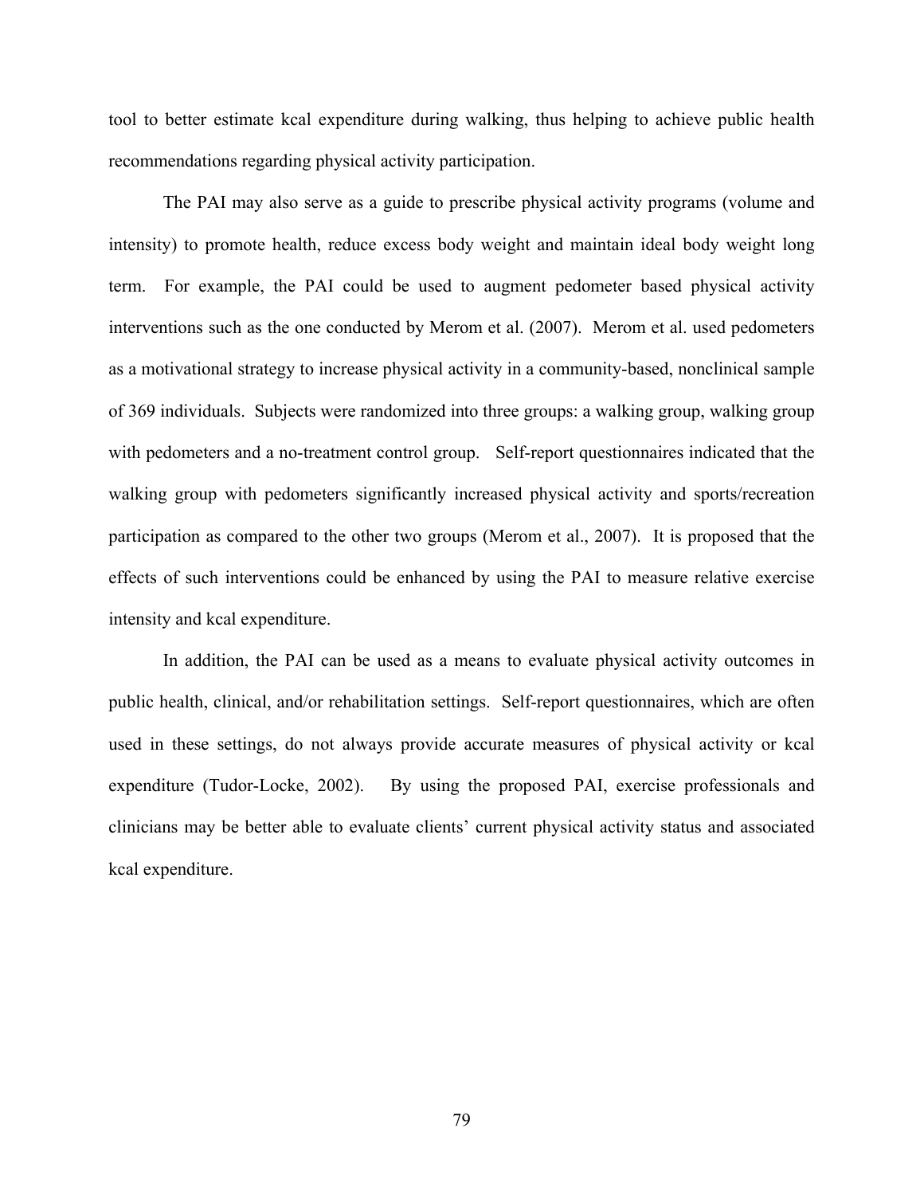tool to better estimate kcal expenditure during walking, thus helping to achieve public health recommendations regarding physical activity participation.

The PAI may also serve as a guide to prescribe physical activity programs (volume and intensity) to promote health, reduce excess body weight and maintain ideal body weight long term. For example, the PAI could be used to augment pedometer based physical activity interventions such as the one conducted by Merom et al. (2007). Merom et al. used pedometers as a motivational strategy to increase physical activity in a community-based, nonclinical sample of 369 individuals. Subjects were randomized into three groups: a walking group, walking group with pedometers and a no-treatment control group. Self-report questionnaires indicated that the walking group with pedometers significantly increased physical activity and sports/recreation participation as compared to the other two groups (Merom et al., 2007). It is proposed that the effects of such interventions could be enhanced by using the PAI to measure relative exercise intensity and kcal expenditure.

In addition, the PAI can be used as a means to evaluate physical activity outcomes in public health, clinical, and/or rehabilitation settings. Self-report questionnaires, which are often used in these settings, do not always provide accurate measures of physical activity or kcal expenditure (Tudor-Locke, 2002). By using the proposed PAI, exercise professionals and clinicians may be better able to evaluate clients' current physical activity status and associated kcal expenditure.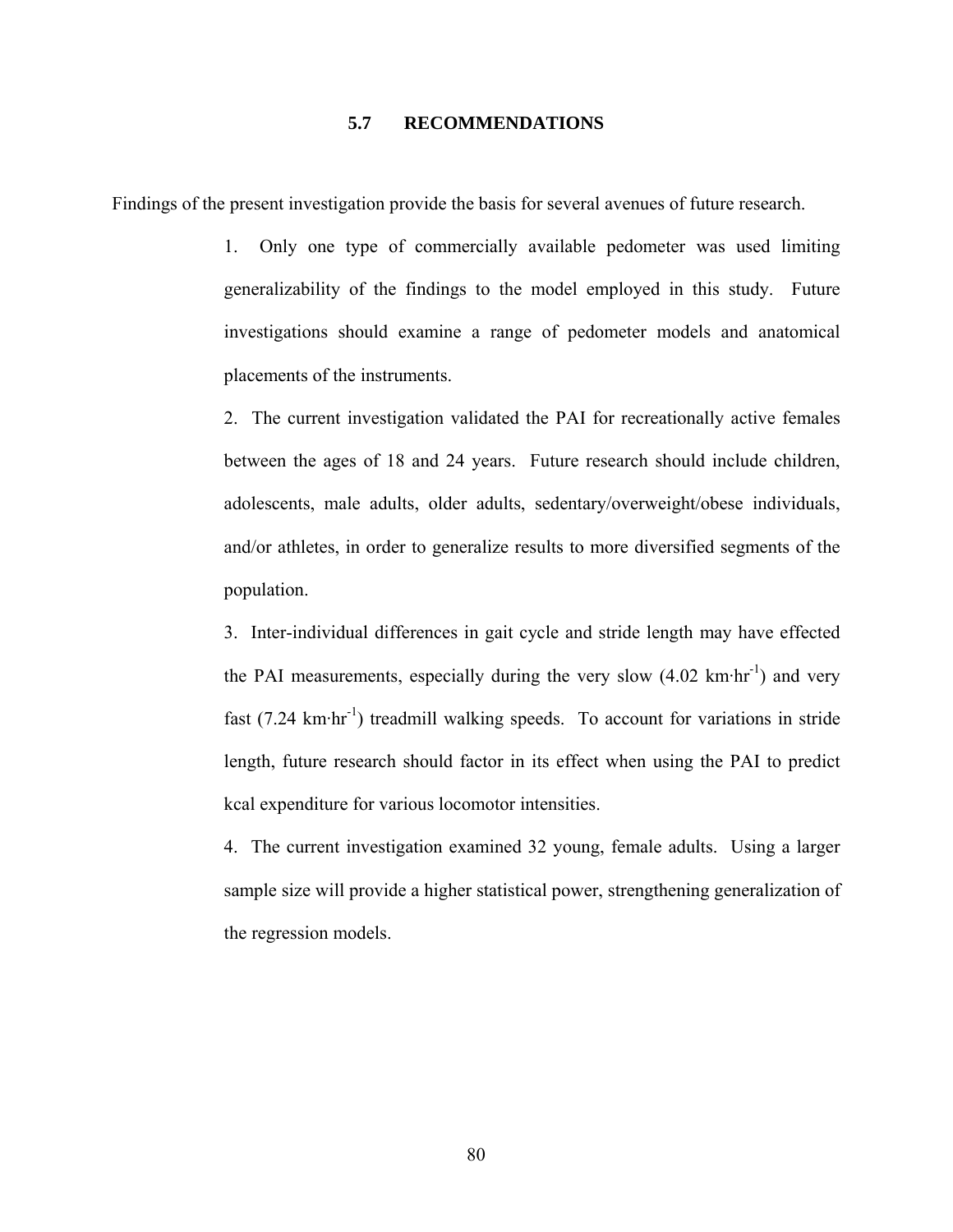## 5.7 RECOMMENDATIONS

Findings of the present investigation provide the basis for several avenues of future research.

1. Only one type of commercially available pedometer was used limiting generalizability of the findings to the model employed in this study. Future investigations should examine a range of pedometer models and anatomical placements of the instruments.

2. The current investigation validated the PAI for recreationally active females between the ages of 18 and 24 years. Future research should include children, adolescents, male adults, older adults, sedentary/overweight/obese individuals, and/or athletes, in order to generalize results to more diversified segments of the population.

3. Inter-individual differences in gait cycle and stride length may have effected the PAI measurements, especially during the very slow (4.02 $km \cdot hr^{-1}$) and very fast (7.24 $km \cdot hr^{-1}$) treadmill walking speeds. To account for variations in stride length, future research should factor in its effect when using the PAI to predict kcal expenditure for various locomotor intensities.

4. The current investigation examined 32 young, female adults. Using a larger sample size will provide a higher statistical power, strengthening generalization of the regression models.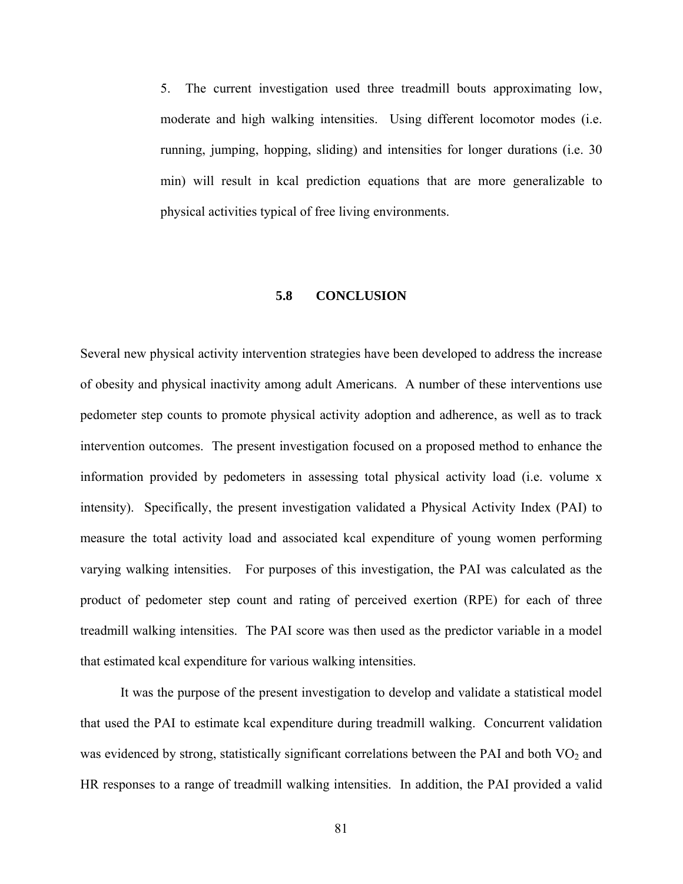5. The current investigation used three treadmill bouts approximating low, moderate and high walking intensities. Using different locomotor modes (i.e. running, jumping, hopping, sliding) and intensities for longer durations (i.e. 30 min) will result in kcal prediction equations that are more generalizable to physical activities typical of free living environments.

## 5.8 CONCLUSION

Several new physical activity intervention strategies have been developed to address the increase of obesity and physical inactivity among adult Americans. A number of these interventions use pedometer step counts to promote physical activity adoption and adherence, as well as to track intervention outcomes. The present investigation focused on a proposed method to enhance the information provided by pedometers in assessing total physical activity load (i.e. volume x intensity). Specifically, the present investigation validated a Physical Activity Index (PAI) to measure the total activity load and associated kcal expenditure of young women performing varying walking intensities. For purposes of this investigation, the PAI was calculated as the product of pedometer step count and rating of perceived exertion (RPE) for each of three treadmill walking intensities. The PAI score was then used as the predictor variable in a model that estimated kcal expenditure for various walking intensities.

It was the purpose of the present investigation to develop and validate a statistical model that used the PAI to estimate kcal expenditure during treadmill walking. Concurrent validation was evidenced by strong, statistically significant correlations between the PAI and both $VO_2$ and HR responses to a range of treadmill walking intensities. In addition, the PAI provided a valid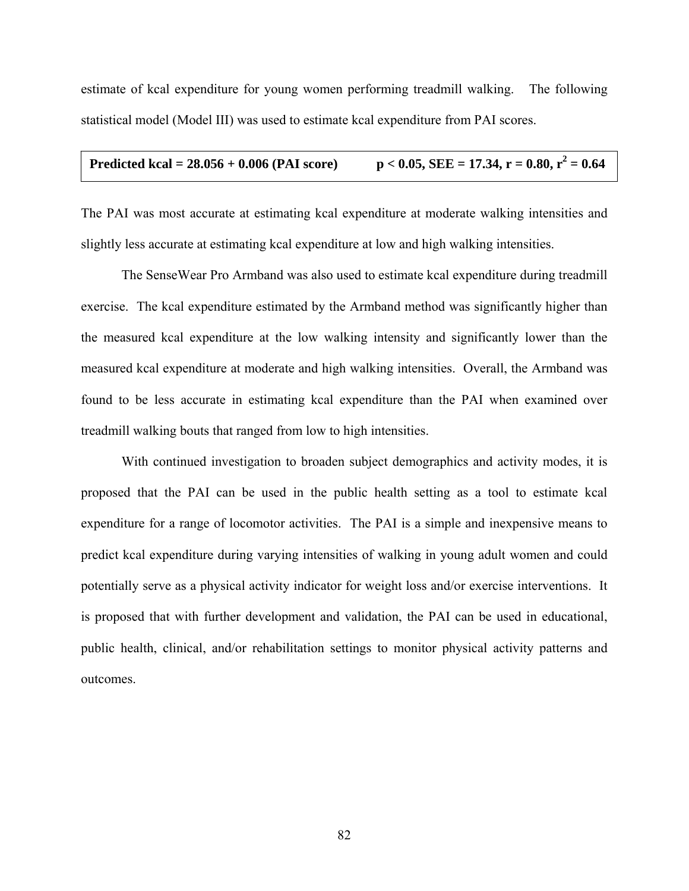estimate of kcal expenditure for young women performing treadmill walking. The following statistical model (Model III) was used to estimate kcal expenditure from PAI scores.

**Predicted kcal = 28.056 + 0.006 (PAI score)** **$p < 0.05$, SEE = 17.34, $r = 0.80$, $r^2 = 0.64$**

The PAI was most accurate at estimating kcal expenditure at moderate walking intensities and slightly less accurate at estimating kcal expenditure at low and high walking intensities.

The SenseWear Pro Armband was also used to estimate kcal expenditure during treadmill exercise. The kcal expenditure estimated by the Armband method was significantly higher than the measured kcal expenditure at the low walking intensity and significantly lower than the measured kcal expenditure at moderate and high walking intensities. Overall, the Armband was found to be less accurate in estimating kcal expenditure than the PAI when examined over treadmill walking bouts that ranged from low to high intensities.

With continued investigation to broaden subject demographics and activity modes, it is proposed that the PAI can be used in the public health setting as a tool to estimate kcal expenditure for a range of locomotor activities. The PAI is a simple and inexpensive means to predict kcal expenditure during varying intensities of walking in young adult women and could potentially serve as a physical activity indicator for weight loss and/or exercise interventions. It is proposed that with further development and validation, the PAI can be used in educational, public health, clinical, and/or rehabilitation settings to monitor physical activity patterns and outcomes.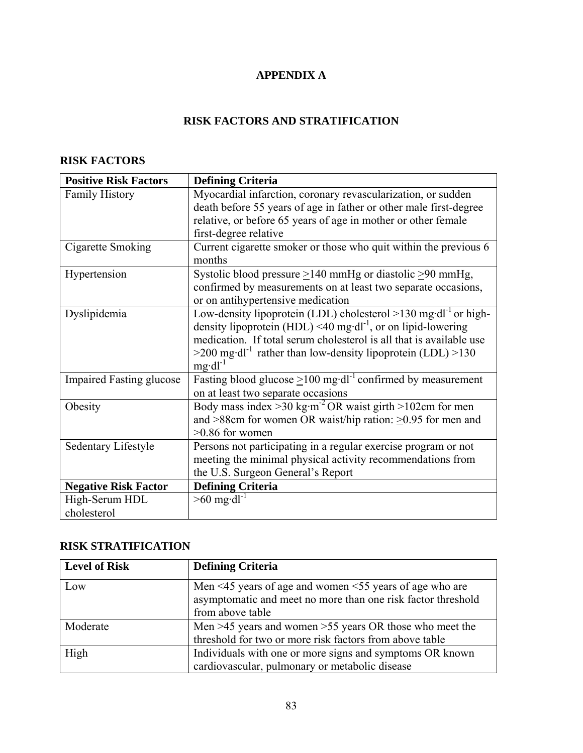# APPENDIX A

## RISK FACTORS AND STRATIFICATION

### RISK FACTORS

| Positive Risk Factors | Defining Criteria |
|---|---|
| Family History | Myocardial infarction, coronary revascularization, or sudden death before 55 years of age in father or other male first-degree relative, or before 65 years of age in mother or other female first-degree relative |
| Cigarette Smoking | Current cigarette smoker or those who quit within the previous 6 months |
| Hypertension | Systolic blood pressure $\geq$140 mmHg or diastolic $\geq$90 mmHg, confirmed by measurements on at least two separate occasions, or on antihypertensive medication |
| Dyslipidemia | Low-density lipoprotein (LDL) cholesterol >130 $mg \cdot dl^{-1}$ or high-density lipoprotein (HDL) <40 $mg \cdot dl^{-1}$, or on lipid-lowering medication. If total serum cholesterol is all that is available use >200 $mg \cdot dl^{-1}$ rather than low-density lipoprotein (LDL) >130 $mg \cdot dl^{-1}$ |
| Impaired Fasting glucose | Fasting blood glucose $\geq$100 $mg \cdot dl^{-1}$ confirmed by measurement on at least two separate occasions |
| Obesity | Body mass index >30 $kg \cdot m^{-2}$ OR waist girth >102cm for men and >88cm for women OR waist/hip ration: $\geq$0.95 for men and $\geq$0.86 for women |
| Sedentary Lifestyle | Persons not participating in a regular exercise program or not meeting the minimal physical activity recommendations from the U.S. Surgeon General's Report |
| **Negative Risk Factor** | **Defining Criteria** |
| High-Serum HDL cholesterol | >60 $mg \cdot dl^{-1}$ |

### RISK STRATIFICATION

| Level of Risk | Defining Criteria |
|---|---|
| Low | Men <45 years of age and women <55 years of age who are asymptomatic and meet no more than one risk factor threshold from above table |
| Moderate | Men >45 years and women >55 years OR those who meet the threshold for two or more risk factors from above table |
| High | Individuals with one or more signs and symptoms OR known cardiovascular, pulmonary or metabolic disease |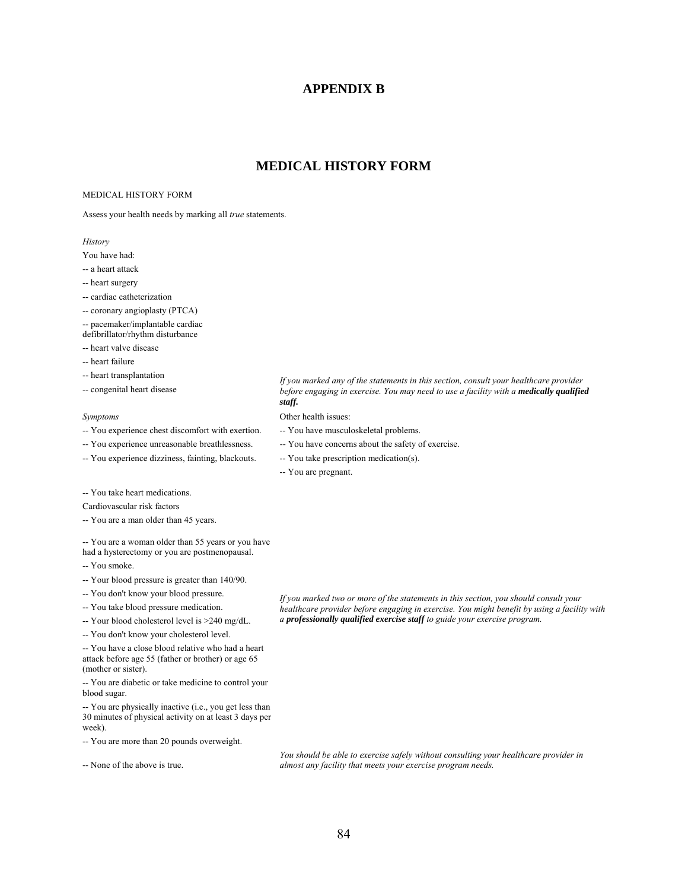# APPENDIX B

## MEDICAL HISTORY FORM

MEDICAL HISTORY FORM

Assess your health needs by marking all *true* statements.

*History*

You have had:

-- a heart attack

-- heart surgery

-- cardiac catheterization

-- coronary angioplasty (PTCA)

-- pacemaker/implantable cardiac defibrillator/rhythm disturbance

-- heart valve disease

-- heart failure

-- heart transplantation

-- congenital heart disease

*Symptoms*

-- You experience chest discomfort with exertion.

-- You experience unreasonable breathlessness.

-- You experience dizziness, fainting, blackouts.

-- You take heart medications.

Other health issues:

-- You have musculoskeletal problems.

-- You have concerns about the safety of exercise.

-- You take prescription medication(s).

-- You are pregnant.

*If you marked any of the statements in this section, consult your healthcare provider before engaging in exercise. You may need to use a facility with a **medically qualified staff.***

Cardiovascular risk factors

-- You are a man older than 45 years.

-- You are a woman older than 55 years or you have had a hysterectomy or you are postmenopausal.

-- You smoke.

-- Your blood pressure is greater than 140/90.

-- You don't know your blood pressure.

-- You take blood pressure medication.

-- Your blood cholesterol level is >240 mg/dL.

-- You don't know your cholesterol level.

-- You have a close blood relative who had a heart attack before age 55 (father or brother) or age 65 (mother or sister).

-- You are diabetic or take medicine to control your blood sugar.

-- You are physically inactive (i.e., you get less than 30 minutes of physical activity on at least 3 days per week).

-- You are more than 20 pounds overweight.

*If you marked two or more of the statements in this section, you should consult your healthcare provider before engaging in exercise. You might benefit by using a facility with a **professionally qualified exercise staff** to guide your exercise program.*

-- None of the above is true.

*You should be able to exercise safely without consulting your healthcare provider in almost any facility that meets your exercise program needs.*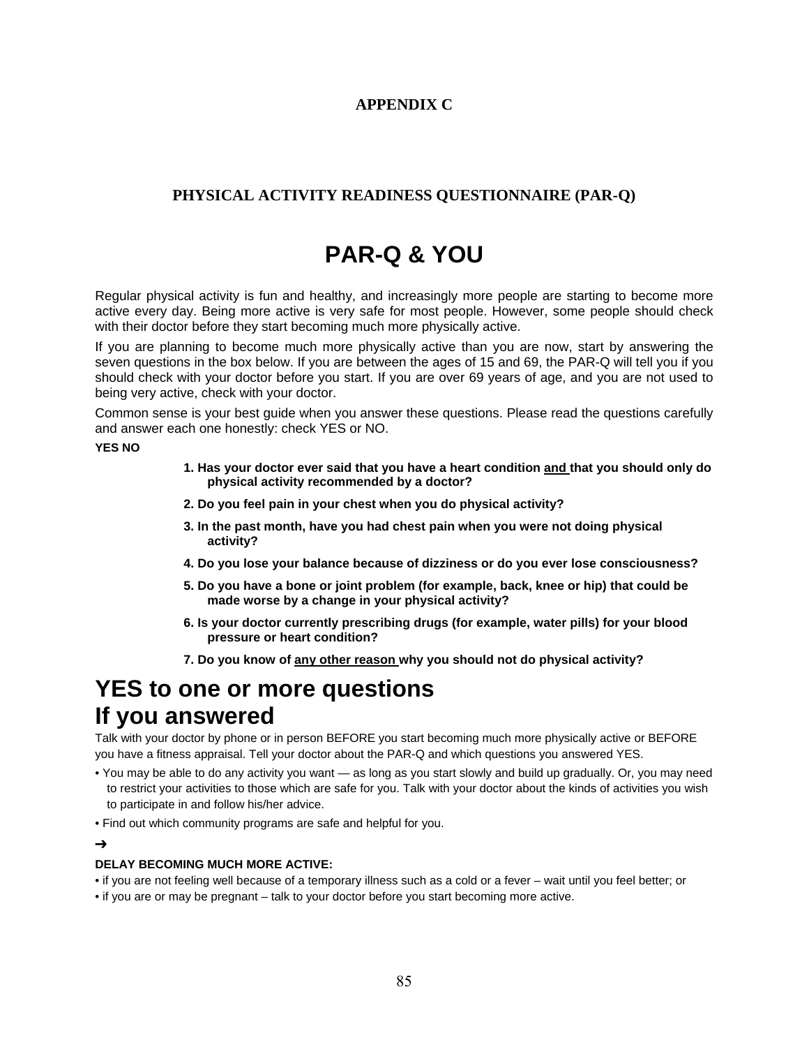**APPENDIX C**

**PHYSICAL ACTIVITY READINESS QUESTIONNAIRE (PAR-Q)**

# PAR-Q & YOU

Regular physical activity is fun and healthy, and increasingly more people are starting to become more active every day. Being more active is very safe for most people. However, some people should check with their doctor before they start becoming much more physically active.

If you are planning to become much more physically active than you are now, start by answering the seven questions in the box below. If you are between the ages of 15 and 69, the PAR-Q will tell you if you should check with your doctor before you start. If you are over 69 years of age, and you are not used to being very active, check with your doctor.

Common sense is your best guide when you answer these questions. Please read the questions carefully and answer each one honestly: check YES or NO.

**YES NO**

1. **Has your doctor ever said that you have a heart condition and that you should only do physical activity recommended by a doctor?**
2. **Do you feel pain in your chest when you do physical activity?**
3. **In the past month, have you had chest pain when you were not doing physical activity?**
4. **Do you lose your balance because of dizziness or do you ever lose consciousness?**
5. **Do you have a bone or joint problem (for example, back, knee or hip) that could be made worse by a change in your physical activity?**
6. **Is your doctor currently prescribing drugs (for example, water pills) for your blood pressure or heart condition?**
7. **Do you know of any other reason why you should not do physical activity?**

## YES to one or more questions
## If you answered

Talk with your doctor by phone or in person BEFORE you start becoming much more physically active or BEFORE you have a fitness appraisal. Tell your doctor about the PAR-Q and which questions you answered YES.

- You may be able to do any activity you want — as long as you start slowly and build up gradually. Or, you may need to restrict your activities to those which are safe for you. Talk with your doctor about the kinds of activities you wish to participate in and follow his/her advice.
- Find out which community programs are safe and helpful for you.

➔

**DELAY BECOMING MUCH MORE ACTIVE:**

- if you are not feeling well because of a temporary illness such as a cold or a fever – wait until you feel better; or
- if you are or may be pregnant – talk to your doctor before you start becoming more active.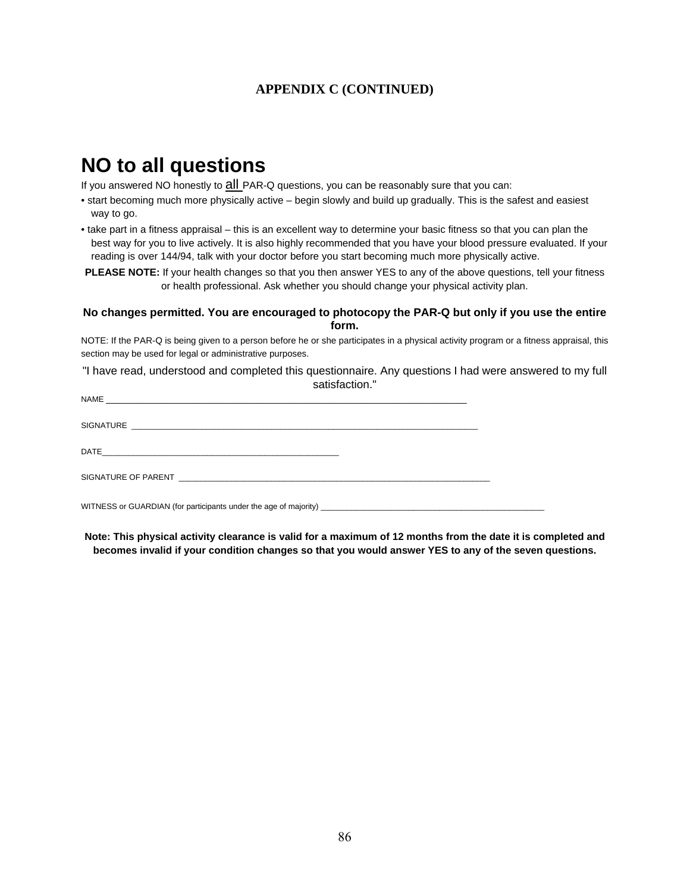**APPENDIX C (CONTINUED)**

# NO to all questions

If you answered NO honestly to all PAR-Q questions, you can be reasonably sure that you can:

- start becoming much more physically active – begin slowly and build up gradually. This is the safest and easiest way to go.
- take part in a fitness appraisal – this is an excellent way to determine your basic fitness so that you can plan the best way for you to live actively. It is also highly recommended that you have your blood pressure evaluated. If your reading is over 144/94, talk with your doctor before you start becoming much more physically active.

**PLEASE NOTE:** If your health changes so that you then answer YES to any of the above questions, tell your fitness or health professional. Ask whether you should change your physical activity plan.

**No changes permitted. You are encouraged to photocopy the PAR-Q but only if you use the entire form.**

NOTE: If the PAR-Q is being given to a person before he or she participates in a physical activity program or a fitness appraisal, this section may be used for legal or administrative purposes.

"I have read, understood and completed this questionnaire. Any questions I had were answered to my full satisfaction."

NAME ______________________________________________________________________________

SIGNATURE ______________________________________________________________________________

DATE______________________________________________________

SIGNATURE OF PARENT ______________________________________________________________________

WITNESS or GUARDIAN (for participants under the age of majority) ___________________________________________________

**Note: This physical activity clearance is valid for a maximum of 12 months from the date it is completed and becomes invalid if your condition changes so that you would answer YES to any of the seven questions.**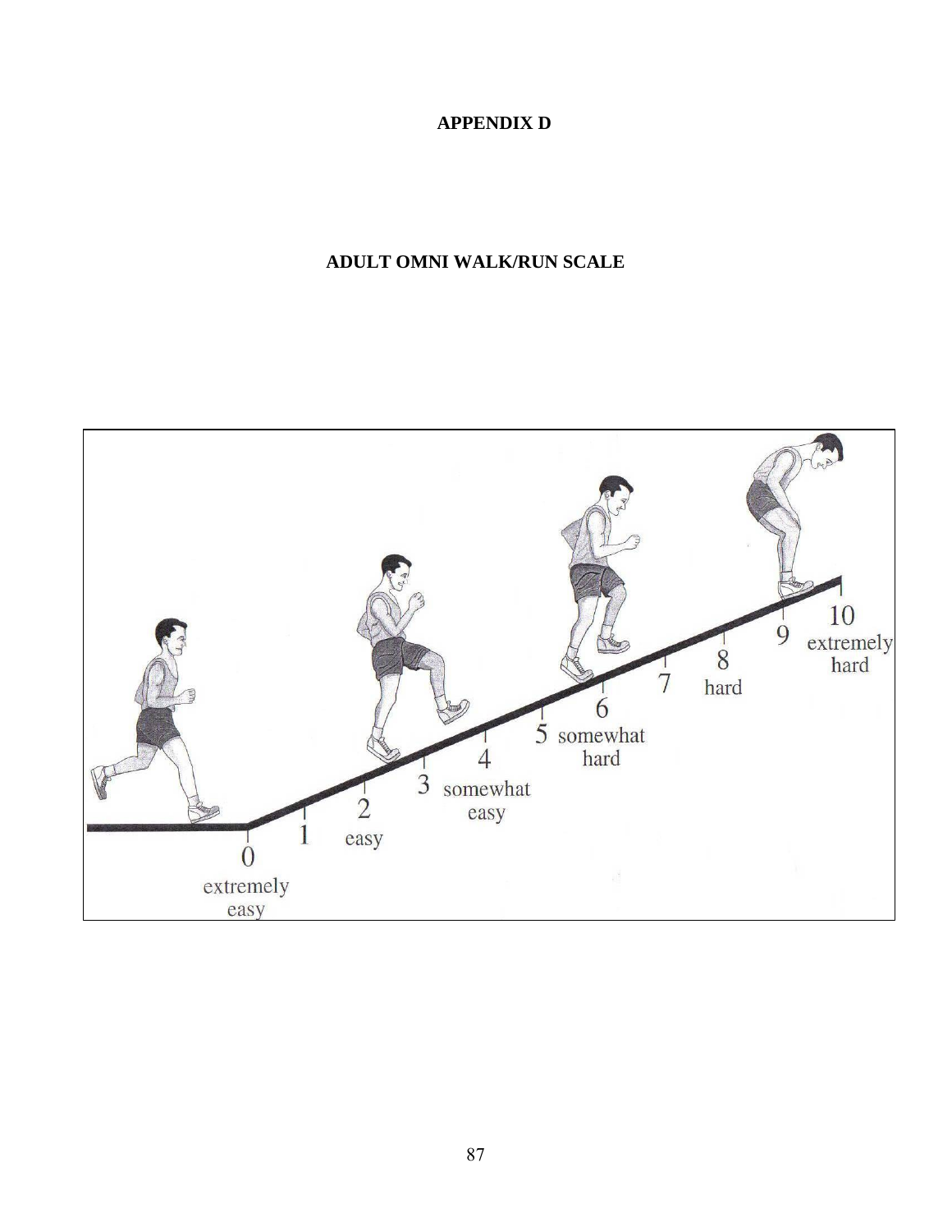**APPENDIX D**

**ADULT OMNI WALK/RUN SCALE**

0 extremely easy
1
2 easy
3 somewhat easy
4
5 somewhat hard
6
7
8 hard
9
10 extremely hard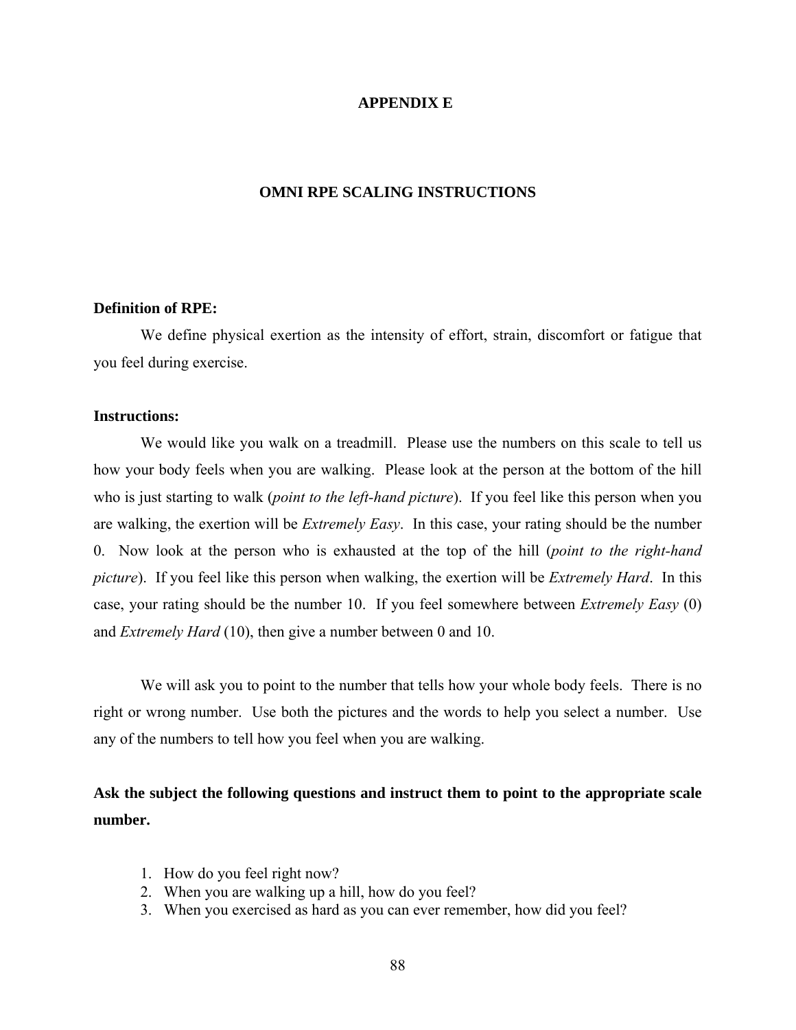# APPENDIX E

## OMNI RPE SCALING INSTRUCTIONS

**Definition of RPE:**

We define physical exertion as the intensity of effort, strain, discomfort or fatigue that you feel during exercise.

**Instructions:**

We would like you walk on a treadmill. Please use the numbers on this scale to tell us how your body feels when you are walking. Please look at the person at the bottom of the hill who is just starting to walk (*point to the left-hand picture*). If you feel like this person when you are walking, the exertion will be *Extremely Easy*. In this case, your rating should be the number 0. Now look at the person who is exhausted at the top of the hill (*point to the right-hand picture*). If you feel like this person when walking, the exertion will be *Extremely Hard*. In this case, your rating should be the number 10. If you feel somewhere between *Extremely Easy* (0) and *Extremely Hard* (10), then give a number between 0 and 10.

We will ask you to point to the number that tells how your whole body feels. There is no right or wrong number. Use both the pictures and the words to help you select a number. Use any of the numbers to tell how you feel when you are walking.

**Ask the subject the following questions and instruct them to point to the appropriate scale number.**

1. How do you feel right now?
2. When you are walking up a hill, how do you feel?
3. When you exercised as hard as you can ever remember, how did you feel?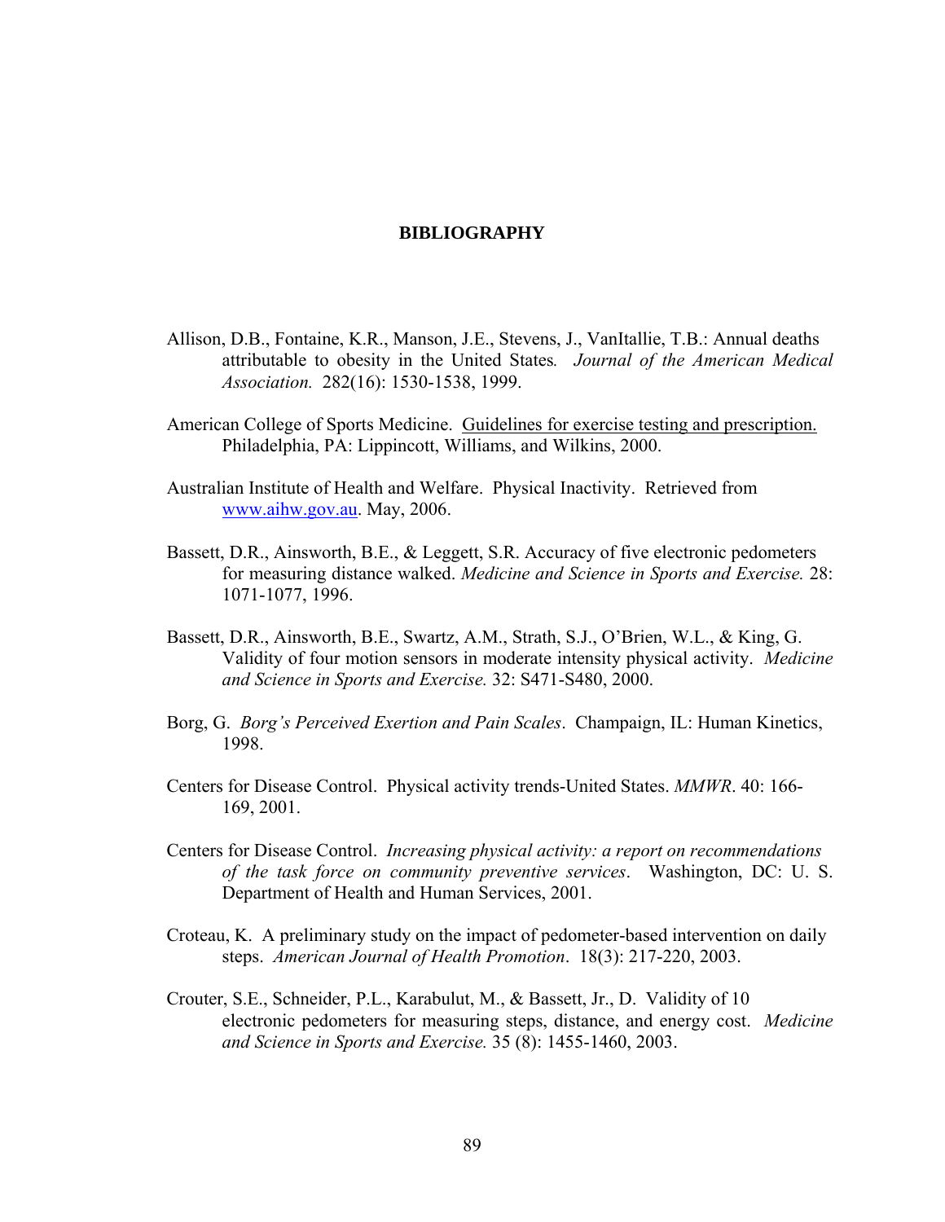# BIBLIOGRAPHY

Allison, D.B., Fontaine, K.R., Manson, J.E., Stevens, J., VanItallie, T.B.: Annual deaths attributable to obesity in the United States*.* *Journal of the American Medical Association.* 282(16): 1530-1538, 1999.

American College of Sports Medicine. Guidelines for exercise testing and prescription. Philadelphia, PA: Lippincott, Williams, and Wilkins, 2000.

Australian Institute of Health and Welfare. Physical Inactivity. Retrieved from www.aihw.gov.au. May, 2006.

Bassett, D.R., Ainsworth, B.E., & Leggett, S.R. Accuracy of five electronic pedometers for measuring distance walked. *Medicine and Science in Sports and Exercise.* 28: 1071-1077, 1996.

Bassett, D.R., Ainsworth, B.E., Swartz, A.M., Strath, S.J., O'Brien, W.L., & King, G. Validity of four motion sensors in moderate intensity physical activity. *Medicine and Science in Sports and Exercise.* 32: S471-S480, 2000.

Borg, G. *Borg's Perceived Exertion and Pain Scales*. Champaign, IL: Human Kinetics, 1998.

Centers for Disease Control. Physical activity trends-United States. *MMWR*. 40: 166-169, 2001.

Centers for Disease Control. *Increasing physical activity: a report on recommendations of the task force on community preventive services*. Washington, DC: U. S. Department of Health and Human Services, 2001.

Croteau, K. A preliminary study on the impact of pedometer-based intervention on daily steps. *American Journal of Health Promotion*. 18(3): 217-220, 2003.

Crouter, S.E., Schneider, P.L., Karabulut, M., & Bassett, Jr., D. Validity of 10 electronic pedometers for measuring steps, distance, and energy cost. *Medicine and Science in Sports and Exercise.* 35 (8): 1455-1460, 2003.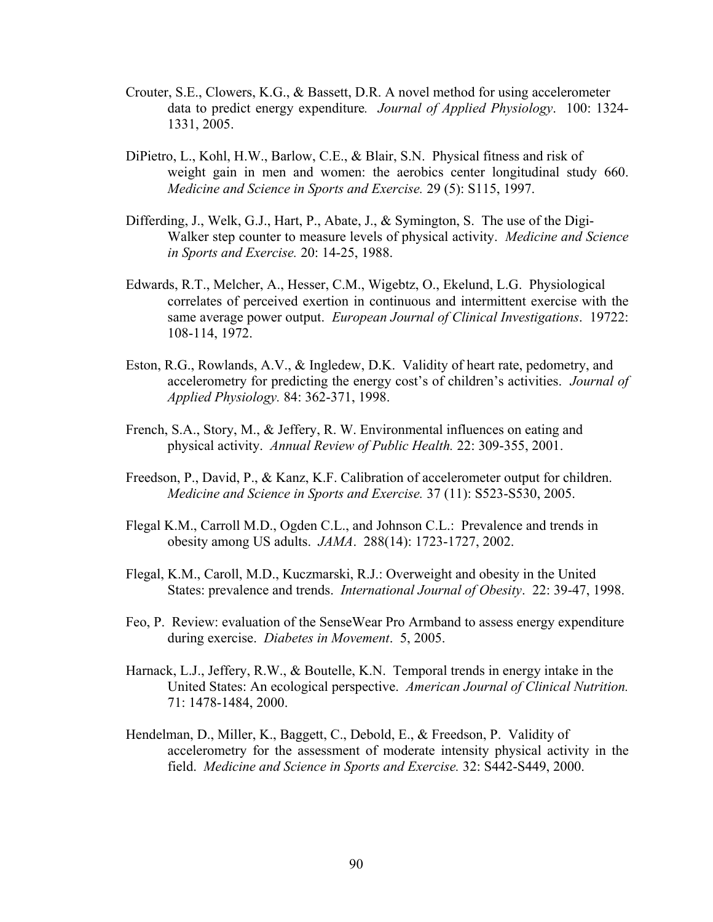Crouter, S.E., Clowers, K.G., & Bassett, D.R. A novel method for using accelerometer data to predict energy expenditure. *Journal of Applied Physiology*. 100: 1324-1331, 2005.

DiPietro, L., Kohl, H.W., Barlow, C.E., & Blair, S.N. Physical fitness and risk of weight gain in men and women: the aerobics center longitudinal study 660. *Medicine and Science in Sports and Exercise.* 29 (5): S115, 1997.

Differding, J., Welk, G.J., Hart, P., Abate, J., & Symington, S. The use of the Digi-Walker step counter to measure levels of physical activity. *Medicine and Science in Sports and Exercise.* 20: 14-25, 1988.

Edwards, R.T., Melcher, A., Hesser, C.M., Wigebtz, O., Ekelund, L.G. Physiological correlates of perceived exertion in continuous and intermittent exercise with the same average power output. *European Journal of Clinical Investigations*. 19722: 108-114, 1972.

Eston, R.G., Rowlands, A.V., & Ingledew, D.K. Validity of heart rate, pedometry, and accelerometry for predicting the energy cost's of children's activities. *Journal of Applied Physiology.* 84: 362-371, 1998.

French, S.A., Story, M., & Jeffery, R. W. Environmental influences on eating and physical activity. *Annual Review of Public Health.* 22: 309-355, 2001.

Freedson, P., David, P., & Kanz, K.F. Calibration of accelerometer output for children. *Medicine and Science in Sports and Exercise.* 37 (11): S523-S530, 2005.

Flegal K.M., Carroll M.D., Ogden C.L., and Johnson C.L.: Prevalence and trends in obesity among US adults. *JAMA*. 288(14): 1723-1727, 2002.

Flegal, K.M., Caroll, M.D., Kuczmarski, R.J.: Overweight and obesity in the United States: prevalence and trends. *International Journal of Obesity*. 22: 39-47, 1998.

Feo, P. Review: evaluation of the SenseWear Pro Armband to assess energy expenditure during exercise. *Diabetes in Movement*. 5, 2005.

Harnack, L.J., Jeffery, R.W., & Boutelle, K.N. Temporal trends in energy intake in the United States: An ecological perspective. *American Journal of Clinical Nutrition.* 71: 1478-1484, 2000.

Hendelman, D., Miller, K., Baggett, C., Debold, E., & Freedson, P. Validity of accelerometry for the assessment of moderate intensity physical activity in the field. *Medicine and Science in Sports and Exercise.* 32: S442-S449, 2000.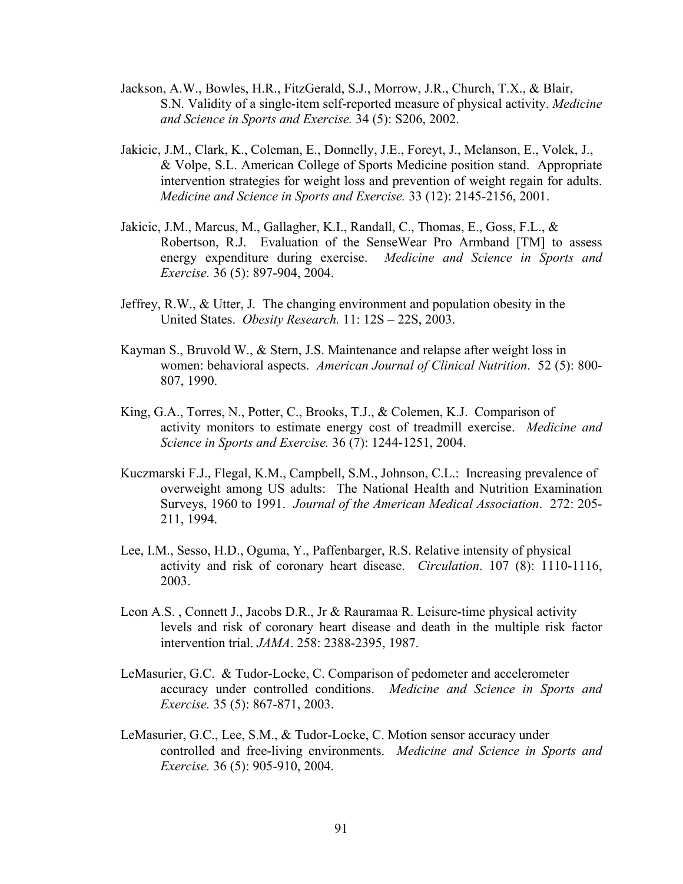Jackson, A.W., Bowles, H.R., FitzGerald, S.J., Morrow, J.R., Church, T.X., & Blair, S.N. Validity of a single-item self-reported measure of physical activity. *Medicine and Science in Sports and Exercise.* 34 (5): S206, 2002.

Jakicic, J.M., Clark, K., Coleman, E., Donnelly, J.E., Foreyt, J., Melanson, E., Volek, J., & Volpe, S.L. American College of Sports Medicine position stand. Appropriate intervention strategies for weight loss and prevention of weight regain for adults. *Medicine and Science in Sports and Exercise.* 33 (12): 2145-2156, 2001.

Jakicic, J.M., Marcus, M., Gallagher, K.I., Randall, C., Thomas, E., Goss, F.L., & Robertson, R.J. Evaluation of the SenseWear Pro Armband [TM] to assess energy expenditure during exercise. *Medicine and Science in Sports and Exercise.* 36 (5): 897-904, 2004.

Jeffrey, R.W., & Utter, J. The changing environment and population obesity in the United States. *Obesity Research.* 11: 12S – 22S, 2003.

Kayman S., Bruvold W., & Stern, J.S. Maintenance and relapse after weight loss in women: behavioral aspects. *American Journal of Clinical Nutrition*. 52 (5): 800-807, 1990.

King, G.A., Torres, N., Potter, C., Brooks, T.J., & Colemen, K.J. Comparison of activity monitors to estimate energy cost of treadmill exercise. *Medicine and Science in Sports and Exercise.* 36 (7): 1244-1251, 2004.

Kuczmarski F.J., Flegal, K.M., Campbell, S.M., Johnson, C.L.: Increasing prevalence of overweight among US adults: The National Health and Nutrition Examination Surveys, 1960 to 1991. *Journal of the American Medical Association*. 272: 205-211, 1994.

Lee, I.M., Sesso, H.D., Oguma, Y., Paffenbarger, R.S. Relative intensity of physical activity and risk of coronary heart disease. *Circulation*. 107 (8): 1110-1116, 2003.

Leon A.S. , Connett J., Jacobs D.R., Jr & Rauramaa R. Leisure-time physical activity levels and risk of coronary heart disease and death in the multiple risk factor intervention trial. *JAMA*. 258: 2388-2395, 1987.

LeMasurier, G.C. & Tudor-Locke, C. Comparison of pedometer and accelerometer accuracy under controlled conditions. *Medicine and Science in Sports and Exercise.* 35 (5): 867-871, 2003.

LeMasurier, G.C., Lee, S.M., & Tudor-Locke, C. Motion sensor accuracy under controlled and free-living environments. *Medicine and Science in Sports and Exercise.* 36 (5): 905-910, 2004.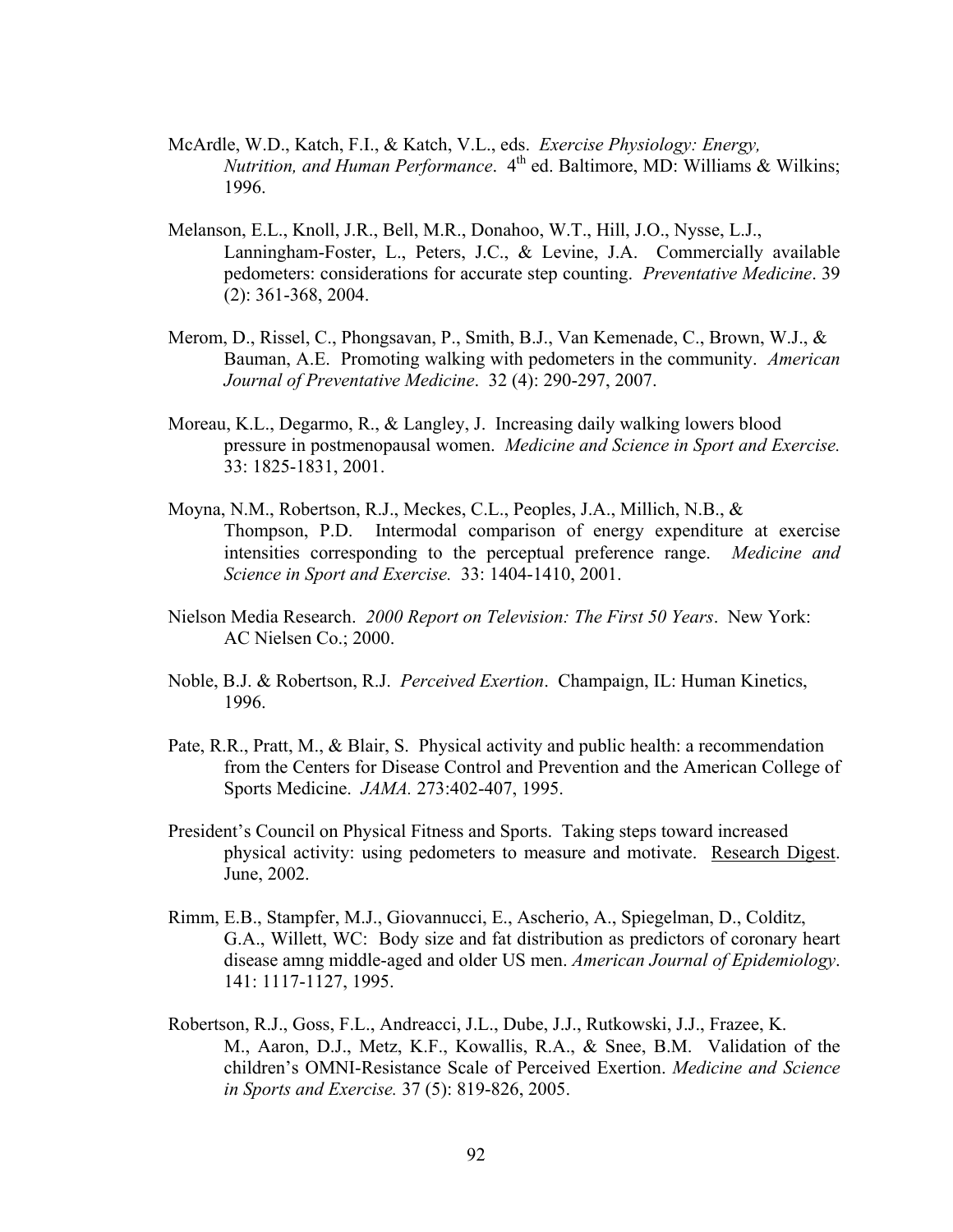McArdle, W.D., Katch, F.I., & Katch, V.L., eds. *Exercise Physiology: Energy, Nutrition, and Human Performance*. 4th ed. Baltimore, MD: Williams & Wilkins; 1996.

Melanson, E.L., Knoll, J.R., Bell, M.R., Donahoo, W.T., Hill, J.O., Nysse, L.J., Lanningham-Foster, L., Peters, J.C., & Levine, J.A. Commercially available pedometers: considerations for accurate step counting. *Preventative Medicine*. 39 (2): 361-368, 2004.

Merom, D., Rissel, C., Phongsavan, P., Smith, B.J., Van Kemenade, C., Brown, W.J., & Bauman, A.E. Promoting walking with pedometers in the community. *American Journal of Preventative Medicine*. 32 (4): 290-297, 2007.

Moreau, K.L., Degarmo, R., & Langley, J. Increasing daily walking lowers blood pressure in postmenopausal women. *Medicine and Science in Sport and Exercise.* 33: 1825-1831, 2001.

Moyna, N.M., Robertson, R.J., Meckes, C.L., Peoples, J.A., Millich, N.B., & Thompson, P.D. Intermodal comparison of energy expenditure at exercise intensities corresponding to the perceptual preference range. *Medicine and Science in Sport and Exercise.* 33: 1404-1410, 2001.

Nielson Media Research. *2000 Report on Television: The First 50 Years*. New York: AC Nielsen Co.; 2000.

Noble, B.J. & Robertson, R.J. *Perceived Exertion*. Champaign, IL: Human Kinetics, 1996.

Pate, R.R., Pratt, M., & Blair, S. Physical activity and public health: a recommendation from the Centers for Disease Control and Prevention and the American College of Sports Medicine. *JAMA.* 273:402-407, 1995.

President's Council on Physical Fitness and Sports. Taking steps toward increased physical activity: using pedometers to measure and motivate. Research Digest. June, 2002.

Rimm, E.B., Stampfer, M.J., Giovannucci, E., Ascherio, A., Spiegelman, D., Colditz, G.A., Willett, WC: Body size and fat distribution as predictors of coronary heart disease amng middle-aged and older US men. *American Journal of Epidemiology*. 141: 1117-1127, 1995.

Robertson, R.J., Goss, F.L., Andreacci, J.L., Dube, J.J., Rutkowski, J.J., Frazee, K. M., Aaron, D.J., Metz, K.F., Kowallis, R.A., & Snee, B.M. Validation of the children's OMNI-Resistance Scale of Perceived Exertion. *Medicine and Science in Sports and Exercise.* 37 (5): 819-826, 2005.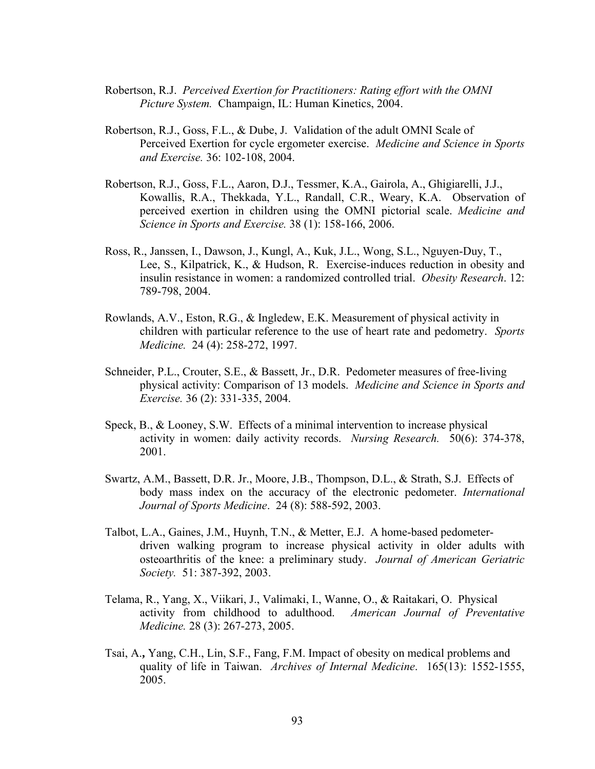Robertson, R.J. *Perceived Exertion for Practitioners: Rating effort with the OMNI Picture System.* Champaign, IL: Human Kinetics, 2004.

Robertson, R.J., Goss, F.L., & Dube, J. Validation of the adult OMNI Scale of Perceived Exertion for cycle ergometer exercise. *Medicine and Science in Sports and Exercise.* 36: 102-108, 2004.

Robertson, R.J., Goss, F.L., Aaron, D.J., Tessmer, K.A., Gairola, A., Ghigiarelli, J.J., Kowallis, R.A., Thekkada, Y.L., Randall, C.R., Weary, K.A. Observation of perceived exertion in children using the OMNI pictorial scale. *Medicine and Science in Sports and Exercise.* 38 (1): 158-166, 2006.

Ross, R., Janssen, I., Dawson, J., Kungl, A., Kuk, J.L., Wong, S.L., Nguyen-Duy, T., Lee, S., Kilpatrick, K., & Hudson, R. Exercise-induces reduction in obesity and insulin resistance in women: a randomized controlled trial. *Obesity Research*. 12: 789-798, 2004.

Rowlands, A.V., Eston, R.G., & Ingledew, E.K. Measurement of physical activity in children with particular reference to the use of heart rate and pedometry. *Sports Medicine.* 24 (4): 258-272, 1997.

Schneider, P.L., Crouter, S.E., & Bassett, Jr., D.R. Pedometer measures of free-living physical activity: Comparison of 13 models. *Medicine and Science in Sports and Exercise.* 36 (2): 331-335, 2004.

Speck, B., & Looney, S.W. Effects of a minimal intervention to increase physical activity in women: daily activity records. *Nursing Research.* 50(6): 374-378, 2001.

Swartz, A.M., Bassett, D.R. Jr., Moore, J.B., Thompson, D.L., & Strath, S.J. Effects of body mass index on the accuracy of the electronic pedometer. *International Journal of Sports Medicine*. 24 (8): 588-592, 2003.

Talbot, L.A., Gaines, J.M., Huynh, T.N., & Metter, E.J. A home-based pedometer-driven walking program to increase physical activity in older adults with osteoarthritis of the knee: a preliminary study. *Journal of American Geriatric Society.* 51: 387-392, 2003.

Telama, R., Yang, X., Viikari, J., Valimaki, I., Wanne, O., & Raitakari, O. Physical activity from childhood to adulthood. *American Journal of Preventative Medicine.* 28 (3): 267-273, 2005.

Tsai, A.**,** Yang, C.H., Lin, S.F., Fang, F.M. Impact of obesity on medical problems and quality of life in Taiwan. *Archives of Internal Medicine*. 165(13): 1552-1555, 2005.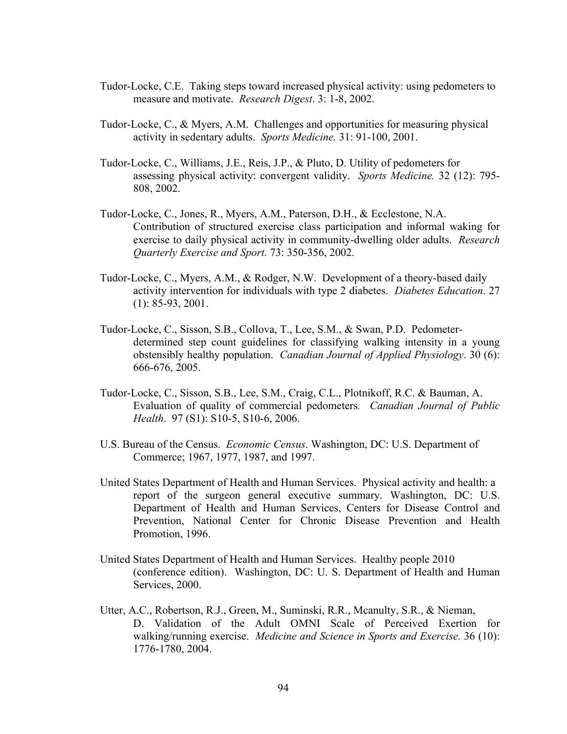Tudor-Locke, C.E. Taking steps toward increased physical activity: using pedometers to measure and motivate. *Research Digest*. 3: 1-8, 2002.

Tudor-Locke, C., & Myers, A.M. Challenges and opportunities for measuring physical activity in sedentary adults. *Sports Medicine.* 31: 91-100, 2001.

Tudor-Locke, C., Williams, J.E., Reis, J.P., & Pluto, D. Utility of pedometers for assessing physical activity: convergent validity. *Sports Medicine.* 32 (12): 795-808, 2002.

Tudor-Locke, C., Jones, R., Myers, A.M., Paterson, D.H., & Ecclestone, N.A. Contribution of structured exercise class participation and informal waking for exercise to daily physical activity in community-dwelling older adults. *Research Quarterly Exercise and Sport.* 73: 350-356, 2002.

Tudor-Locke, C., Myers, A.M., & Rodger, N.W. Development of a theory-based daily activity intervention for individuals with type 2 diabetes. *Diabetes Education*. 27 (1): 85-93, 2001.

Tudor-Locke, C., Sisson, S.B., Collova, T., Lee, S.M., & Swan, P.D. Pedometer-determined step count guidelines for classifying walking intensity in a young obstensibly healthy population. *Canadian Journal of Applied Physiology*. 30 (6): 666-676, 2005.

Tudor-Locke, C., Sisson, S.B., Lee, S.M., Craig, C.L., Plotnikoff, R.C. & Bauman, A. Evaluation of quality of commercial pedometers*.* *Canadian Journal of Public Health*. 97 (S1): S10-5, S10-6, 2006.

U.S. Bureau of the Census. *Economic Census*. Washington, DC: U.S. Department of Commerce; 1967, 1977, 1987, and 1997.

United States Department of Health and Human Services. Physical activity and health: a report of the surgeon general executive summary. Washington, DC: U.S. Department of Health and Human Services, Centers for Disease Control and Prevention, National Center for Chronic Disease Prevention and Health Promotion, 1996.

United States Department of Health and Human Services. Healthy people 2010 (conference edition). Washington, DC: U. S. Department of Health and Human Services, 2000.

Utter, A.C., Robertson, R.J., Green, M., Suminski, R.R., Mcanulty, S.R., & Nieman, D. Validation of the Adult OMNI Scale of Perceived Exertion for walking/running exercise. *Medicine and Science in Sports and Exercise.* 36 (10): 1776-1780, 2004.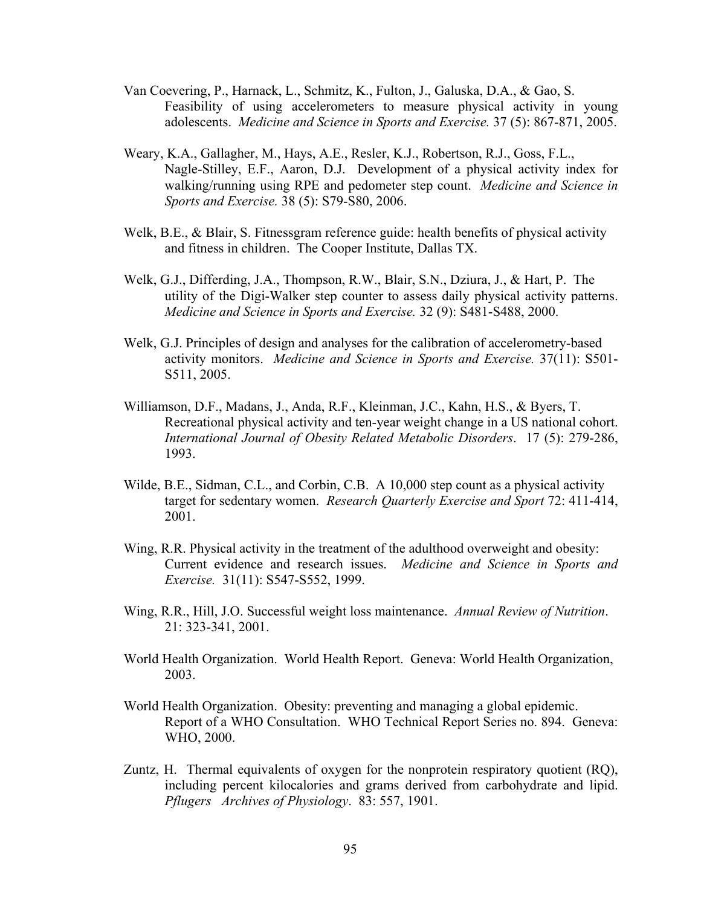Van Coevering, P., Harnack, L., Schmitz, K., Fulton, J., Galuska, D.A., & Gao, S. Feasibility of using accelerometers to measure physical activity in young adolescents. *Medicine and Science in Sports and Exercise.* 37 (5): 867-871, 2005.

Weary, K.A., Gallagher, M., Hays, A.E., Resler, K.J., Robertson, R.J., Goss, F.L., Nagle-Stilley, E.F., Aaron, D.J. Development of a physical activity index for walking/running using RPE and pedometer step count. *Medicine and Science in Sports and Exercise.* 38 (5): S79-S80, 2006.

Welk, B.E., & Blair, S. Fitnessgram reference guide: health benefits of physical activity and fitness in children. The Cooper Institute, Dallas TX.

Welk, G.J., Differding, J.A., Thompson, R.W., Blair, S.N., Dziura, J., & Hart, P. The utility of the Digi-Walker step counter to assess daily physical activity patterns. *Medicine and Science in Sports and Exercise.* 32 (9): S481-S488, 2000.

Welk, G.J. Principles of design and analyses for the calibration of accelerometry-based activity monitors. *Medicine and Science in Sports and Exercise.* 37(11): S501-S511, 2005.

Williamson, D.F., Madans, J., Anda, R.F., Kleinman, J.C., Kahn, H.S., & Byers, T. Recreational physical activity and ten-year weight change in a US national cohort. *International Journal of Obesity Related Metabolic Disorders*. 17 (5): 279-286, 1993.

Wilde, B.E., Sidman, C.L., and Corbin, C.B. A 10,000 step count as a physical activity target for sedentary women. *Research Quarterly Exercise and Sport* 72: 411-414, 2001.

Wing, R.R. Physical activity in the treatment of the adulthood overweight and obesity: Current evidence and research issues. *Medicine and Science in Sports and Exercise.* 31(11): S547-S552, 1999.

Wing, R.R., Hill, J.O. Successful weight loss maintenance. *Annual Review of Nutrition*. 21: 323-341, 2001.

World Health Organization. World Health Report. Geneva: World Health Organization, 2003.

World Health Organization. Obesity: preventing and managing a global epidemic. Report of a WHO Consultation. WHO Technical Report Series no. 894. Geneva: WHO, 2000.

Zuntz, H. Thermal equivalents of oxygen for the nonprotein respiratory quotient (RQ), including percent kilocalories and grams derived from carbohydrate and lipid. *Pflugers Archives of Physiology*. 83: 557, 1901.